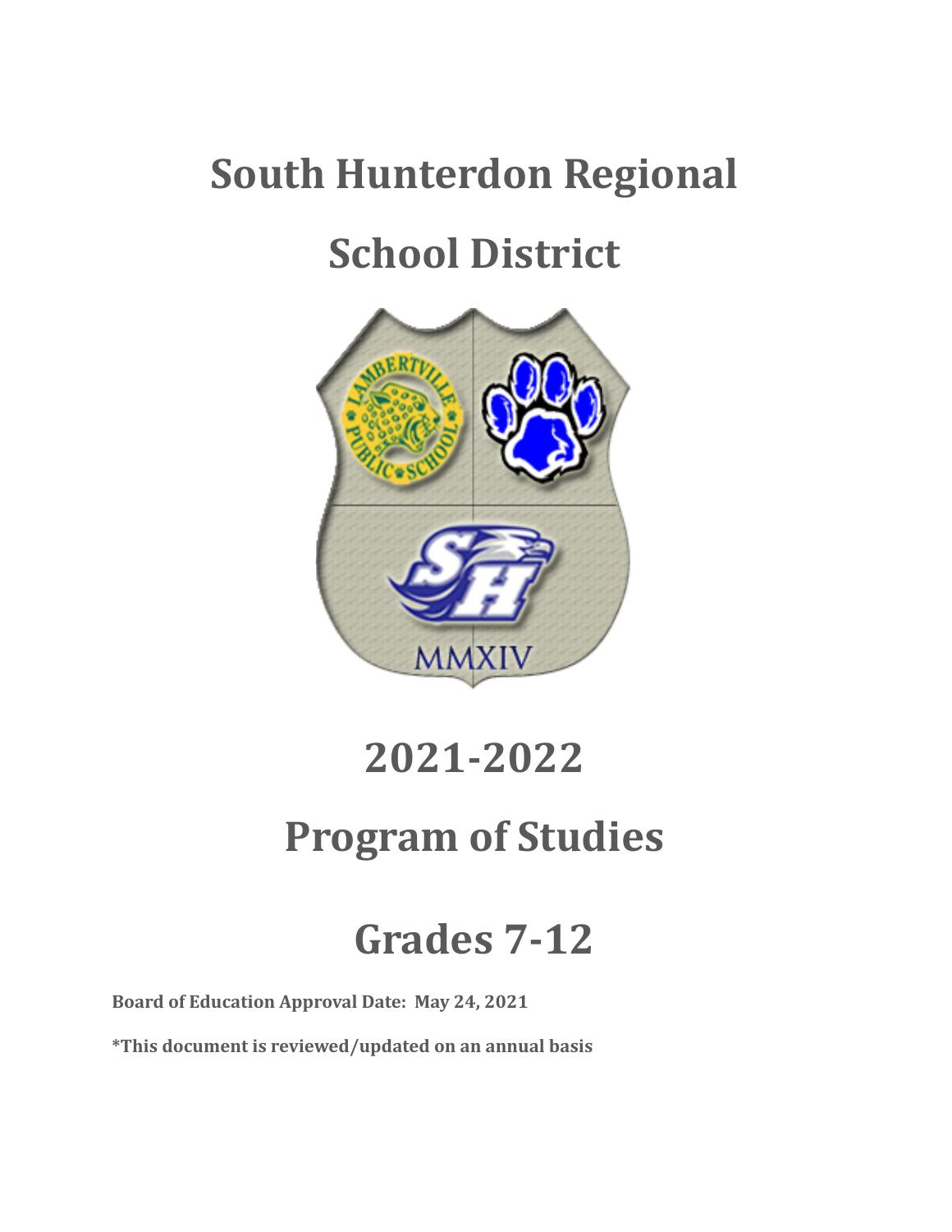# South Hunterdon Regional

# School District

# 2021-2022

# Program of Studies

# Grades 7-12

**Board of Education Approval Date: May 24, 2021**

***This document is reviewed/updated on an annual basis**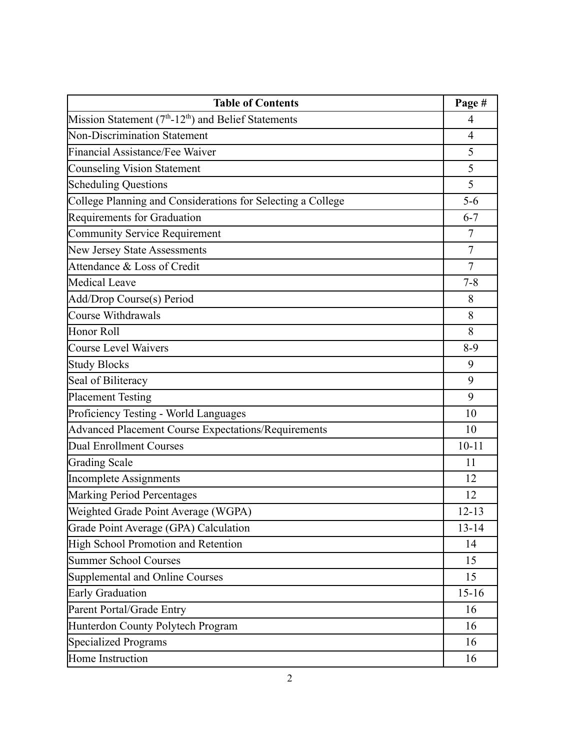| Table of Contents | Page # |
|---|---|
| Mission Statement ($7^{th}$-$12^{th}$) and Belief Statements | 4 |
| Non-Discrimination Statement | 4 |
| Financial Assistance/Fee Waiver | 5 |
| Counseling Vision Statement | 5 |
| Scheduling Questions | 5 |
| College Planning and Considerations for Selecting a College | 5-6 |
| Requirements for Graduation | 6-7 |
| Community Service Requirement | 7 |
| New Jersey State Assessments | 7 |
| Attendance & Loss of Credit | 7 |
| Medical Leave | 7-8 |
| Add/Drop Course(s) Period | 8 |
| Course Withdrawals | 8 |
| Honor Roll | 8 |
| Course Level Waivers | 8-9 |
| Study Blocks | 9 |
| Seal of Biliteracy | 9 |
| Placement Testing | 9 |
| Proficiency Testing - World Languages | 10 |
| Advanced Placement Course Expectations/Requirements | 10 |
| Dual Enrollment Courses | 10-11 |
| Grading Scale | 11 |
| Incomplete Assignments | 12 |
| Marking Period Percentages | 12 |
| Weighted Grade Point Average (WGPA) | 12-13 |
| Grade Point Average (GPA) Calculation | 13-14 |
| High School Promotion and Retention | 14 |
| Summer School Courses | 15 |
| Supplemental and Online Courses | 15 |
| Early Graduation | 15-16 |
| Parent Portal/Grade Entry | 16 |
| Hunterdon County Polytech Program | 16 |
| Specialized Programs | 16 |
| Home Instruction | 16 |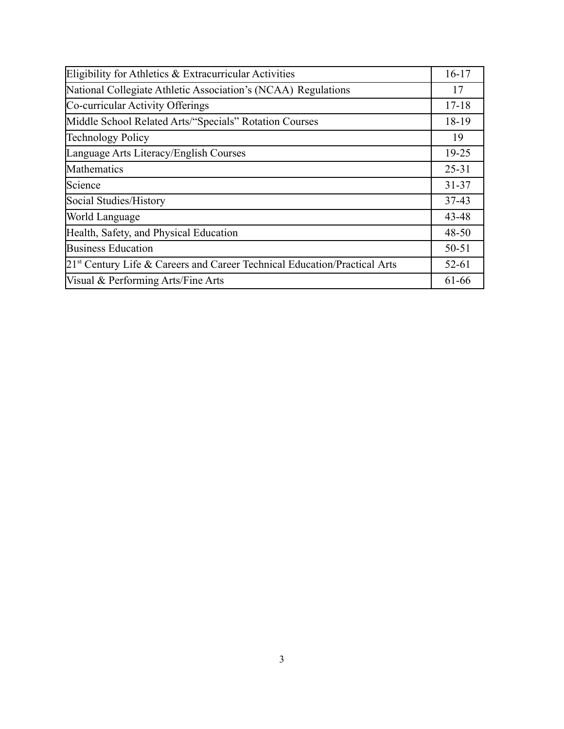| Eligibility for Athletics & Extracurricular Activities | 16-17 |
|---|---|
| National Collegiate Athletic Association's (NCAA) Regulations | 17 |
| Co-curricular Activity Offerings | 17-18 |
| Middle School Related Arts/"Specials" Rotation Courses | 18-19 |
| Technology Policy | 19 |
| Language Arts Literacy/English Courses | 19-25 |
| Mathematics | 25-31 |
| Science | 31-37 |
| Social Studies/History | 37-43 |
| World Language | 43-48 |
| Health, Safety, and Physical Education | 48-50 |
| Business Education | 50-51 |
| 21st Century Life & Careers and Career Technical Education/Practical Arts | 52-61 |
| Visual & Performing Arts/Fine Arts | 61-66 |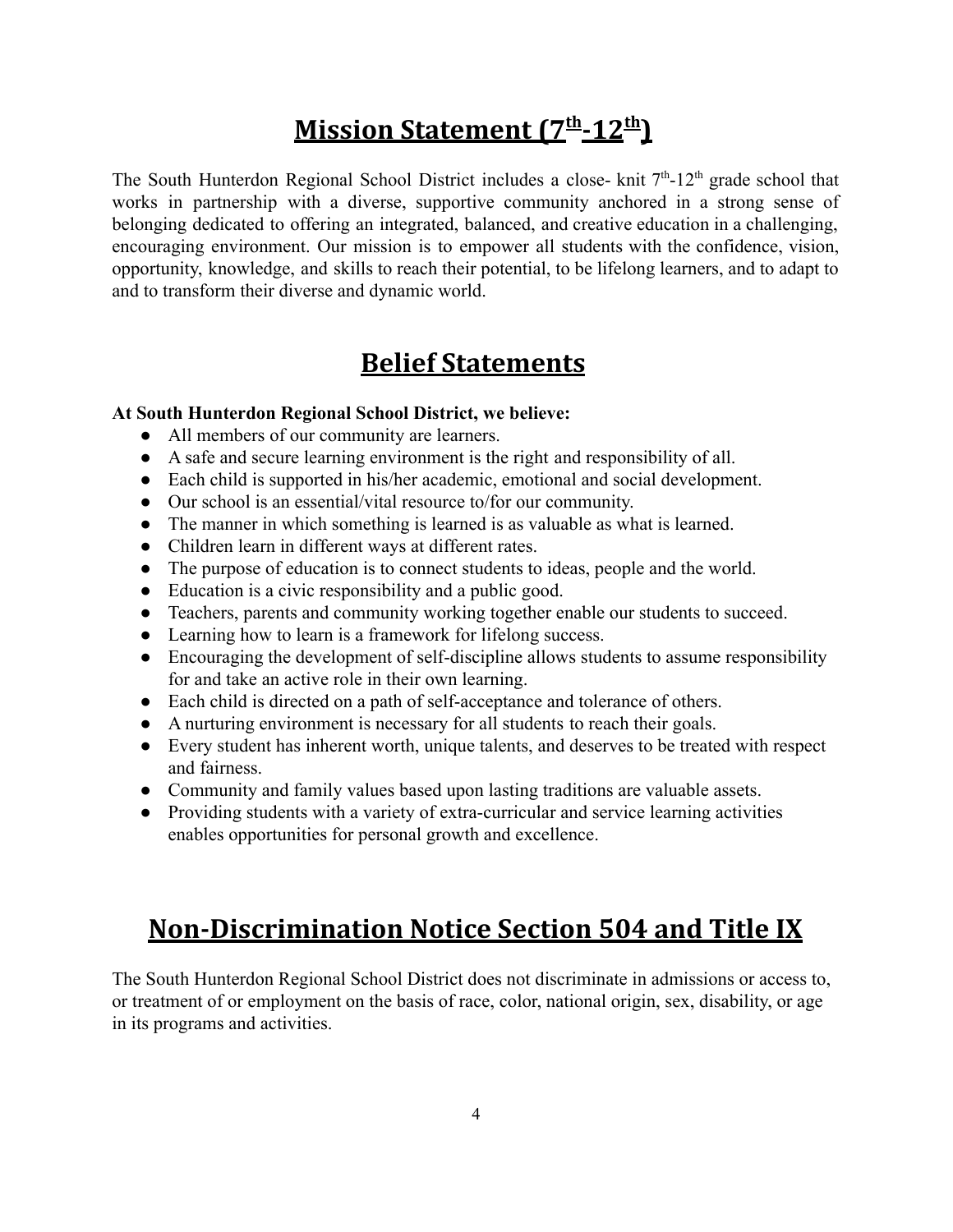# Mission Statement ($7^{th}$-$12^{th}$)

The South Hunterdon Regional School District includes a close- knit $7^{th}$-$12^{th}$ grade school that works in partnership with a diverse, supportive community anchored in a strong sense of belonging dedicated to offering an integrated, balanced, and creative education in a challenging, encouraging environment. Our mission is to empower all students with the confidence, vision, opportunity, knowledge, and skills to reach their potential, to be lifelong learners, and to adapt to and to transform their diverse and dynamic world.

# Belief Statements

**At South Hunterdon Regional School District, we believe:**

- All members of our community are learners.
- A safe and secure learning environment is the right and responsibility of all.
- Each child is supported in his/her academic, emotional and social development.
- Our school is an essential/vital resource to/for our community.
- The manner in which something is learned is as valuable as what is learned.
- Children learn in different ways at different rates.
- The purpose of education is to connect students to ideas, people and the world.
- Education is a civic responsibility and a public good.
- Teachers, parents and community working together enable our students to succeed.
- Learning how to learn is a framework for lifelong success.
- Encouraging the development of self-discipline allows students to assume responsibility for and take an active role in their own learning.
- Each child is directed on a path of self-acceptance and tolerance of others.
- A nurturing environment is necessary for all students to reach their goals.
- Every student has inherent worth, unique talents, and deserves to be treated with respect and fairness.
- Community and family values based upon lasting traditions are valuable assets.
- Providing students with a variety of extra-curricular and service learning activities enables opportunities for personal growth and excellence.

# Non-Discrimination Notice Section 504 and Title IX

The South Hunterdon Regional School District does not discriminate in admissions or access to, or treatment of or employment on the basis of race, color, national origin, sex, disability, or age in its programs and activities.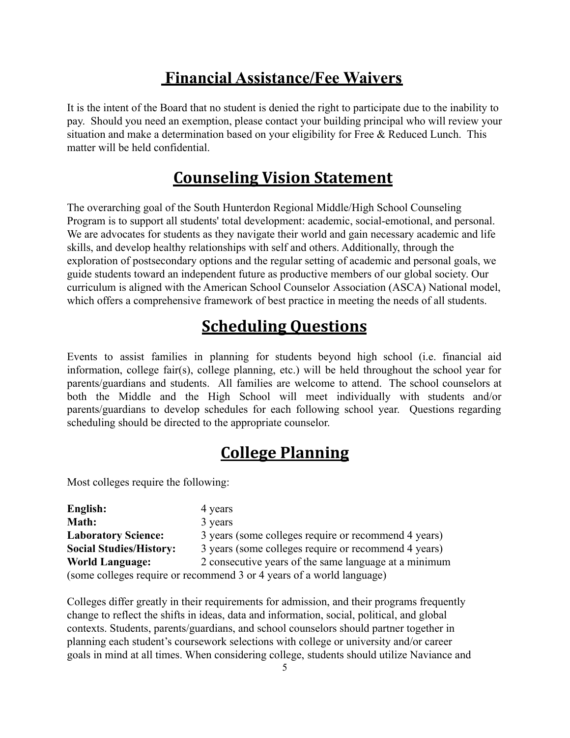## Financial Assistance/Fee Waivers

It is the intent of the Board that no student is denied the right to participate due to the inability to pay. Should you need an exemption, please contact your building principal who will review your situation and make a determination based on your eligibility for Free & Reduced Lunch. This matter will be held confidential.

## Counseling Vision Statement

The overarching goal of the South Hunterdon Regional Middle/High School Counseling Program is to support all students' total development: academic, social-emotional, and personal. We are advocates for students as they navigate their world and gain necessary academic and life skills, and develop healthy relationships with self and others. Additionally, through the exploration of postsecondary options and the regular setting of academic and personal goals, we guide students toward an independent future as productive members of our global society. Our curriculum is aligned with the American School Counselor Association (ASCA) National model, which offers a comprehensive framework of best practice in meeting the needs of all students.

## Scheduling Questions

Events to assist families in planning for students beyond high school (i.e. financial aid information, college fair(s), college planning, etc.) will be held throughout the school year for parents/guardians and students. All families are welcome to attend. The school counselors at both the Middle and the High School will meet individually with students and/or parents/guardians to develop schedules for each following school year. Questions regarding scheduling should be directed to the appropriate counselor.

## College Planning

Most colleges require the following:

**English:** 4 years
**Math:** 3 years
**Laboratory Science:** 3 years (some colleges require or recommend 4 years)
**Social Studies/History:** 3 years (some colleges require or recommend 4 years)
**World Language:** 2 consecutive years of the same language at a minimum
(some colleges require or recommend 3 or 4 years of a world language)

Colleges differ greatly in their requirements for admission, and their programs frequently change to reflect the shifts in ideas, data and information, social, political, and global contexts. Students, parents/guardians, and school counselors should partner together in planning each student's coursework selections with college or university and/or career goals in mind at all times. When considering college, students should utilize Naviance and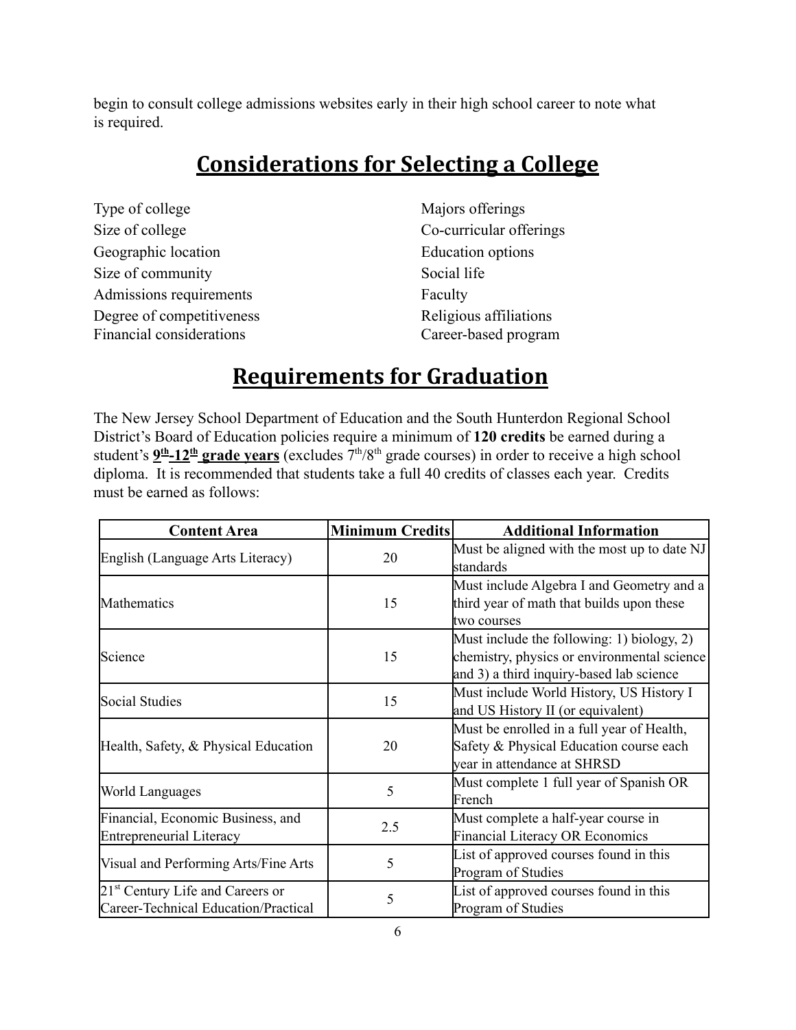begin to consult college admissions websites early in their high school career to note what is required.

## Considerations for Selecting a College

Type of college
Size of college
Geographic location
Size of community
Admissions requirements
Degree of competitiveness
Financial considerations

Majors offerings
Co-curricular offerings
Education options
Social life
Faculty
Religious affiliations
Career-based program

## Requirements for Graduation

The New Jersey School Department of Education and the South Hunterdon Regional School District's Board of Education policies require a minimum of **120 credits** be earned during a student's **9th-12th grade years** (excludes 7th/8th grade courses) in order to receive a high school diploma. It is recommended that students take a full 40 credits of classes each year. Credits must be earned as follows:

| Content Area | Minimum Credits | Additional Information |
|---|---|---|
| English (Language Arts Literacy) | 20 | Must be aligned with the most up to date NJ standards |
| Mathematics | 15 | Must include Algebra I and Geometry and a third year of math that builds upon these two courses |
| Science | 15 | Must include the following: 1) biology, 2) chemistry, physics or environmental science and 3) a third inquiry-based lab science |
| Social Studies | 15 | Must include World History, US History I and US History II (or equivalent) |
| Health, Safety, & Physical Education | 20 | Must be enrolled in a full year of Health, Safety & Physical Education course each year in attendance at SHRSD |
| World Languages | 5 | Must complete 1 full year of Spanish OR French |
| Financial, Economic Business, and Entrepreneurial Literacy | 2.5 | Must complete a half-year course in Financial Literacy OR Economics |
| Visual and Performing Arts/Fine Arts | 5 | List of approved courses found in this Program of Studies |
| 21st Century Life and Careers or Career-Technical Education/Practical | 5 | List of approved courses found in this Program of Studies |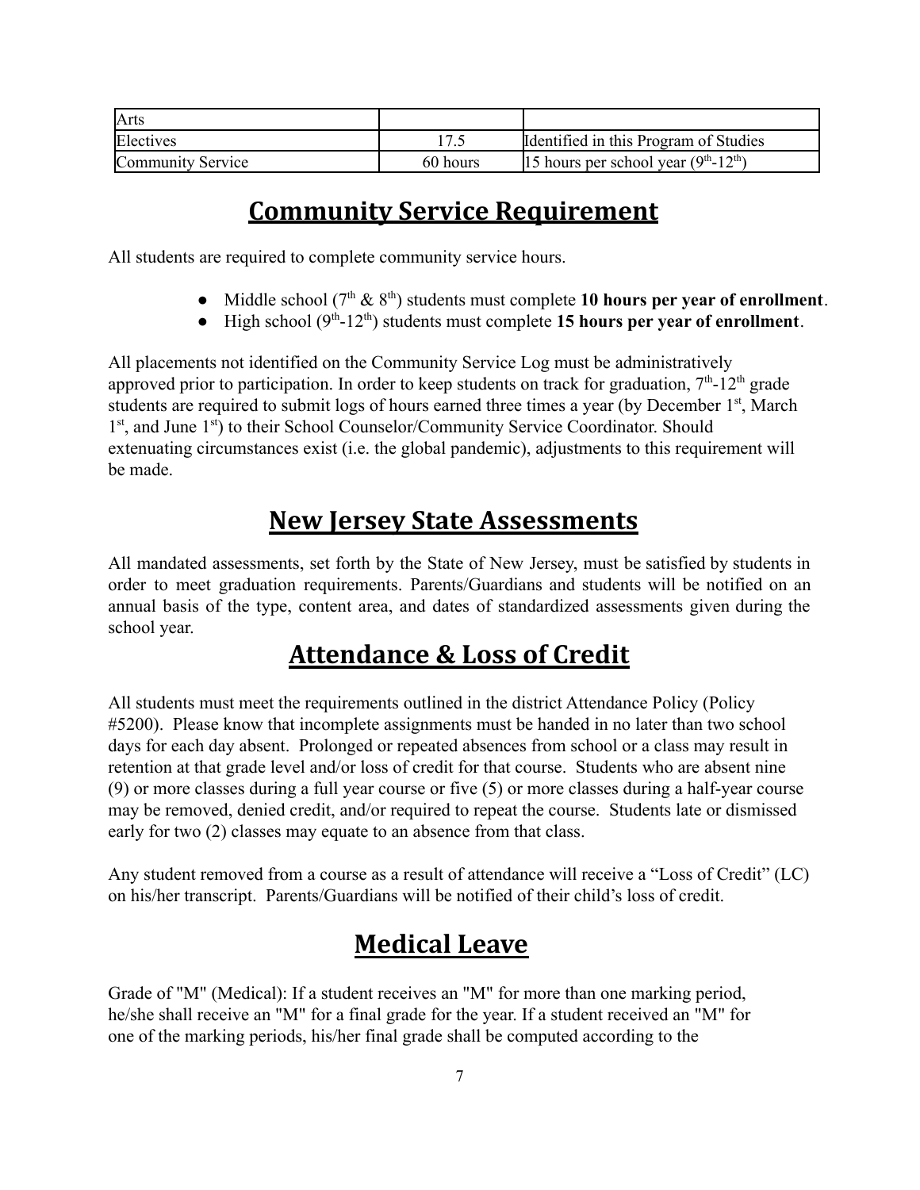| | | |
|---|---|---|
| Arts | | |
| Electives | 17.5 | Identified in this Program of Studies |
| Community Service | 60 hours | 15 hours per school year ($9^{th}$-$12^{th}$) |

## Community Service Requirement

All students are required to complete community service hours.

- Middle school ($7^{th}$ & $8^{th}$) students must complete **10 hours per year of enrollment**.
- High school ($9^{th}$-$12^{th}$) students must complete **15 hours per year of enrollment**.

All placements not identified on the Community Service Log must be administratively approved prior to participation. In order to keep students on track for graduation, $7^{th}$-$12^{th}$ grade students are required to submit logs of hours earned three times a year (by December $1^{st}$, March $1^{st}$, and June $1^{st}$) to their School Counselor/Community Service Coordinator. Should extenuating circumstances exist (i.e. the global pandemic), adjustments to this requirement will be made.

## New Jersey State Assessments

All mandated assessments, set forth by the State of New Jersey, must be satisfied by students in order to meet graduation requirements. Parents/Guardians and students will be notified on an annual basis of the type, content area, and dates of standardized assessments given during the school year.

## Attendance & Loss of Credit

All students must meet the requirements outlined in the district Attendance Policy (Policy #5200). Please know that incomplete assignments must be handed in no later than two school days for each day absent. Prolonged or repeated absences from school or a class may result in retention at that grade level and/or loss of credit for that course. Students who are absent nine (9) or more classes during a full year course or five (5) or more classes during a half-year course may be removed, denied credit, and/or required to repeat the course. Students late or dismissed early for two (2) classes may equate to an absence from that class.

Any student removed from a course as a result of attendance will receive a "Loss of Credit" (LC) on his/her transcript. Parents/Guardians will be notified of their child's loss of credit.

## Medical Leave

Grade of "M" (Medical): If a student receives an "M" for more than one marking period, he/she shall receive an "M" for a final grade for the year. If a student received an "M" for one of the marking periods, his/her final grade shall be computed according to the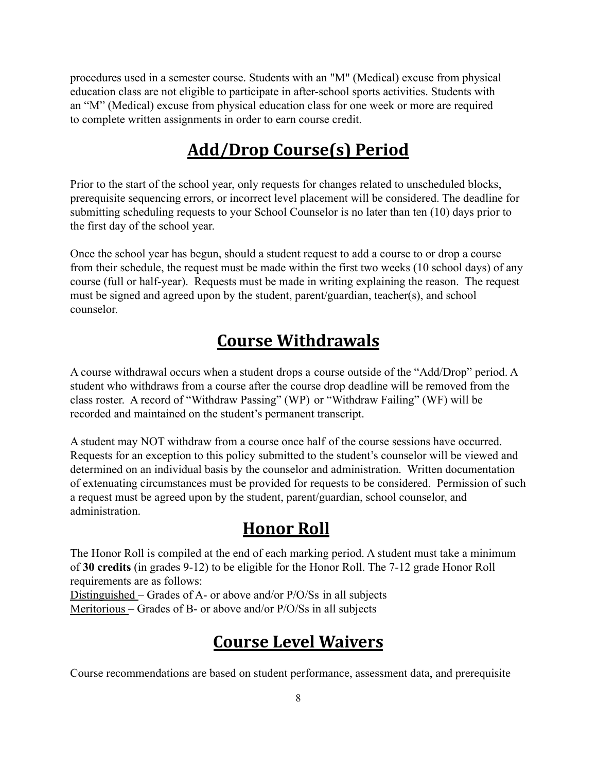procedures used in a semester course. Students with an "M" (Medical) excuse from physical education class are not eligible to participate in after-school sports activities. Students with an "M" (Medical) excuse from physical education class for one week or more are required to complete written assignments in order to earn course credit.

## Add/Drop Course(s) Period

Prior to the start of the school year, only requests for changes related to unscheduled blocks, prerequisite sequencing errors, or incorrect level placement will be considered. The deadline for submitting scheduling requests to your School Counselor is no later than ten (10) days prior to the first day of the school year.

Once the school year has begun, should a student request to add a course to or drop a course from their schedule, the request must be made within the first two weeks (10 school days) of any course (full or half-year). Requests must be made in writing explaining the reason. The request must be signed and agreed upon by the student, parent/guardian, teacher(s), and school counselor.

## Course Withdrawals

A course withdrawal occurs when a student drops a course outside of the "Add/Drop" period. A student who withdraws from a course after the course drop deadline will be removed from the class roster. A record of "Withdraw Passing" (WP) or "Withdraw Failing" (WF) will be recorded and maintained on the student's permanent transcript.

A student may NOT withdraw from a course once half of the course sessions have occurred. Requests for an exception to this policy submitted to the student's counselor will be viewed and determined on an individual basis by the counselor and administration. Written documentation of extenuating circumstances must be provided for requests to be considered. Permission of such a request must be agreed upon by the student, parent/guardian, school counselor, and administration.

## Honor Roll

The Honor Roll is compiled at the end of each marking period. A student must take a minimum of **30 credits** (in grades 9-12) to be eligible for the Honor Roll. The 7-12 grade Honor Roll requirements are as follows:

Distinguished – Grades of A- or above and/or P/O/Ss in all subjects
Meritorious – Grades of B- or above and/or P/O/Ss in all subjects

## Course Level Waivers

Course recommendations are based on student performance, assessment data, and prerequisite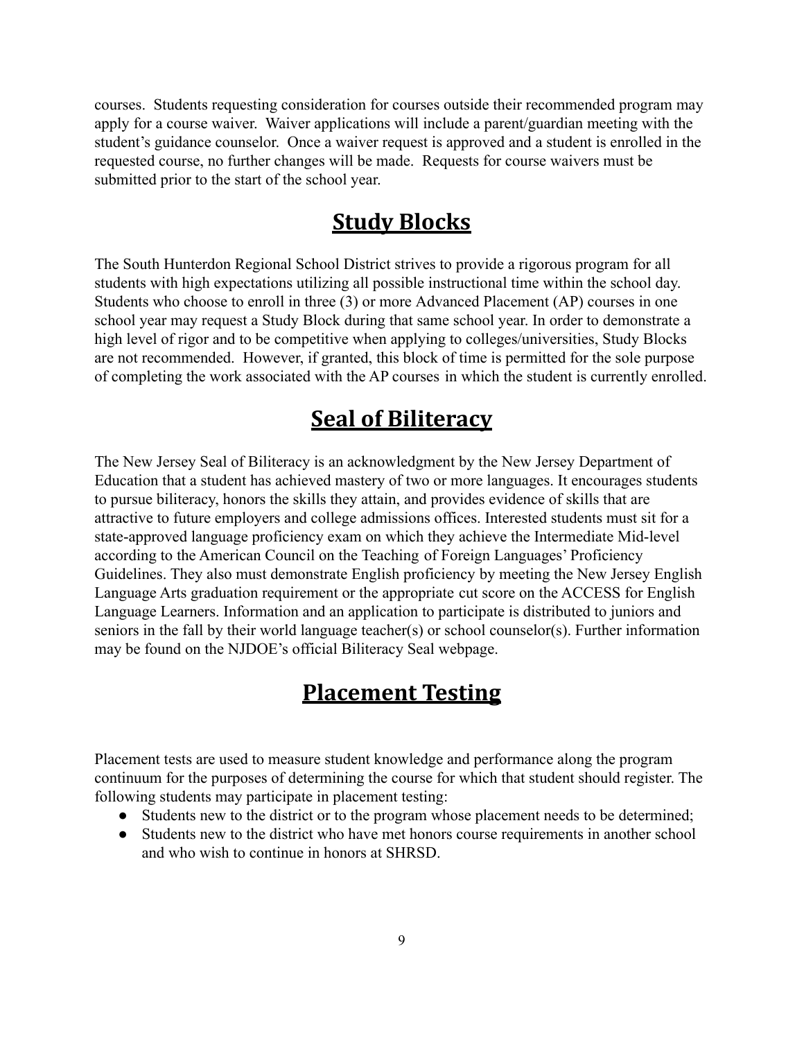courses. Students requesting consideration for courses outside their recommended program may apply for a course waiver. Waiver applications will include a parent/guardian meeting with the student's guidance counselor. Once a waiver request is approved and a student is enrolled in the requested course, no further changes will be made. Requests for course waivers must be submitted prior to the start of the school year.

## Study Blocks

The South Hunterdon Regional School District strives to provide a rigorous program for all students with high expectations utilizing all possible instructional time within the school day. Students who choose to enroll in three (3) or more Advanced Placement (AP) courses in one school year may request a Study Block during that same school year. In order to demonstrate a high level of rigor and to be competitive when applying to colleges/universities, Study Blocks are not recommended. However, if granted, this block of time is permitted for the sole purpose of completing the work associated with the AP courses in which the student is currently enrolled.

## Seal of Biliteracy

The New Jersey Seal of Biliteracy is an acknowledgment by the New Jersey Department of Education that a student has achieved mastery of two or more languages. It encourages students to pursue biliteracy, honors the skills they attain, and provides evidence of skills that are attractive to future employers and college admissions offices. Interested students must sit for a state-approved language proficiency exam on which they achieve the Intermediate Mid-level according to the American Council on the Teaching of Foreign Languages' Proficiency Guidelines. They also must demonstrate English proficiency by meeting the New Jersey English Language Arts graduation requirement or the appropriate cut score on the ACCESS for English Language Learners. Information and an application to participate is distributed to juniors and seniors in the fall by their world language teacher(s) or school counselor(s). Further information may be found on the NJDOE's official Biliteracy Seal webpage.

## Placement Testing

Placement tests are used to measure student knowledge and performance along the program continuum for the purposes of determining the course for which that student should register. The following students may participate in placement testing:

- Students new to the district or to the program whose placement needs to be determined;
- Students new to the district who have met honors course requirements in another school and who wish to continue in honors at SHRSD.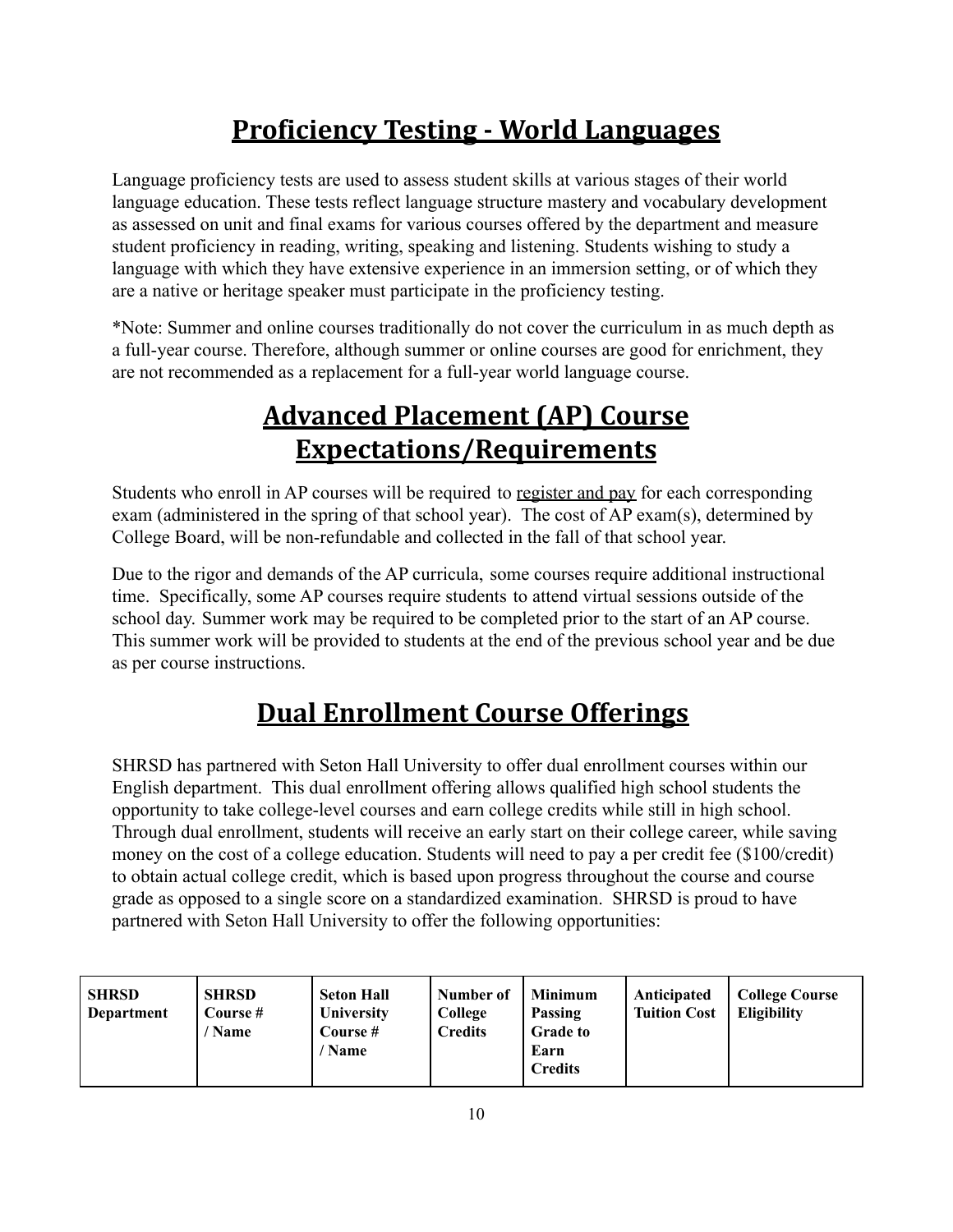# Proficiency Testing - World Languages

Language proficiency tests are used to assess student skills at various stages of their world language education. These tests reflect language structure mastery and vocabulary development as assessed on unit and final exams for various courses offered by the department and measure student proficiency in reading, writing, speaking and listening. Students wishing to study a language with which they have extensive experience in an immersion setting, or of which they are a native or heritage speaker must participate in the proficiency testing.

*Note: Summer and online courses traditionally do not cover the curriculum in as much depth as a full-year course. Therefore, although summer or online courses are good for enrichment, they are not recommended as a replacement for a full-year world language course.

# Advanced Placement (AP) Course Expectations/Requirements

Students who enroll in AP courses will be required to register and pay for each corresponding exam (administered in the spring of that school year). The cost of AP exam(s), determined by College Board, will be non-refundable and collected in the fall of that school year.

Due to the rigor and demands of the AP curricula, some courses require additional instructional time. Specifically, some AP courses require students to attend virtual sessions outside of the school day. Summer work may be required to be completed prior to the start of an AP course. This summer work will be provided to students at the end of the previous school year and be due as per course instructions.

# Dual Enrollment Course Offerings

SHRSD has partnered with Seton Hall University to offer dual enrollment courses within our English department. This dual enrollment offering allows qualified high school students the opportunity to take college-level courses and earn college credits while still in high school. Through dual enrollment, students will receive an early start on their college career, while saving money on the cost of a college education. Students will need to pay a per credit fee ($100/credit) to obtain actual college credit, which is based upon progress throughout the course and course grade as opposed to a single score on a standardized examination. SHRSD is proud to have partnered with Seton Hall University to offer the following opportunities:

| SHRSD Department | SHRSD Course # / Name | Seton Hall University Course # / Name | Number of College Credits | Minimum Passing Grade to Earn Credits | Anticipated Tuition Cost | College Course Eligibility |
|---|---|---|---|---|---|---|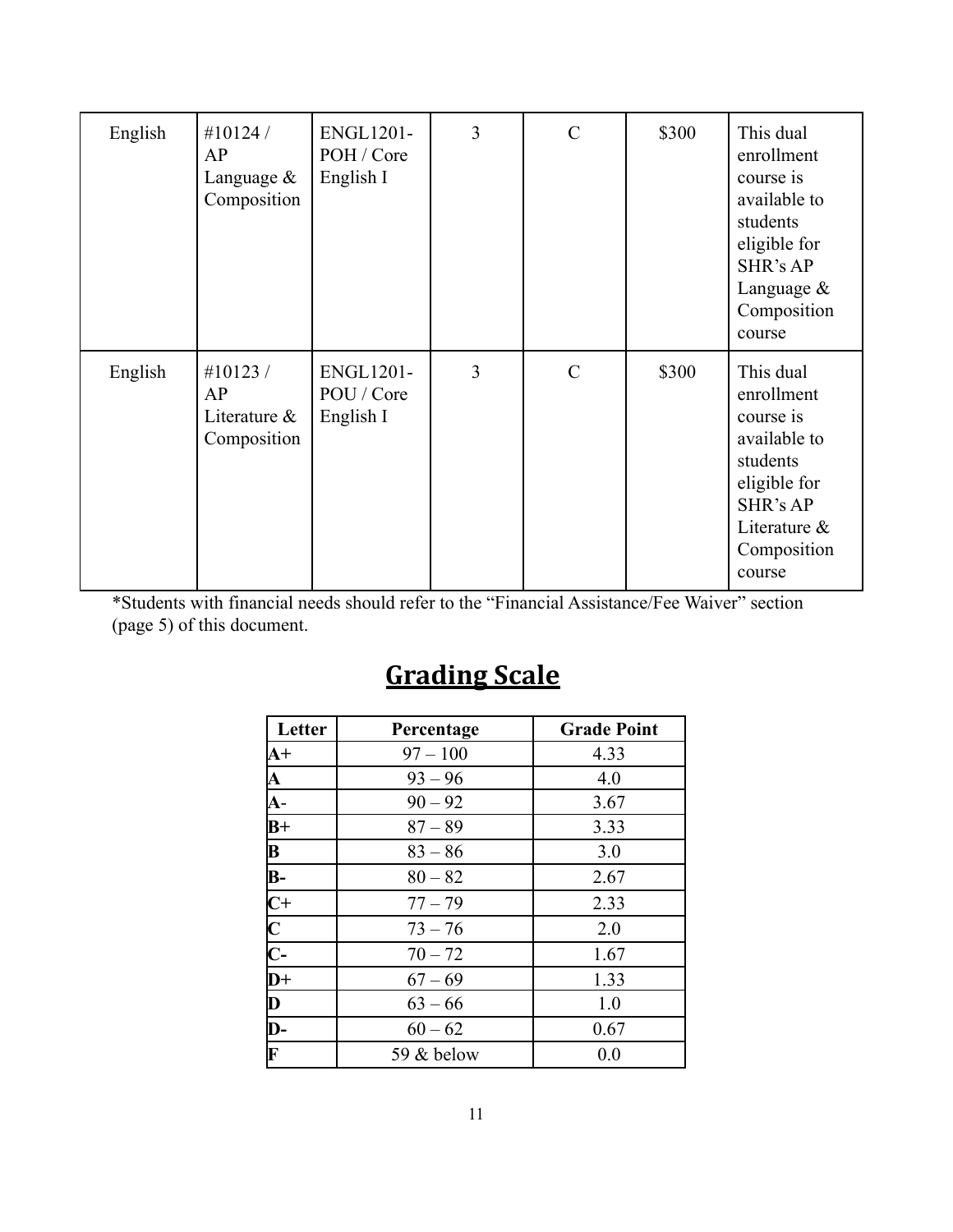| English | #10124 / AP Language & Composition | ENGL1201-POH / Core English I | 3 | C | $300 | This dual enrollment course is available to students eligible for SHR's AP Language & Composition course |
|---|---|---|---|---|---|---|
| English | #10123 / AP Literature & Composition | ENGL1201-POU / Core English I | 3 | C | $300 | This dual enrollment course is available to students eligible for SHR's AP Literature & Composition course |

*Students with financial needs should refer to the "Financial Assistance/Fee Waiver" section (page 5) of this document.

## Grading Scale

| Letter | Percentage | Grade Point |
|---|---|---|
| **A+** | 97 – 100 | 4.33 |
| **A** | 93 – 96 | 4.0 |
| **A-** | 90 – 92 | 3.67 |
| **B+** | 87 – 89 | 3.33 |
| **B** | 83 – 86 | 3.0 |
| **B-** | 80 – 82 | 2.67 |
| **C+** | 77 – 79 | 2.33 |
| **C** | 73 – 76 | 2.0 |
| **C-** | 70 – 72 | 1.67 |
| **D+** | 67 – 69 | 1.33 |
| **D** | 63 – 66 | 1.0 |
| **D-** | 60 – 62 | 0.67 |
| **F** | 59 & below | 0.0 |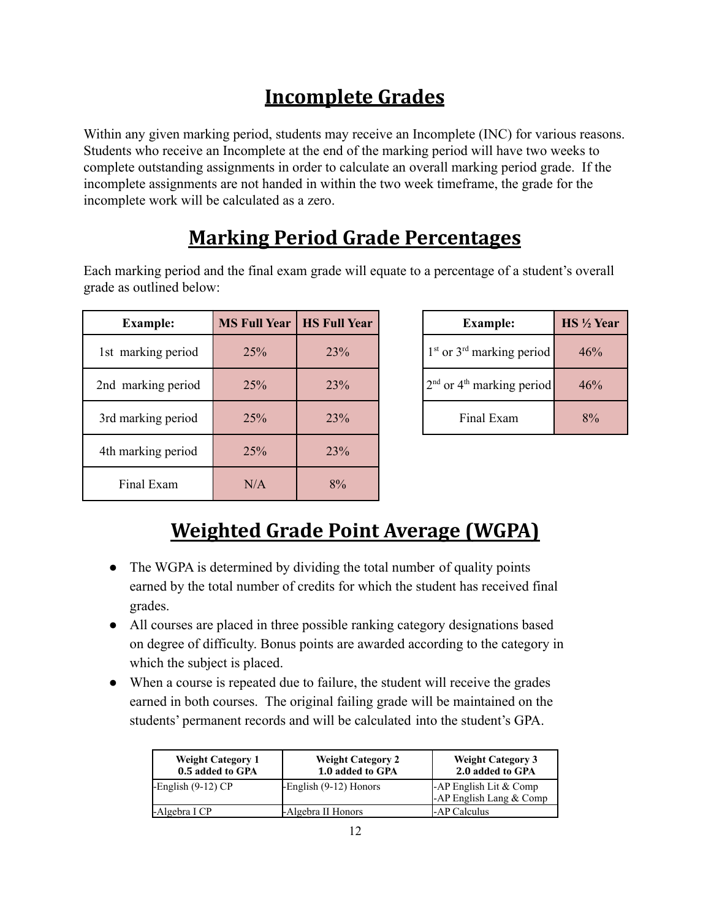## Incomplete Grades

Within any given marking period, students may receive an Incomplete (INC) for various reasons. Students who receive an Incomplete at the end of the marking period will have two weeks to complete outstanding assignments in order to calculate an overall marking period grade. If the incomplete assignments are not handed in within the two week timeframe, the grade for the incomplete work will be calculated as a zero.

## Marking Period Grade Percentages

Each marking period and the final exam grade will equate to a percentage of a student's overall grade as outlined below:

| Example: | MS Full Year | HS Full Year |
|---|---|---|
| 1st marking period | 25% | 23% |
| 2nd marking period | 25% | 23% |
| 3rd marking period | 25% | 23% |
| 4th marking period | 25% | 23% |
| Final Exam | N/A | 8% |

| Example: | HS ½ Year |
|---|---|
| 1st or 3rd marking period | 46% |
| 2nd or 4th marking period | 46% |
| Final Exam | 8% |

## Weighted Grade Point Average (WGPA)

- The WGPA is determined by dividing the total number of quality points earned by the total number of credits for which the student has received final grades.
- All courses are placed in three possible ranking category designations based on degree of difficulty. Bonus points are awarded according to the category in which the subject is placed.
- When a course is repeated due to failure, the student will receive the grades earned in both courses. The original failing grade will be maintained on the students' permanent records and will be calculated into the student's GPA.

| Weight Category 1<br>0.5 added to GPA | Weight Category 2<br>1.0 added to GPA | Weight Category 3<br>2.0 added to GPA |
|---|---|---|
| -English (9-12) CP | -English (9-12) Honors | -AP English Lit & Comp<br>-AP English Lang & Comp |
| -Algebra I CP | -Algebra II Honors | -AP Calculus |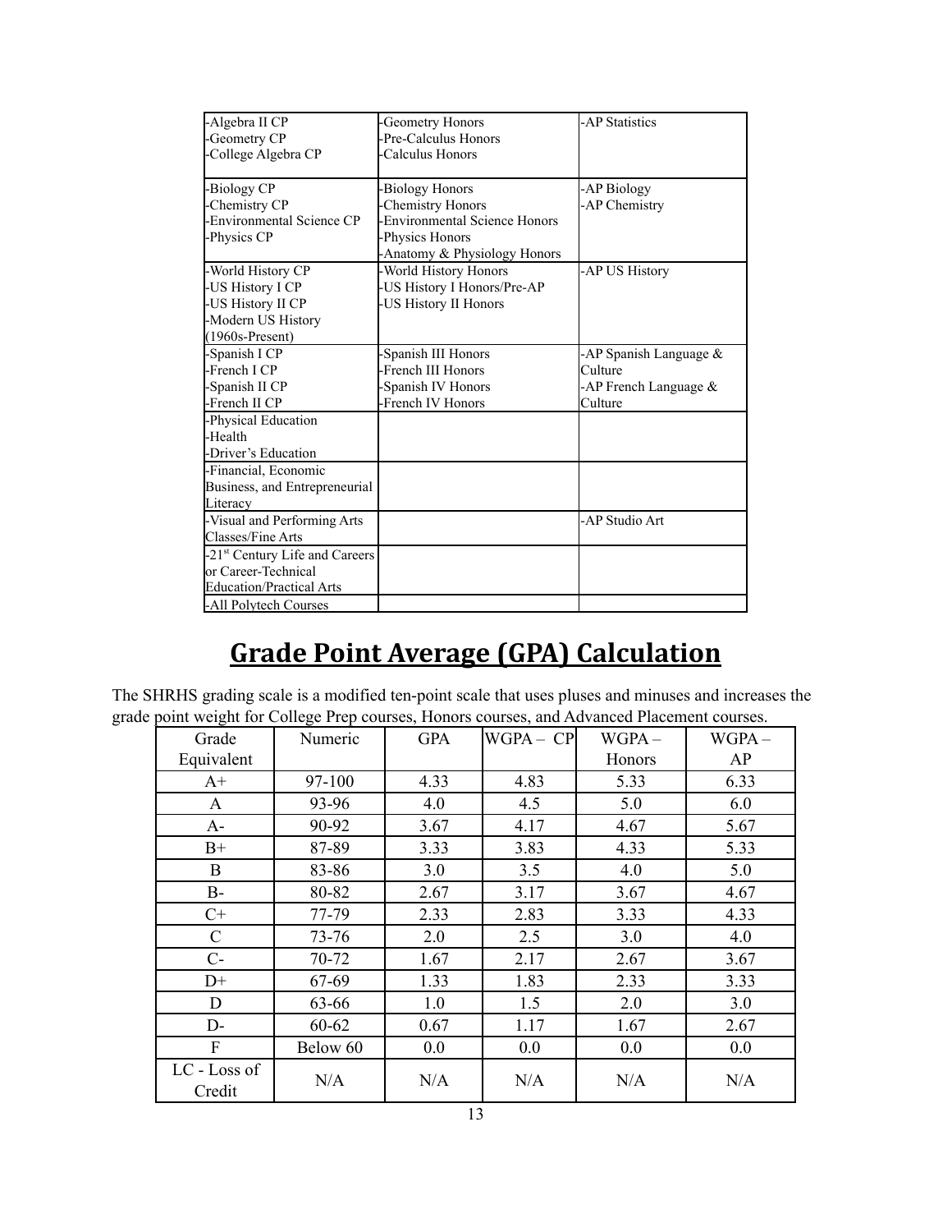| | | |
|---|---|---|
| -Algebra II CP<br>-Geometry CP<br>-College Algebra CP | -Geometry Honors<br>-Pre-Calculus Honors<br>-Calculus Honors | -AP Statistics |
| -Biology CP<br>-Chemistry CP<br>-Environmental Science CP<br>-Physics CP | -Biology Honors<br>-Chemistry Honors<br>-Environmental Science Honors<br>-Physics Honors<br>-Anatomy & Physiology Honors | -AP Biology<br>-AP Chemistry |
| -World History CP<br>-US History I CP<br>-US History II CP<br>-Modern US History (1960s-Present) | -World History Honors<br>-US History I Honors/Pre-AP<br>-US History II Honors | -AP US History |
| -Spanish I CP<br>-French I CP<br>-Spanish II CP<br>-French II CP | -Spanish III Honors<br>-French III Honors<br>-Spanish IV Honors<br>-French IV Honors | -AP Spanish Language & Culture<br>-AP French Language & Culture |
| -Physical Education<br>-Health<br>-Driver's Education | | |
| -Financial, Economic Business, and Entrepreneurial Literacy | | |
| -Visual and Performing Arts Classes/Fine Arts | | -AP Studio Art |
| -21st Century Life and Careers or Career-Technical Education/Practical Arts | | |
| -All Polytech Courses | | |

# Grade Point Average (GPA) Calculation

The SHRHS grading scale is a modified ten-point scale that uses pluses and minuses and increases the grade point weight for College Prep courses, Honors courses, and Advanced Placement courses.

| Grade Equivalent | Numeric | GPA | WGPA – CP | WGPA – Honors | WGPA – AP |
|---|---|---|---|---|---|
| A+ | 97-100 | 4.33 | 4.83 | 5.33 | 6.33 |
| A | 93-96 | 4.0 | 4.5 | 5.0 | 6.0 |
| A- | 90-92 | 3.67 | 4.17 | 4.67 | 5.67 |
| B+ | 87-89 | 3.33 | 3.83 | 4.33 | 5.33 |
| B | 83-86 | 3.0 | 3.5 | 4.0 | 5.0 |
| B- | 80-82 | 2.67 | 3.17 | 3.67 | 4.67 |
| C+ | 77-79 | 2.33 | 2.83 | 3.33 | 4.33 |
| C | 73-76 | 2.0 | 2.5 | 3.0 | 4.0 |
| C- | 70-72 | 1.67 | 2.17 | 2.67 | 3.67 |
| D+ | 67-69 | 1.33 | 1.83 | 2.33 | 3.33 |
| D | 63-66 | 1.0 | 1.5 | 2.0 | 3.0 |
| D- | 60-62 | 0.67 | 1.17 | 1.67 | 2.67 |
| F | Below 60 | 0.0 | 0.0 | 0.0 | 0.0 |
| LC - Loss of Credit | N/A | N/A | N/A | N/A | N/A |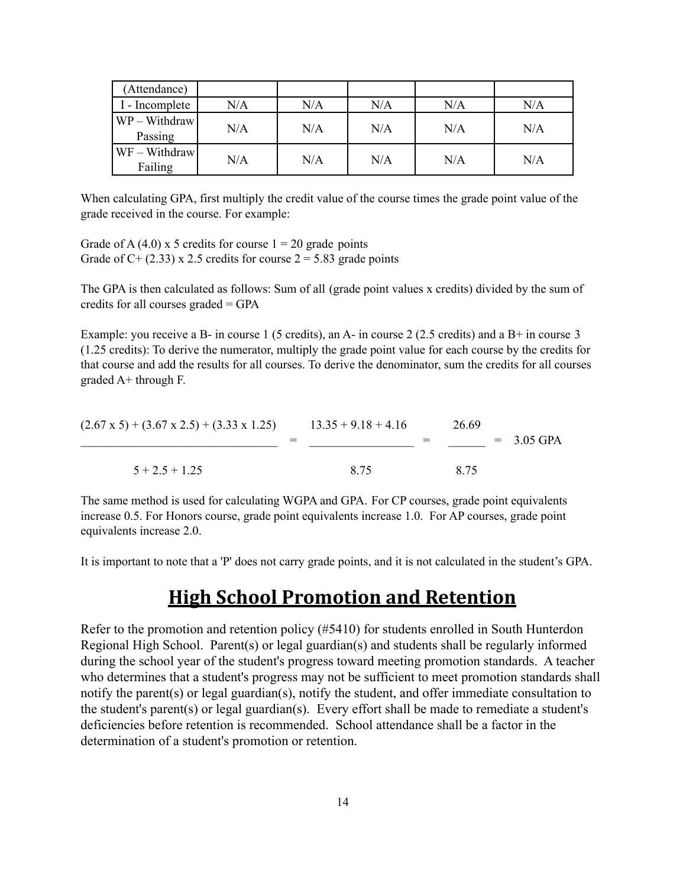| (Attendance) | | | | | |
|---|---|---|---|---|---|
| I - Incomplete | N/A | N/A | N/A | N/A | N/A |
| WP – Withdraw Passing | N/A | N/A | N/A | N/A | N/A |
| WF – Withdraw Failing | N/A | N/A | N/A | N/A | N/A |

When calculating GPA, first multiply the credit value of the course times the grade point value of the grade received in the course. For example:

Grade of A (4.0) x 5 credits for course 1 = 20 grade points
Grade of C+ (2.33) x 2.5 credits for course 2 = 5.83 grade points

The GPA is then calculated as follows: Sum of all (grade point values x credits) divided by the sum of credits for all courses graded = GPA

Example: you receive a B- in course 1 (5 credits), an A- in course 2 (2.5 credits) and a B+ in course 3 (1.25 credits): To derive the numerator, multiply the grade point value for each course by the credits for that course and add the results for all courses. To derive the denominator, sum the credits for all courses graded A+ through F.

$$\frac{(2.67 \times 5) + (3.67 \times 2.5) + (3.33 \times 1.25)}{5 + 2.5 + 1.25} = \frac{13.35 + 9.18 + 4.16}{8.75} = \frac{26.69}{8.75} = 3.05 \text{ GPA}$$

The same method is used for calculating WGPA and GPA. For CP courses, grade point equivalents increase 0.5. For Honors course, grade point equivalents increase 1.0. For AP courses, grade point equivalents increase 2.0.

It is important to note that a 'P' does not carry grade points, and it is not calculated in the student's GPA.

# High School Promotion and Retention

Refer to the promotion and retention policy (#5410) for students enrolled in South Hunterdon Regional High School. Parent(s) or legal guardian(s) and students shall be regularly informed during the school year of the student's progress toward meeting promotion standards. A teacher who determines that a student's progress may not be sufficient to meet promotion standards shall notify the parent(s) or legal guardian(s), notify the student, and offer immediate consultation to the student's parent(s) or legal guardian(s). Every effort shall be made to remediate a student's deficiencies before retention is recommended. School attendance shall be a factor in the determination of a student's promotion or retention.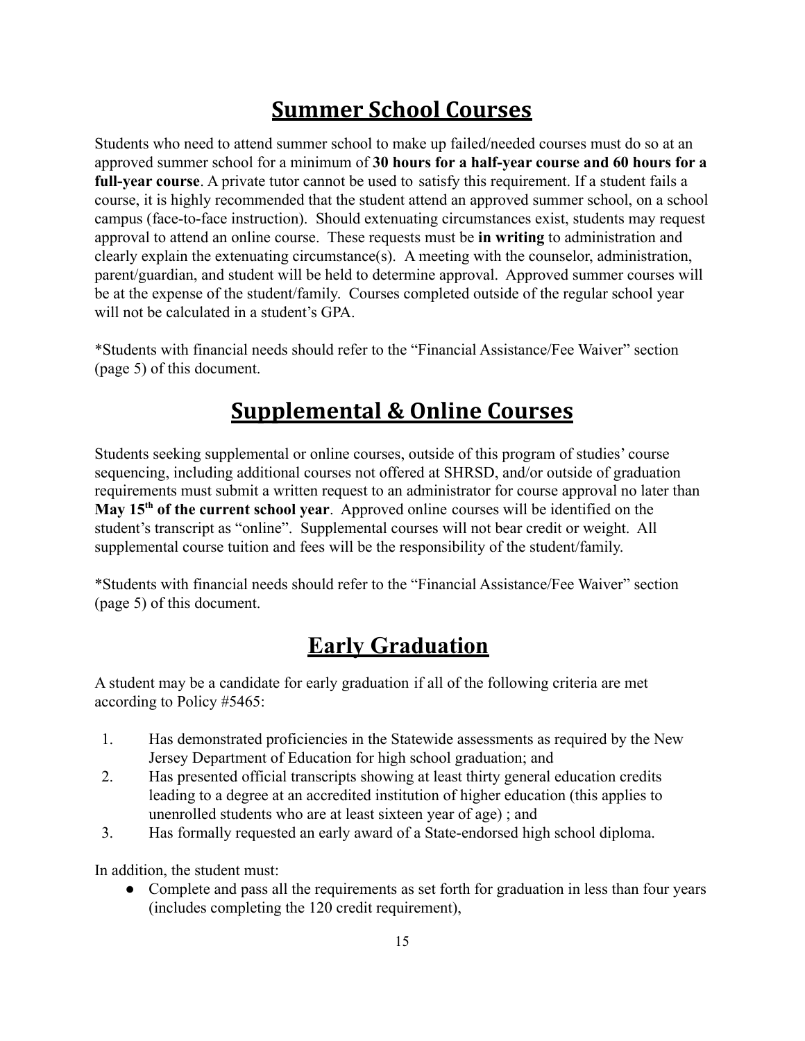## Summer School Courses

Students who need to attend summer school to make up failed/needed courses must do so at an approved summer school for a minimum of **30 hours for a half-year course and 60 hours for a full-year course**. A private tutor cannot be used to satisfy this requirement. If a student fails a course, it is highly recommended that the student attend an approved summer school, on a school campus (face-to-face instruction). Should extenuating circumstances exist, students may request approval to attend an online course. These requests must be **in writing** to administration and clearly explain the extenuating circumstance(s). A meeting with the counselor, administration, parent/guardian, and student will be held to determine approval. Approved summer courses will be at the expense of the student/family. Courses completed outside of the regular school year will not be calculated in a student's GPA.

*Students with financial needs should refer to the "Financial Assistance/Fee Waiver" section (page 5) of this document.

## Supplemental & Online Courses

Students seeking supplemental or online courses, outside of this program of studies' course sequencing, including additional courses not offered at SHRSD, and/or outside of graduation requirements must submit a written request to an administrator for course approval no later than **May 15th of the current school year**. Approved online courses will be identified on the student's transcript as "online". Supplemental courses will not bear credit or weight. All supplemental course tuition and fees will be the responsibility of the student/family.

*Students with financial needs should refer to the "Financial Assistance/Fee Waiver" section (page 5) of this document.

## Early Graduation

A student may be a candidate for early graduation if all of the following criteria are met according to Policy #5465:

1. Has demonstrated proficiencies in the Statewide assessments as required by the New Jersey Department of Education for high school graduation; and
2. Has presented official transcripts showing at least thirty general education credits leading to a degree at an accredited institution of higher education (this applies to unenrolled students who are at least sixteen year of age) ; and
3. Has formally requested an early award of a State-endorsed high school diploma.

In addition, the student must:

- Complete and pass all the requirements as set forth for graduation in less than four years (includes completing the 120 credit requirement),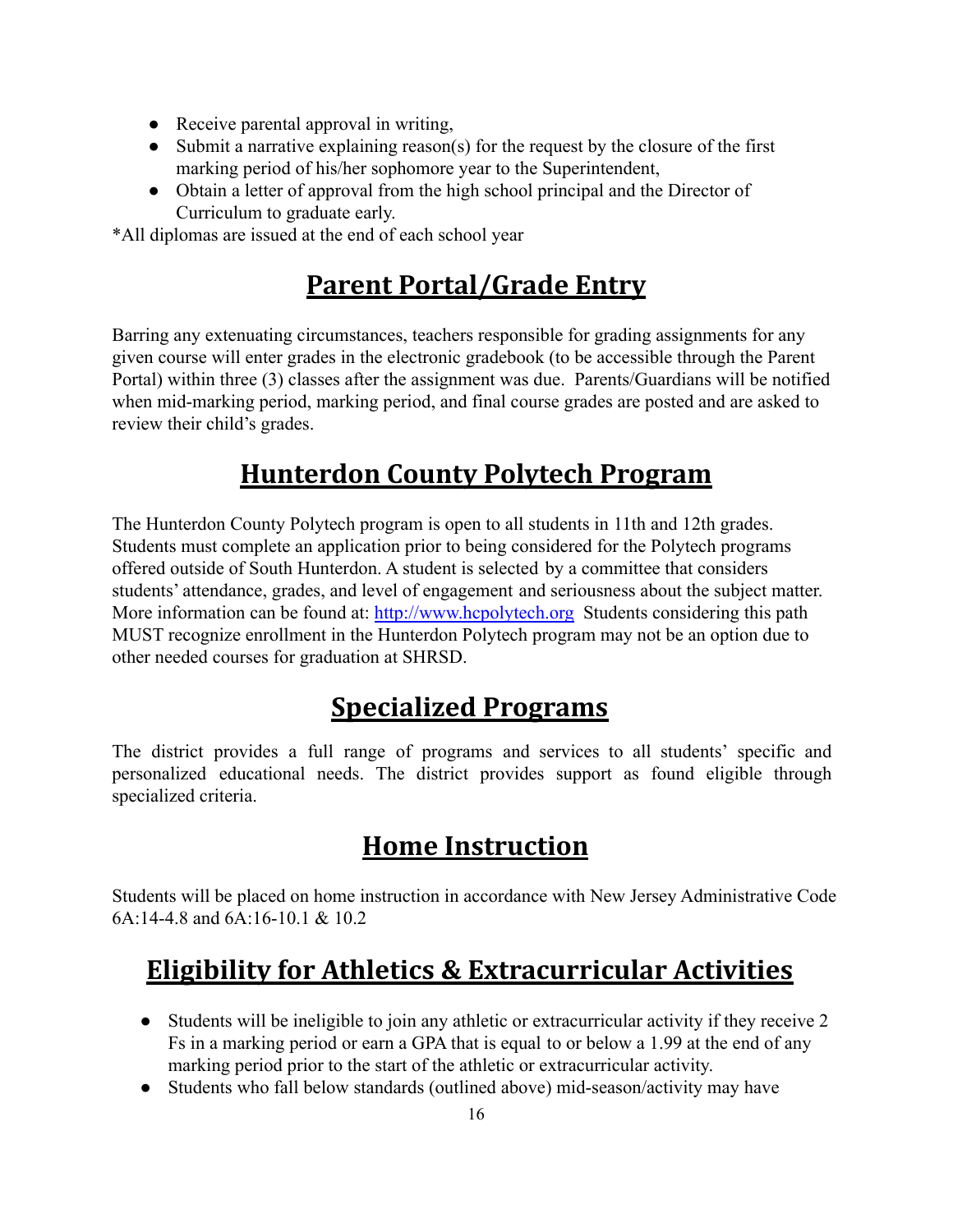- Receive parental approval in writing,
- Submit a narrative explaining reason(s) for the request by the closure of the first marking period of his/her sophomore year to the Superintendent,
- Obtain a letter of approval from the high school principal and the Director of Curriculum to graduate early.

*All diplomas are issued at the end of each school year

## Parent Portal/Grade Entry

Barring any extenuating circumstances, teachers responsible for grading assignments for any given course will enter grades in the electronic gradebook (to be accessible through the Parent Portal) within three (3) classes after the assignment was due. Parents/Guardians will be notified when mid-marking period, marking period, and final course grades are posted and are asked to review their child's grades.

## Hunterdon County Polytech Program

The Hunterdon County Polytech program is open to all students in 11th and 12th grades. Students must complete an application prior to being considered for the Polytech programs offered outside of South Hunterdon. A student is selected by a committee that considers students' attendance, grades, and level of engagement and seriousness about the subject matter. More information can be found at: [http://www.hcpolytech.org](http://www.hcpolytech.org) Students considering this path MUST recognize enrollment in the Hunterdon Polytech program may not be an option due to other needed courses for graduation at SHRSD.

## Specialized Programs

The district provides a full range of programs and services to all students' specific and personalized educational needs. The district provides support as found eligible through specialized criteria.

## Home Instruction

Students will be placed on home instruction in accordance with New Jersey Administrative Code 6A:14-4.8 and 6A:16-10.1 & 10.2

## Eligibility for Athletics & Extracurricular Activities

- Students will be ineligible to join any athletic or extracurricular activity if they receive 2 Fs in a marking period or earn a GPA that is equal to or below a 1.99 at the end of any marking period prior to the start of the athletic or extracurricular activity.
- Students who fall below standards (outlined above) mid-season/activity may have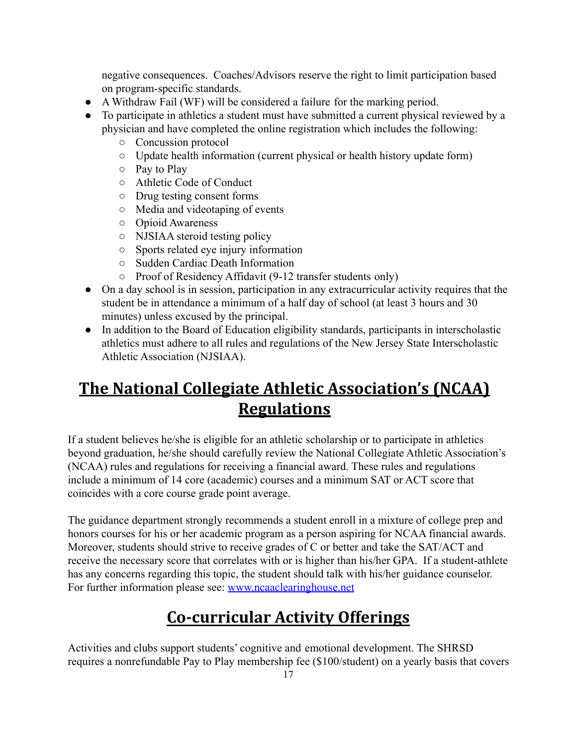negative consequences. Coaches/Advisors reserve the right to limit participation based on program-specific standards.

- A Withdraw Fail (WF) will be considered a failure for the marking period.
- To participate in athletics a student must have submitted a current physical reviewed by a physician and have completed the online registration which includes the following:
    - Concussion protocol
    - Update health information (current physical or health history update form)
    - Pay to Play
    - Athletic Code of Conduct
    - Drug testing consent forms
    - Media and videotaping of events
    - Opioid Awareness
    - NJSIAA steroid testing policy
    - Sports related eye injury information
    - Sudden Cardiac Death Information
    - Proof of Residency Affidavit (9-12 transfer students only)
- On a day school is in session, participation in any extracurricular activity requires that the student be in attendance a minimum of a half day of school (at least 3 hours and 30 minutes) unless excused by the principal.
- In addition to the Board of Education eligibility standards, participants in interscholastic athletics must adhere to all rules and regulations of the New Jersey State Interscholastic Athletic Association (NJSIAA).

# The National Collegiate Athletic Association's (NCAA) Regulations

If a student believes he/she is eligible for an athletic scholarship or to participate in athletics beyond graduation, he/she should carefully review the National Collegiate Athletic Association's (NCAA) rules and regulations for receiving a financial award. These rules and regulations include a minimum of 14 core (academic) courses and a minimum SAT or ACT score that coincides with a core course grade point average.

The guidance department strongly recommends a student enroll in a mixture of college prep and honors courses for his or her academic program as a person aspiring for NCAA financial awards. Moreover, students should strive to receive grades of C or better and take the SAT/ACT and receive the necessary score that correlates with or is higher than his/her GPA. If a student-athlete has any concerns regarding this topic, the student should talk with his/her guidance counselor. For further information please see: [www.ncaaclearinghouse.net](http://www.ncaaclearinghouse.net)

# Co-curricular Activity Offerings

Activities and clubs support students' cognitive and emotional development. The SHRSD requires a nonrefundable Pay to Play membership fee ($100/student) on a yearly basis that covers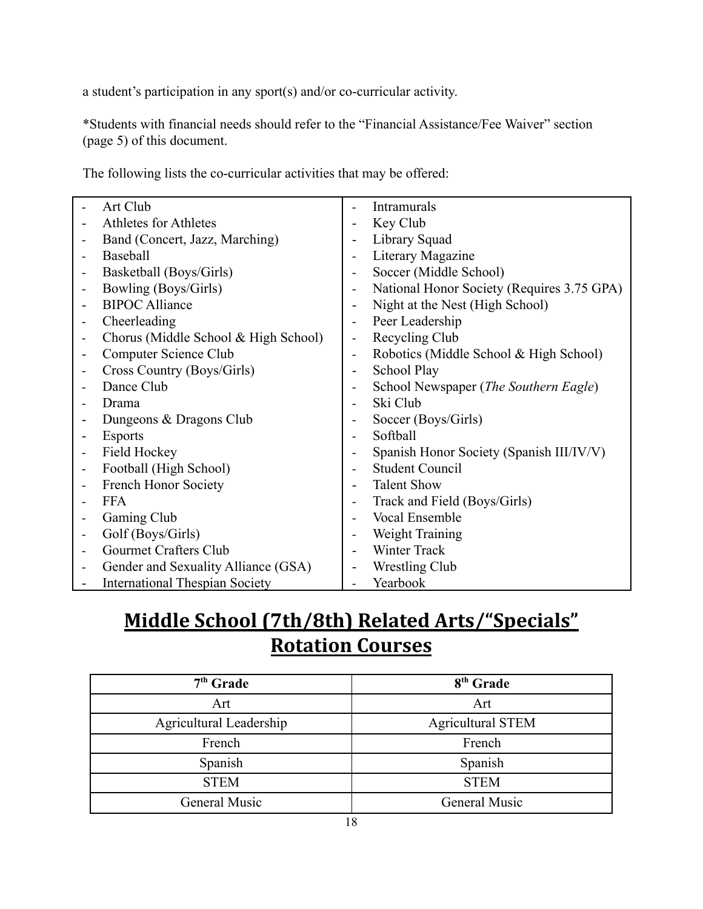a student's participation in any sport(s) and/or co-curricular activity.

*Students with financial needs should refer to the "Financial Assistance/Fee Waiver" section (page 5) of this document.

The following lists the co-curricular activities that may be offered:

- Art Club
- Athletes for Athletes
- Band (Concert, Jazz, Marching)
- Baseball
- Basketball (Boys/Girls)
- Bowling (Boys/Girls)
- BIPOC Alliance
- Cheerleading
- Chorus (Middle School & High School)
- Computer Science Club
- Cross Country (Boys/Girls)
- Dance Club
- Drama
- Dungeons & Dragons Club
- Esports
- Field Hockey
- Football (High School)
- French Honor Society
- FFA
- Gaming Club
- Golf (Boys/Girls)
- Gourmet Crafters Club
- Gender and Sexuality Alliance (GSA)
- International Thespian Society
- Intramurals
- Key Club
- Library Squad
- Literary Magazine
- Soccer (Middle School)
- National Honor Society (Requires 3.75 GPA)
- Night at the Nest (High School)
- Peer Leadership
- Recycling Club
- Robotics (Middle School & High School)
- School Play
- School Newspaper (*The Southern Eagle*)
- Ski Club
- Soccer (Boys/Girls)
- Softball
- Spanish Honor Society (Spanish III/IV/V)
- Student Council
- Talent Show
- Track and Field (Boys/Girls)
- Vocal Ensemble
- Weight Training
- Winter Track
- Wrestling Club
- Yearbook

# Middle School (7th/8th) Related Arts/"Specials" Rotation Courses

| 7th Grade | 8th Grade |
|---|---|
| Art | Art |
| Agricultural Leadership | Agricultural STEM |
| French | French |
| Spanish | Spanish |
| STEM | STEM |
| General Music | General Music |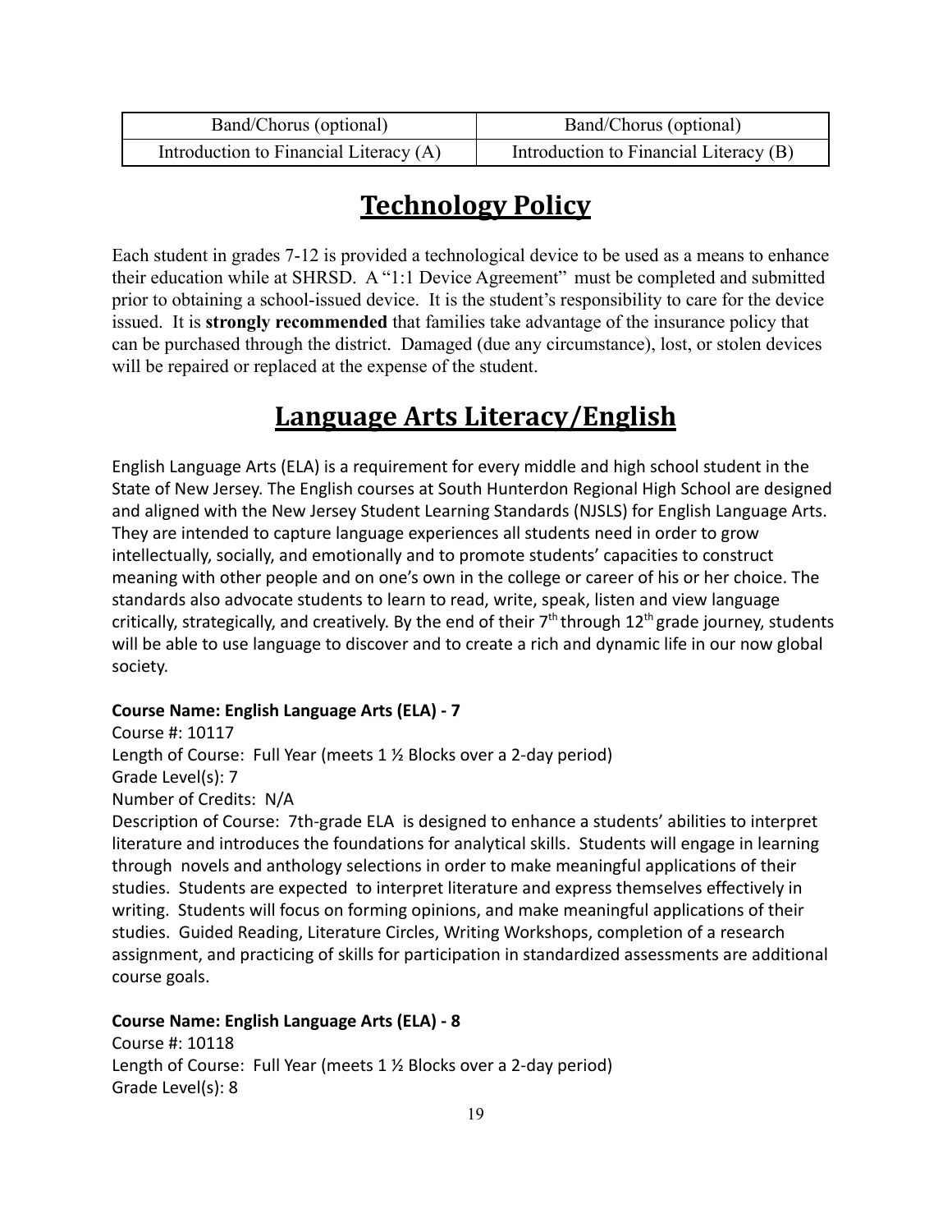| Band/Chorus (optional) | Band/Chorus (optional) |
| --- | --- |
| Introduction to Financial Literacy (A) | Introduction to Financial Literacy (B) |

# Technology Policy

Each student in grades 7-12 is provided a technological device to be used as a means to enhance their education while at SHRSD. A "1:1 Device Agreement" must be completed and submitted prior to obtaining a school-issued device. It is the student's responsibility to care for the device issued. It is **strongly recommended** that families take advantage of the insurance policy that can be purchased through the district. Damaged (due any circumstance), lost, or stolen devices will be repaired or replaced at the expense of the student.

# Language Arts Literacy/English

English Language Arts (ELA) is a requirement for every middle and high school student in the State of New Jersey. The English courses at South Hunterdon Regional High School are designed and aligned with the New Jersey Student Learning Standards (NJSLS) for English Language Arts. They are intended to capture language experiences all students need in order to grow intellectually, socially, and emotionally and to promote students' capacities to construct meaning with other people and on one's own in the college or career of his or her choice. The standards also advocate students to learn to read, write, speak, listen and view language critically, strategically, and creatively. By the end of their 7th through 12th grade journey, students will be able to use language to discover and to create a rich and dynamic life in our now global society.

**Course Name: English Language Arts (ELA) - 7**
Course #: 10117
Length of Course: Full Year (meets 1 ½ Blocks over a 2-day period)
Grade Level(s): 7
Number of Credits: N/A
Description of Course: 7th-grade ELA is designed to enhance a students' abilities to interpret literature and introduces the foundations for analytical skills. Students will engage in learning through novels and anthology selections in order to make meaningful applications of their studies. Students are expected to interpret literature and express themselves effectively in writing. Students will focus on forming opinions, and make meaningful applications of their studies. Guided Reading, Literature Circles, Writing Workshops, completion of a research assignment, and practicing of skills for participation in standardized assessments are additional course goals.

**Course Name: English Language Arts (ELA) - 8**
Course #: 10118
Length of Course: Full Year (meets 1 ½ Blocks over a 2-day period)
Grade Level(s): 8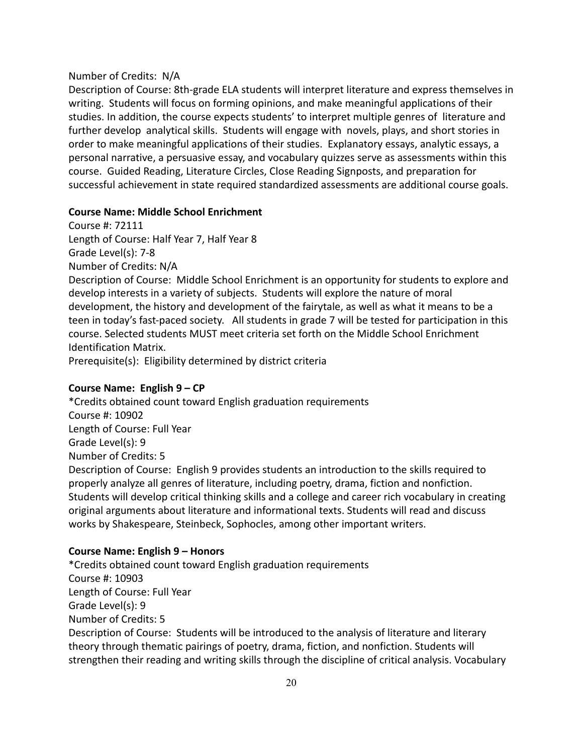Number of Credits: N/A

Description of Course: 8th-grade ELA students will interpret literature and express themselves in writing. Students will focus on forming opinions, and make meaningful applications of their studies. In addition, the course expects students' to interpret multiple genres of literature and further develop analytical skills. Students will engage with novels, plays, and short stories in order to make meaningful applications of their studies. Explanatory essays, analytic essays, a personal narrative, a persuasive essay, and vocabulary quizzes serve as assessments within this course. Guided Reading, Literature Circles, Close Reading Signposts, and preparation for successful achievement in state required standardized assessments are additional course goals.

**Course Name: Middle School Enrichment**

Course #: 72111

Length of Course: Half Year 7, Half Year 8

Grade Level(s): 7-8

Number of Credits: N/A

Description of Course: Middle School Enrichment is an opportunity for students to explore and develop interests in a variety of subjects. Students will explore the nature of moral development, the history and development of the fairytale, as well as what it means to be a teen in today's fast-paced society. All students in grade 7 will be tested for participation in this course. Selected students MUST meet criteria set forth on the Middle School Enrichment Identification Matrix.

Prerequisite(s): Eligibility determined by district criteria

**Course Name: English 9 – CP**

*Credits obtained count toward English graduation requirements

Course #: 10902

Length of Course: Full Year

Grade Level(s): 9

Number of Credits: 5

Description of Course: English 9 provides students an introduction to the skills required to properly analyze all genres of literature, including poetry, drama, fiction and nonfiction. Students will develop critical thinking skills and a college and career rich vocabulary in creating original arguments about literature and informational texts. Students will read and discuss works by Shakespeare, Steinbeck, Sophocles, among other important writers.

**Course Name: English 9 – Honors**

*Credits obtained count toward English graduation requirements

Course #: 10903

Length of Course: Full Year

Grade Level(s): 9

Number of Credits: 5

Description of Course: Students will be introduced to the analysis of literature and literary theory through thematic pairings of poetry, drama, fiction, and nonfiction. Students will strengthen their reading and writing skills through the discipline of critical analysis. Vocabulary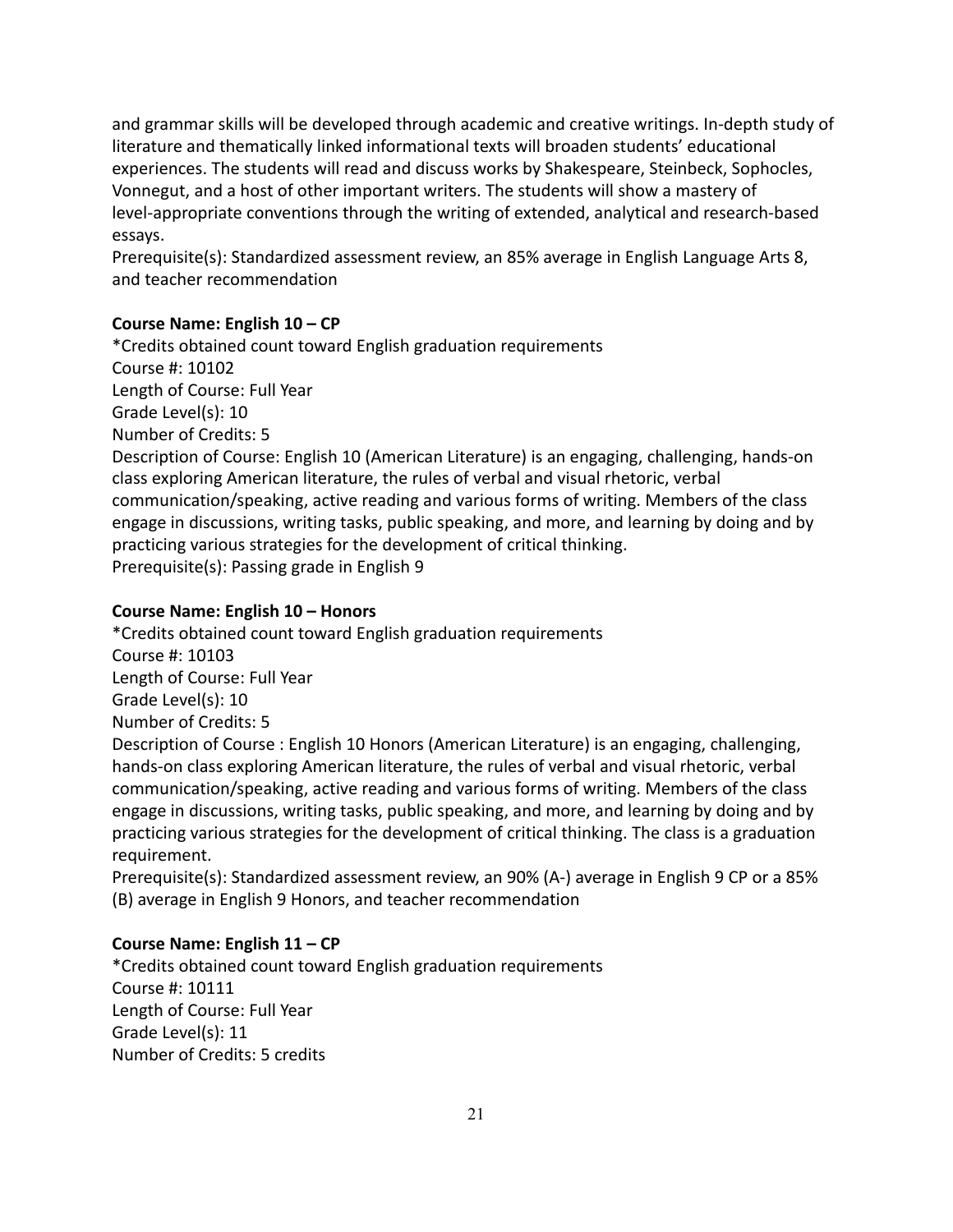and grammar skills will be developed through academic and creative writings. In-depth study of literature and thematically linked informational texts will broaden students' educational experiences. The students will read and discuss works by Shakespeare, Steinbeck, Sophocles, Vonnegut, and a host of other important writers. The students will show a mastery of level-appropriate conventions through the writing of extended, analytical and research-based essays.
Prerequisite(s): Standardized assessment review, an 85% average in English Language Arts 8, and teacher recommendation

**Course Name: English 10 – CP**
*Credits obtained count toward English graduation requirements
Course #: 10102
Length of Course: Full Year
Grade Level(s): 10
Number of Credits: 5
Description of Course: English 10 (American Literature) is an engaging, challenging, hands-on class exploring American literature, the rules of verbal and visual rhetoric, verbal communication/speaking, active reading and various forms of writing. Members of the class engage in discussions, writing tasks, public speaking, and more, and learning by doing and by practicing various strategies for the development of critical thinking.
Prerequisite(s): Passing grade in English 9

**Course Name: English 10 – Honors**
*Credits obtained count toward English graduation requirements
Course #: 10103
Length of Course: Full Year
Grade Level(s): 10
Number of Credits: 5
Description of Course : English 10 Honors (American Literature) is an engaging, challenging, hands-on class exploring American literature, the rules of verbal and visual rhetoric, verbal communication/speaking, active reading and various forms of writing. Members of the class engage in discussions, writing tasks, public speaking, and more, and learning by doing and by practicing various strategies for the development of critical thinking. The class is a graduation requirement.
Prerequisite(s): Standardized assessment review, an 90% (A-) average in English 9 CP or a 85% (B) average in English 9 Honors, and teacher recommendation

**Course Name: English 11 – CP**
*Credits obtained count toward English graduation requirements
Course #: 10111
Length of Course: Full Year
Grade Level(s): 11
Number of Credits: 5 credits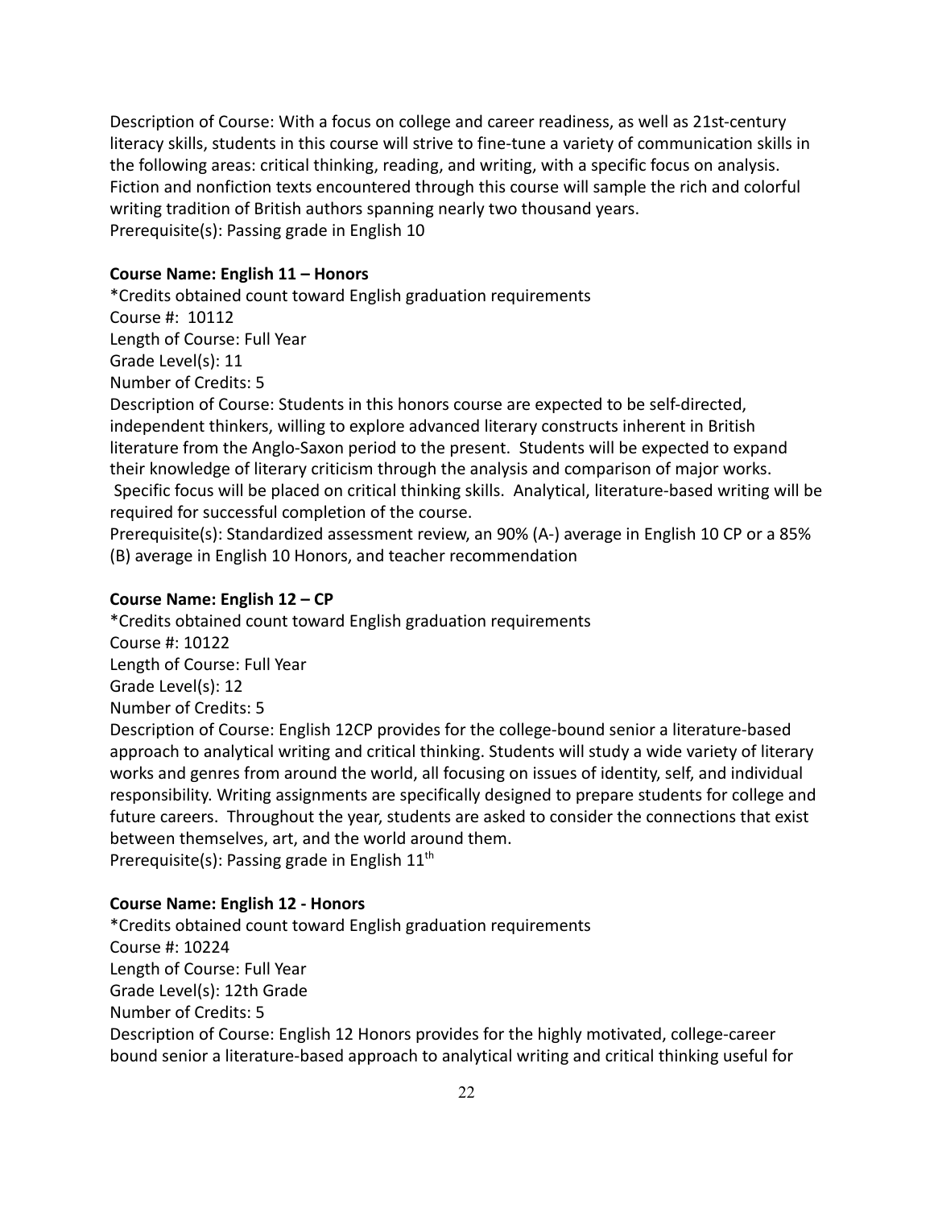Description of Course: With a focus on college and career readiness, as well as 21st-century literacy skills, students in this course will strive to fine-tune a variety of communication skills in the following areas: critical thinking, reading, and writing, with a specific focus on analysis. Fiction and nonfiction texts encountered through this course will sample the rich and colorful writing tradition of British authors spanning nearly two thousand years.
Prerequisite(s): Passing grade in English 10

**Course Name: English 11 – Honors**

*Credits obtained count toward English graduation requirements
Course #: 10112
Length of Course: Full Year
Grade Level(s): 11
Number of Credits: 5
Description of Course: Students in this honors course are expected to be self-directed, independent thinkers, willing to explore advanced literary constructs inherent in British literature from the Anglo-Saxon period to the present. Students will be expected to expand their knowledge of literary criticism through the analysis and comparison of major works. Specific focus will be placed on critical thinking skills. Analytical, literature-based writing will be required for successful completion of the course.
Prerequisite(s): Standardized assessment review, an 90% (A-) average in English 10 CP or a 85% (B) average in English 10 Honors, and teacher recommendation

**Course Name: English 12 – CP**

*Credits obtained count toward English graduation requirements
Course #: 10122
Length of Course: Full Year
Grade Level(s): 12
Number of Credits: 5
Description of Course: English 12CP provides for the college-bound senior a literature-based approach to analytical writing and critical thinking. Students will study a wide variety of literary works and genres from around the world, all focusing on issues of identity, self, and individual responsibility. Writing assignments are specifically designed to prepare students for college and future careers. Throughout the year, students are asked to consider the connections that exist between themselves, art, and the world around them.
Prerequisite(s): Passing grade in English 11th

**Course Name: English 12 - Honors**

*Credits obtained count toward English graduation requirements
Course #: 10224
Length of Course: Full Year
Grade Level(s): 12th Grade
Number of Credits: 5
Description of Course: English 12 Honors provides for the highly motivated, college-career bound senior a literature-based approach to analytical writing and critical thinking useful for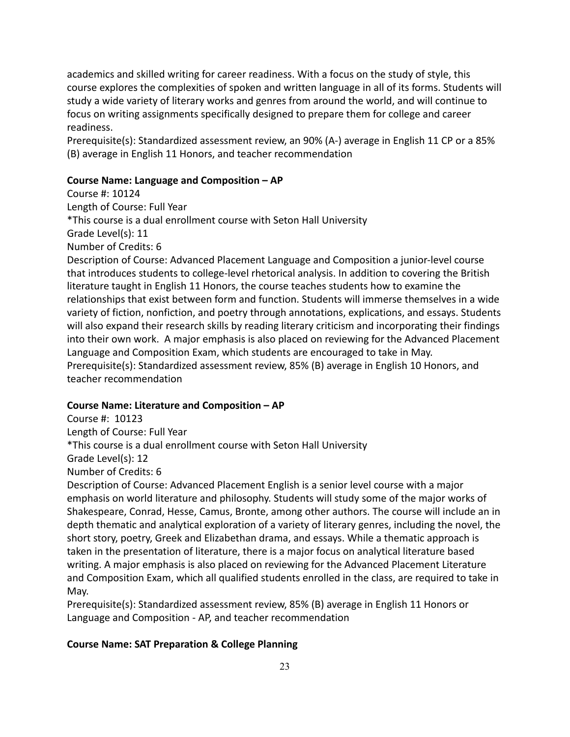academics and skilled writing for career readiness. With a focus on the study of style, this course explores the complexities of spoken and written language in all of its forms. Students will study a wide variety of literary works and genres from around the world, and will continue to focus on writing assignments specifically designed to prepare them for college and career readiness.
Prerequisite(s): Standardized assessment review, an 90% (A-) average in English 11 CP or a 85% (B) average in English 11 Honors, and teacher recommendation

**Course Name: Language and Composition – AP**
Course #: 10124
Length of Course: Full Year
*This course is a dual enrollment course with Seton Hall University
Grade Level(s): 11
Number of Credits: 6
Description of Course: Advanced Placement Language and Composition a junior-level course that introduces students to college-level rhetorical analysis. In addition to covering the British literature taught in English 11 Honors, the course teaches students how to examine the relationships that exist between form and function. Students will immerse themselves in a wide variety of fiction, nonfiction, and poetry through annotations, explications, and essays. Students will also expand their research skills by reading literary criticism and incorporating their findings into their own work. A major emphasis is also placed on reviewing for the Advanced Placement Language and Composition Exam, which students are encouraged to take in May.
Prerequisite(s): Standardized assessment review, 85% (B) average in English 10 Honors, and teacher recommendation

**Course Name: Literature and Composition – AP**
Course #: 10123
Length of Course: Full Year
*This course is a dual enrollment course with Seton Hall University
Grade Level(s): 12
Number of Credits: 6
Description of Course: Advanced Placement English is a senior level course with a major emphasis on world literature and philosophy. Students will study some of the major works of Shakespeare, Conrad, Hesse, Camus, Bronte, among other authors. The course will include an in depth thematic and analytical exploration of a variety of literary genres, including the novel, the short story, poetry, Greek and Elizabethan drama, and essays. While a thematic approach is taken in the presentation of literature, there is a major focus on analytical literature based writing. A major emphasis is also placed on reviewing for the Advanced Placement Literature and Composition Exam, which all qualified students enrolled in the class, are required to take in May.
Prerequisite(s): Standardized assessment review, 85% (B) average in English 11 Honors or Language and Composition - AP, and teacher recommendation

**Course Name: SAT Preparation & College Planning**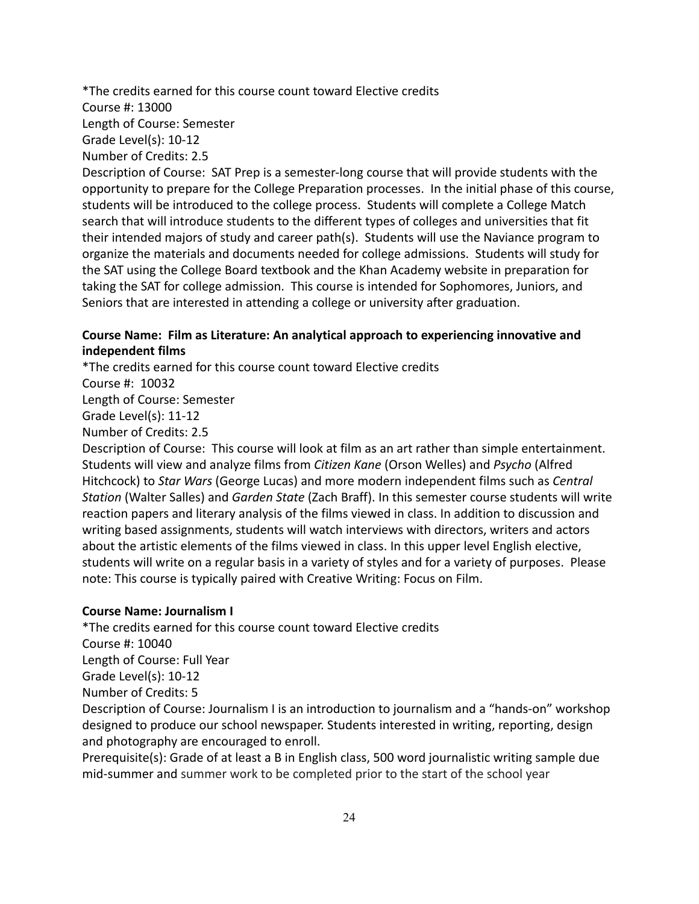*The credits earned for this course count toward Elective credits
Course #: 13000
Length of Course: Semester
Grade Level(s): 10-12
Number of Credits: 2.5
Description of Course: SAT Prep is a semester-long course that will provide students with the opportunity to prepare for the College Preparation processes. In the initial phase of this course, students will be introduced to the college process. Students will complete a College Match search that will introduce students to the different types of colleges and universities that fit their intended majors of study and career path(s). Students will use the Naviance program to organize the materials and documents needed for college admissions. Students will study for the SAT using the College Board textbook and the Khan Academy website in preparation for taking the SAT for college admission. This course is intended for Sophomores, Juniors, and Seniors that are interested in attending a college or university after graduation.

**Course Name: Film as Literature: An analytical approach to experiencing innovative and independent films**

*The credits earned for this course count toward Elective credits
Course #: 10032
Length of Course: Semester
Grade Level(s): 11-12
Number of Credits: 2.5
Description of Course: This course will look at film as an art rather than simple entertainment. Students will view and analyze films from *Citizen Kane* (Orson Welles) and *Psycho* (Alfred Hitchcock) to *Star Wars* (George Lucas) and more modern independent films such as *Central Station* (Walter Salles) and *Garden State* (Zach Braff). In this semester course students will write reaction papers and literary analysis of the films viewed in class. In addition to discussion and writing based assignments, students will watch interviews with directors, writers and actors about the artistic elements of the films viewed in class. In this upper level English elective, students will write on a regular basis in a variety of styles and for a variety of purposes. Please note: This course is typically paired with Creative Writing: Focus on Film.

**Course Name: Journalism I**

*The credits earned for this course count toward Elective credits
Course #: 10040
Length of Course: Full Year
Grade Level(s): 10-12
Number of Credits: 5
Description of Course: Journalism I is an introduction to journalism and a "hands-on" workshop designed to produce our school newspaper. Students interested in writing, reporting, design and photography are encouraged to enroll.
Prerequisite(s): Grade of at least a B in English class, 500 word journalistic writing sample due mid-summer and summer work to be completed prior to the start of the school year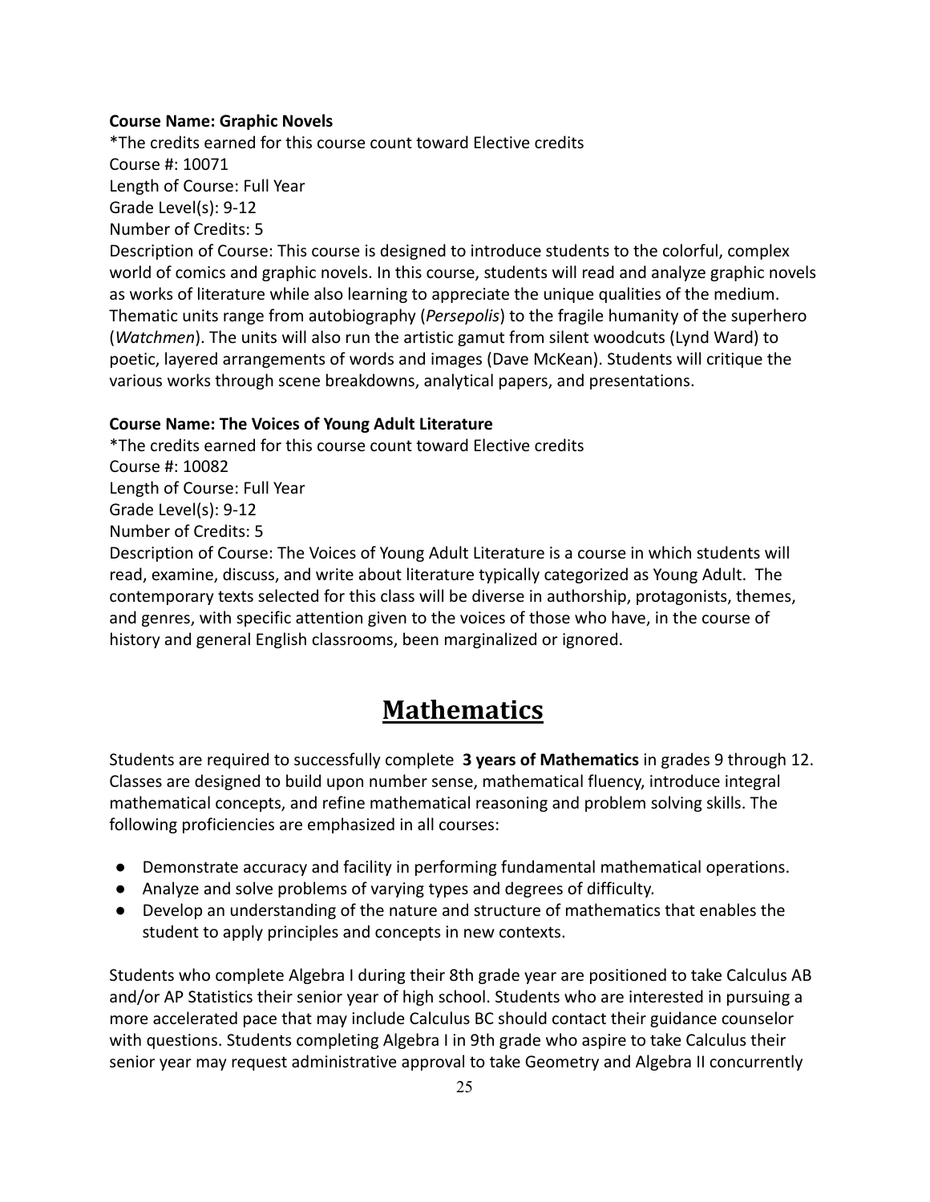**Course Name: Graphic Novels**

*The credits earned for this course count toward Elective credits
Course #: 10071
Length of Course: Full Year
Grade Level(s): 9-12
Number of Credits: 5
Description of Course: This course is designed to introduce students to the colorful, complex world of comics and graphic novels. In this course, students will read and analyze graphic novels as works of literature while also learning to appreciate the unique qualities of the medium. Thematic units range from autobiography (*Persepolis*) to the fragile humanity of the superhero (*Watchmen*). The units will also run the artistic gamut from silent woodcuts (Lynd Ward) to poetic, layered arrangements of words and images (Dave McKean). Students will critique the various works through scene breakdowns, analytical papers, and presentations.

**Course Name: The Voices of Young Adult Literature**

*The credits earned for this course count toward Elective credits
Course #: 10082
Length of Course: Full Year
Grade Level(s): 9-12
Number of Credits: 5
Description of Course: The Voices of Young Adult Literature is a course in which students will read, examine, discuss, and write about literature typically categorized as Young Adult. The contemporary texts selected for this class will be diverse in authorship, protagonists, themes, and genres, with specific attention given to the voices of those who have, in the course of history and general English classrooms, been marginalized or ignored.

# Mathematics

Students are required to successfully complete **3 years of Mathematics** in grades 9 through 12. Classes are designed to build upon number sense, mathematical fluency, introduce integral mathematical concepts, and refine mathematical reasoning and problem solving skills. The following proficiencies are emphasized in all courses:

- Demonstrate accuracy and facility in performing fundamental mathematical operations.
- Analyze and solve problems of varying types and degrees of difficulty.
- Develop an understanding of the nature and structure of mathematics that enables the student to apply principles and concepts in new contexts.

Students who complete Algebra I during their 8th grade year are positioned to take Calculus AB and/or AP Statistics their senior year of high school. Students who are interested in pursuing a more accelerated pace that may include Calculus BC should contact their guidance counselor with questions. Students completing Algebra I in 9th grade who aspire to take Calculus their senior year may request administrative approval to take Geometry and Algebra II concurrently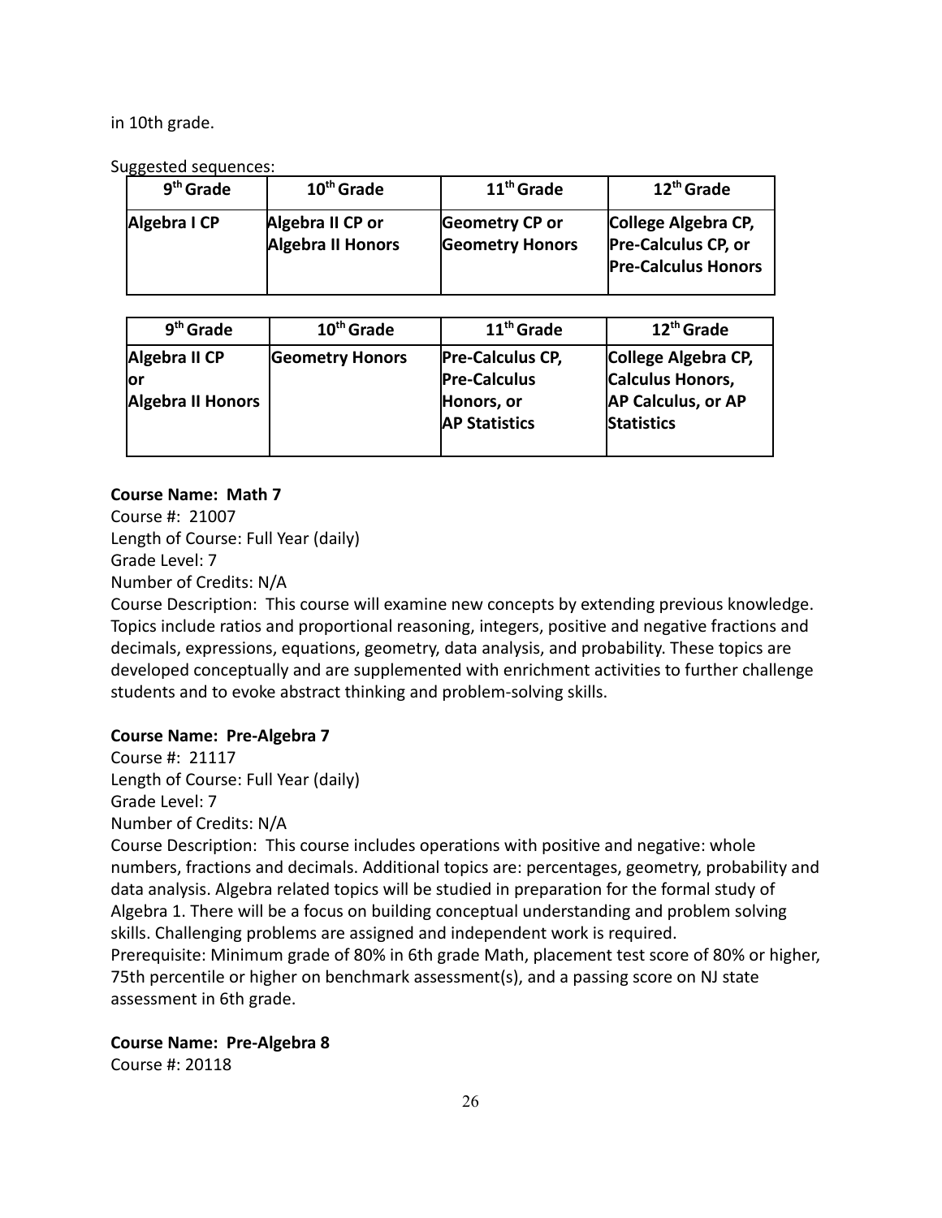in 10th grade.

Suggested sequences:

| 9th Grade | 10th Grade | 11th Grade | 12th Grade |
|---|---|---|---|
| **Algebra I CP** | **Algebra II CP or Algebra II Honors** | **Geometry CP or Geometry Honors** | **College Algebra CP, Pre-Calculus CP, or Pre-Calculus Honors** |

| 9th Grade | 10th Grade | 11th Grade | 12th Grade |
|---|---|---|---|
| **Algebra II CP or Algebra II Honors** | **Geometry Honors** | **Pre-Calculus CP, Pre-Calculus Honors, or AP Statistics** | **College Algebra CP, Calculus Honors, AP Calculus, or AP Statistics** |

**Course Name: Math 7**

Course #: 21007

Length of Course: Full Year (daily)

Grade Level: 7

Number of Credits: N/A

Course Description: This course will examine new concepts by extending previous knowledge. Topics include ratios and proportional reasoning, integers, positive and negative fractions and decimals, expressions, equations, geometry, data analysis, and probability. These topics are developed conceptually and are supplemented with enrichment activities to further challenge students and to evoke abstract thinking and problem-solving skills.

**Course Name: Pre-Algebra 7**

Course #: 21117

Length of Course: Full Year (daily)

Grade Level: 7

Number of Credits: N/A

Course Description: This course includes operations with positive and negative: whole numbers, fractions and decimals. Additional topics are: percentages, geometry, probability and data analysis. Algebra related topics will be studied in preparation for the formal study of Algebra 1. There will be a focus on building conceptual understanding and problem solving skills. Challenging problems are assigned and independent work is required.

Prerequisite: Minimum grade of 80% in 6th grade Math, placement test score of 80% or higher, 75th percentile or higher on benchmark assessment(s), and a passing score on NJ state assessment in 6th grade.

**Course Name: Pre-Algebra 8**

Course #: 20118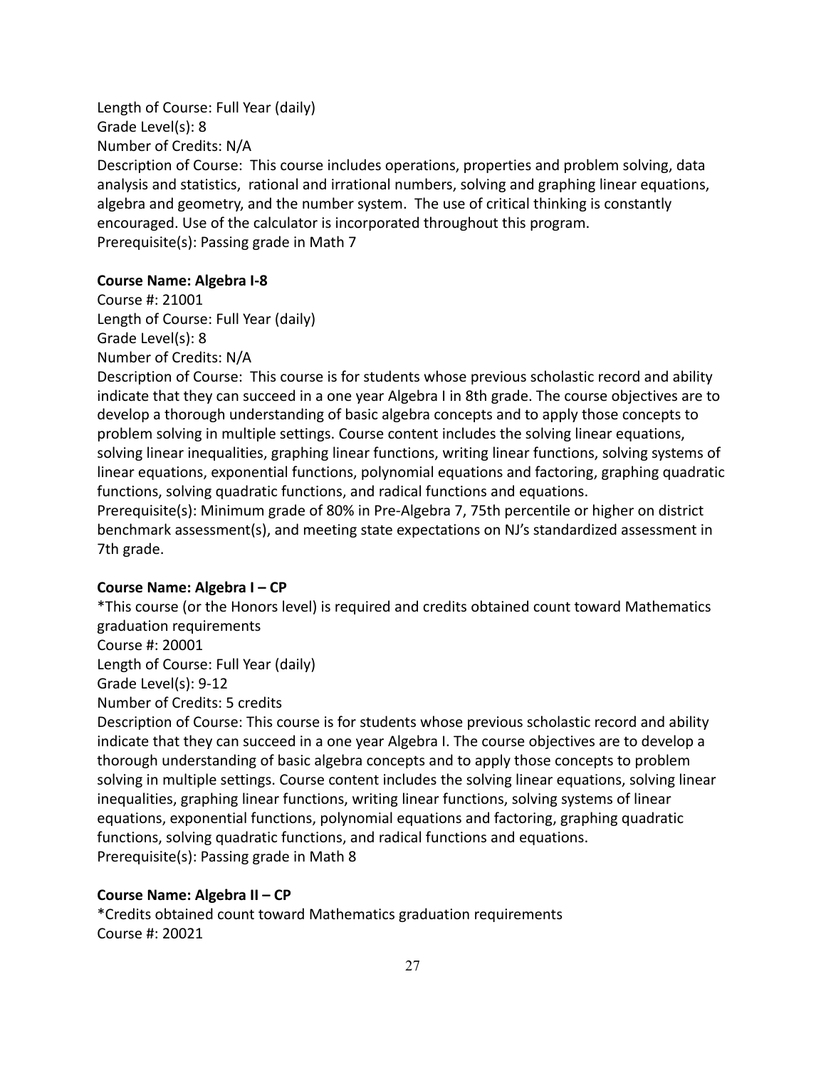Length of Course: Full Year (daily)
Grade Level(s): 8
Number of Credits: N/A
Description of Course: This course includes operations, properties and problem solving, data analysis and statistics, rational and irrational numbers, solving and graphing linear equations, algebra and geometry, and the number system. The use of critical thinking is constantly encouraged. Use of the calculator is incorporated throughout this program.
Prerequisite(s): Passing grade in Math 7

**Course Name: Algebra I-8**
Course #: 21001
Length of Course: Full Year (daily)
Grade Level(s): 8
Number of Credits: N/A
Description of Course: This course is for students whose previous scholastic record and ability indicate that they can succeed in a one year Algebra I in 8th grade. The course objectives are to develop a thorough understanding of basic algebra concepts and to apply those concepts to problem solving in multiple settings. Course content includes the solving linear equations, solving linear inequalities, graphing linear functions, writing linear functions, solving systems of linear equations, exponential functions, polynomial equations and factoring, graphing quadratic functions, solving quadratic functions, and radical functions and equations.
Prerequisite(s): Minimum grade of 80% in Pre-Algebra 7, 75th percentile or higher on district benchmark assessment(s), and meeting state expectations on NJ's standardized assessment in 7th grade.

**Course Name: Algebra I – CP**
*This course (or the Honors level) is required and credits obtained count toward Mathematics graduation requirements
Course #: 20001
Length of Course: Full Year (daily)
Grade Level(s): 9-12
Number of Credits: 5 credits
Description of Course: This course is for students whose previous scholastic record and ability indicate that they can succeed in a one year Algebra I. The course objectives are to develop a thorough understanding of basic algebra concepts and to apply those concepts to problem solving in multiple settings. Course content includes the solving linear equations, solving linear inequalities, graphing linear functions, writing linear functions, solving systems of linear equations, exponential functions, polynomial equations and factoring, graphing quadratic functions, solving quadratic functions, and radical functions and equations.
Prerequisite(s): Passing grade in Math 8

**Course Name: Algebra II – CP**
*Credits obtained count toward Mathematics graduation requirements
Course #: 20021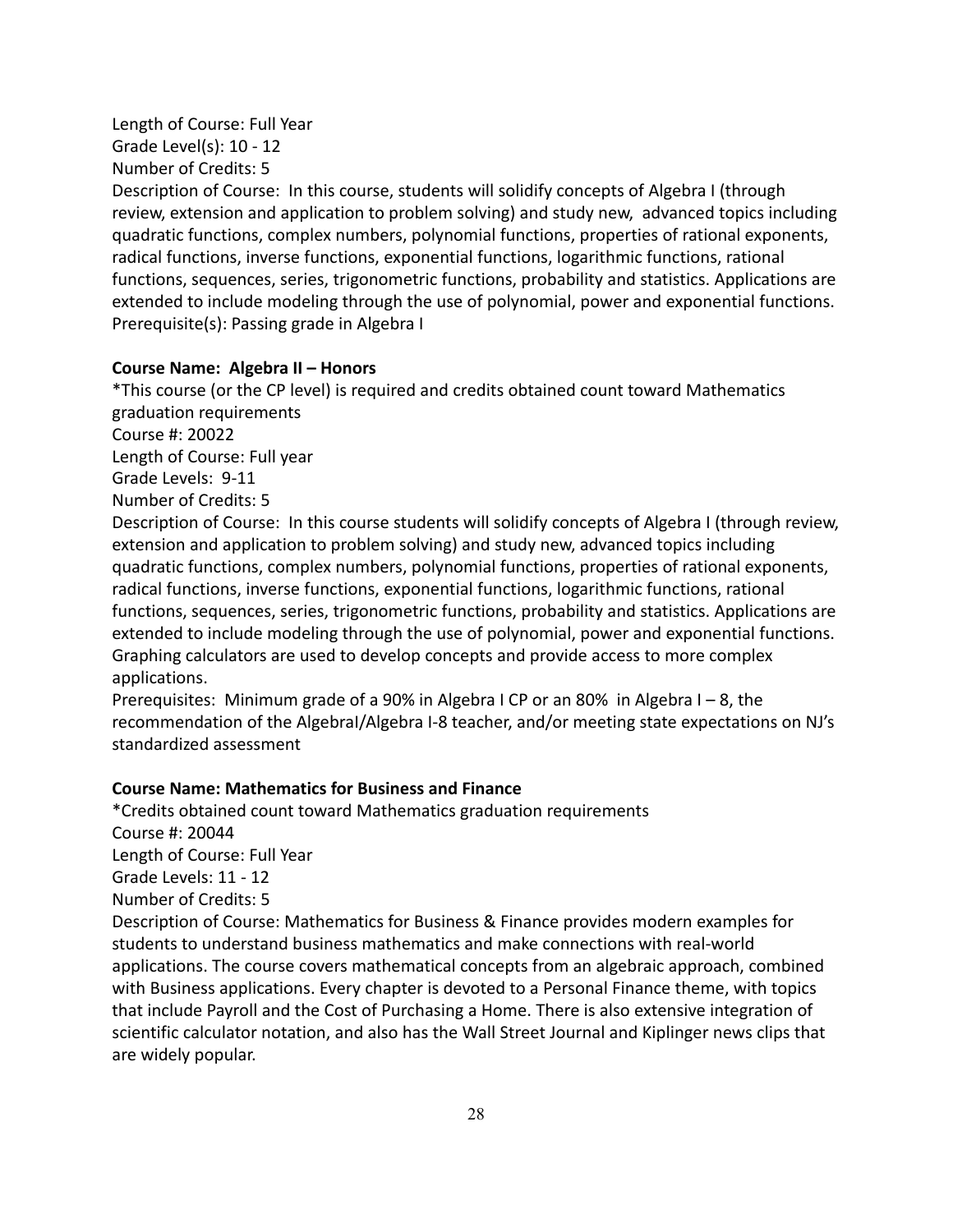Length of Course: Full Year
Grade Level(s): 10 - 12
Number of Credits: 5
Description of Course: In this course, students will solidify concepts of Algebra I (through review, extension and application to problem solving) and study new, advanced topics including quadratic functions, complex numbers, polynomial functions, properties of rational exponents, radical functions, inverse functions, exponential functions, logarithmic functions, rational functions, sequences, series, trigonometric functions, probability and statistics. Applications are extended to include modeling through the use of polynomial, power and exponential functions.
Prerequisite(s): Passing grade in Algebra I

**Course Name: Algebra II – Honors**
*This course (or the CP level) is required and credits obtained count toward Mathematics graduation requirements
Course #: 20022
Length of Course: Full year
Grade Levels: 9-11
Number of Credits: 5
Description of Course: In this course students will solidify concepts of Algebra I (through review, extension and application to problem solving) and study new, advanced topics including quadratic functions, complex numbers, polynomial functions, properties of rational exponents, radical functions, inverse functions, exponential functions, logarithmic functions, rational functions, sequences, series, trigonometric functions, probability and statistics. Applications are extended to include modeling through the use of polynomial, power and exponential functions. Graphing calculators are used to develop concepts and provide access to more complex applications.
Prerequisites: Minimum grade of a 90% in Algebra I CP or an 80% in Algebra I – 8, the recommendation of the AlgebraI/Algebra I-8 teacher, and/or meeting state expectations on NJ's standardized assessment

**Course Name: Mathematics for Business and Finance**
*Credits obtained count toward Mathematics graduation requirements
Course #: 20044
Length of Course: Full Year
Grade Levels: 11 - 12
Number of Credits: 5
Description of Course: Mathematics for Business & Finance provides modern examples for students to understand business mathematics and make connections with real-world applications. The course covers mathematical concepts from an algebraic approach, combined with Business applications. Every chapter is devoted to a Personal Finance theme, with topics that include Payroll and the Cost of Purchasing a Home. There is also extensive integration of scientific calculator notation, and also has the Wall Street Journal and Kiplinger news clips that are widely popular.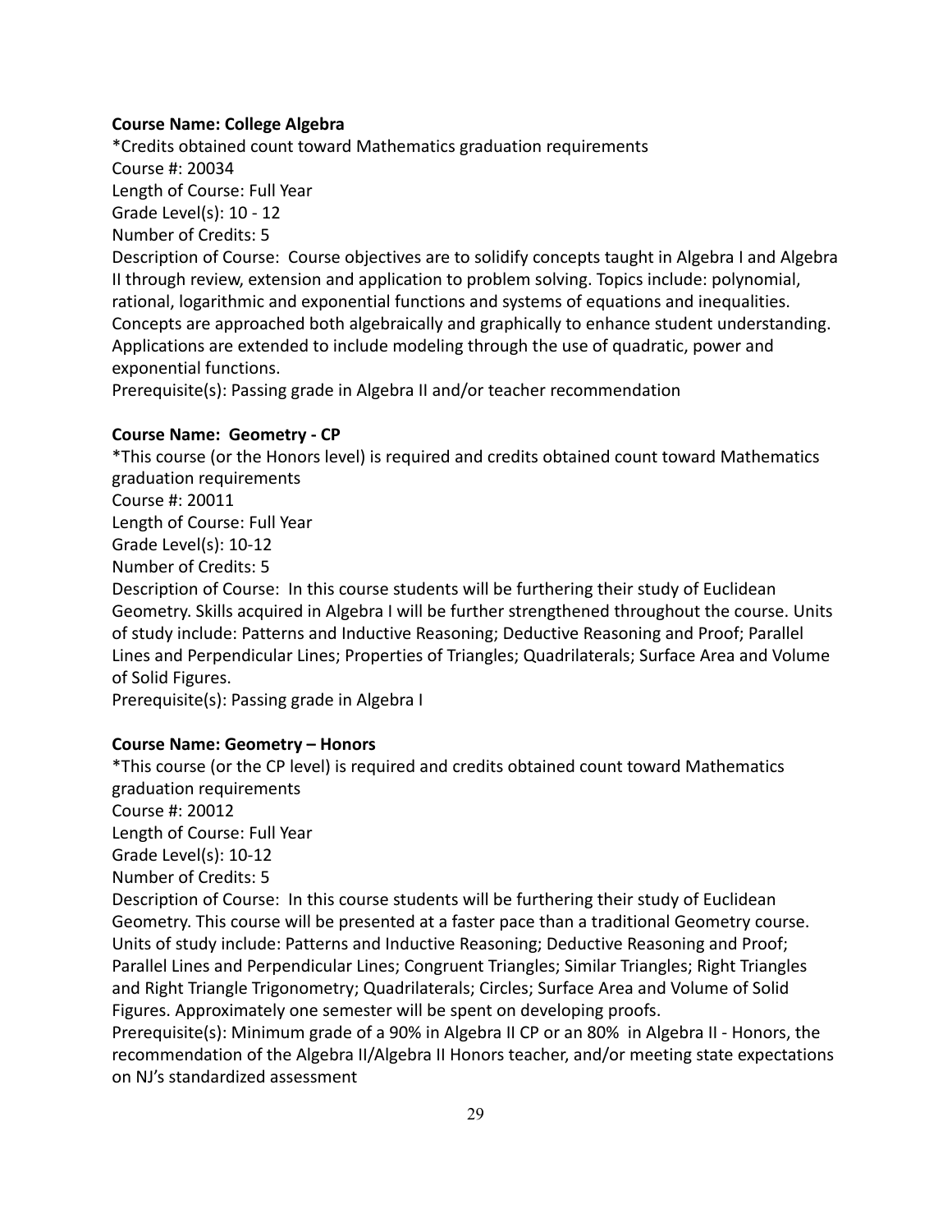**Course Name: College Algebra**

*Credits obtained count toward Mathematics graduation requirements
Course #: 20034
Length of Course: Full Year
Grade Level(s): 10 - 12
Number of Credits: 5
Description of Course: Course objectives are to solidify concepts taught in Algebra I and Algebra II through review, extension and application to problem solving. Topics include: polynomial, rational, logarithmic and exponential functions and systems of equations and inequalities. Concepts are approached both algebraically and graphically to enhance student understanding. Applications are extended to include modeling through the use of quadratic, power and exponential functions.
Prerequisite(s): Passing grade in Algebra II and/or teacher recommendation

**Course Name: Geometry - CP**

*This course (or the Honors level) is required and credits obtained count toward Mathematics graduation requirements
Course #: 20011
Length of Course: Full Year
Grade Level(s): 10-12
Number of Credits: 5
Description of Course: In this course students will be furthering their study of Euclidean Geometry. Skills acquired in Algebra I will be further strengthened throughout the course. Units of study include: Patterns and Inductive Reasoning; Deductive Reasoning and Proof; Parallel Lines and Perpendicular Lines; Properties of Triangles; Quadrilaterals; Surface Area and Volume of Solid Figures.
Prerequisite(s): Passing grade in Algebra I

**Course Name: Geometry – Honors**

*This course (or the CP level) is required and credits obtained count toward Mathematics graduation requirements
Course #: 20012
Length of Course: Full Year
Grade Level(s): 10-12
Number of Credits: 5
Description of Course: In this course students will be furthering their study of Euclidean Geometry. This course will be presented at a faster pace than a traditional Geometry course. Units of study include: Patterns and Inductive Reasoning; Deductive Reasoning and Proof; Parallel Lines and Perpendicular Lines; Congruent Triangles; Similar Triangles; Right Triangles and Right Triangle Trigonometry; Quadrilaterals; Circles; Surface Area and Volume of Solid Figures. Approximately one semester will be spent on developing proofs.
Prerequisite(s): Minimum grade of a 90% in Algebra II CP or an 80% in Algebra II - Honors, the recommendation of the Algebra II/Algebra II Honors teacher, and/or meeting state expectations on NJ's standardized assessment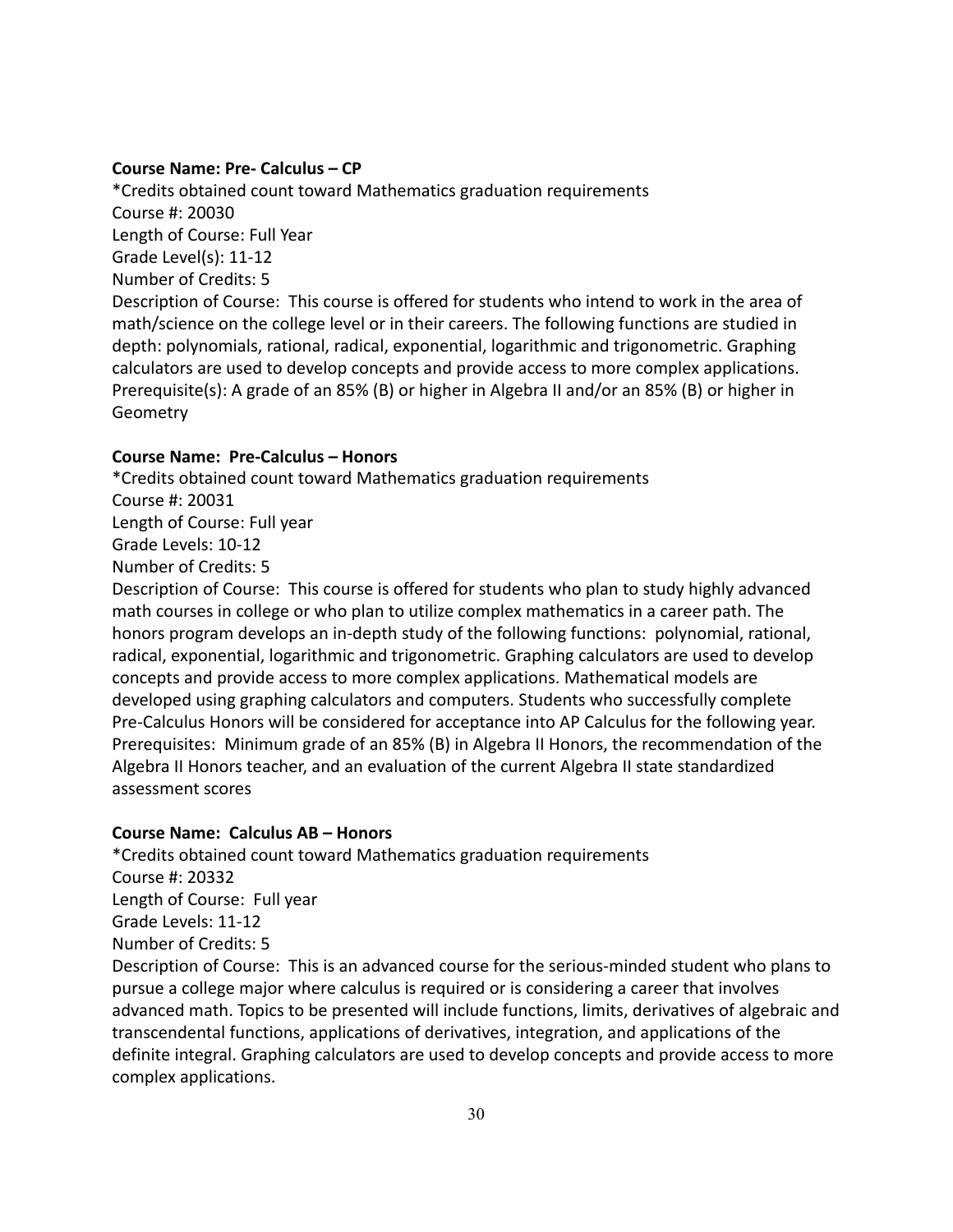**Course Name: Pre- Calculus – CP**

*Credits obtained count toward Mathematics graduation requirements

Course #: 20030

Length of Course: Full Year

Grade Level(s): 11-12

Number of Credits: 5

Description of Course: This course is offered for students who intend to work in the area of math/science on the college level or in their careers. The following functions are studied in depth: polynomials, rational, radical, exponential, logarithmic and trigonometric. Graphing calculators are used to develop concepts and provide access to more complex applications.

Prerequisite(s): A grade of an 85% (B) or higher in Algebra II and/or an 85% (B) or higher in Geometry

**Course Name: Pre-Calculus – Honors**

*Credits obtained count toward Mathematics graduation requirements

Course #: 20031

Length of Course: Full year

Grade Levels: 10-12

Number of Credits: 5

Description of Course: This course is offered for students who plan to study highly advanced math courses in college or who plan to utilize complex mathematics in a career path. The honors program develops an in-depth study of the following functions: polynomial, rational, radical, exponential, logarithmic and trigonometric. Graphing calculators are used to develop concepts and provide access to more complex applications. Mathematical models are developed using graphing calculators and computers. Students who successfully complete Pre-Calculus Honors will be considered for acceptance into AP Calculus for the following year.

Prerequisites: Minimum grade of an 85% (B) in Algebra II Honors, the recommendation of the Algebra II Honors teacher, and an evaluation of the current Algebra II state standardized assessment scores

**Course Name: Calculus AB – Honors**

*Credits obtained count toward Mathematics graduation requirements

Course #: 20332

Length of Course: Full year

Grade Levels: 11-12

Number of Credits: 5

Description of Course: This is an advanced course for the serious-minded student who plans to pursue a college major where calculus is required or is considering a career that involves advanced math. Topics to be presented will include functions, limits, derivatives of algebraic and transcendental functions, applications of derivatives, integration, and applications of the definite integral. Graphing calculators are used to develop concepts and provide access to more complex applications.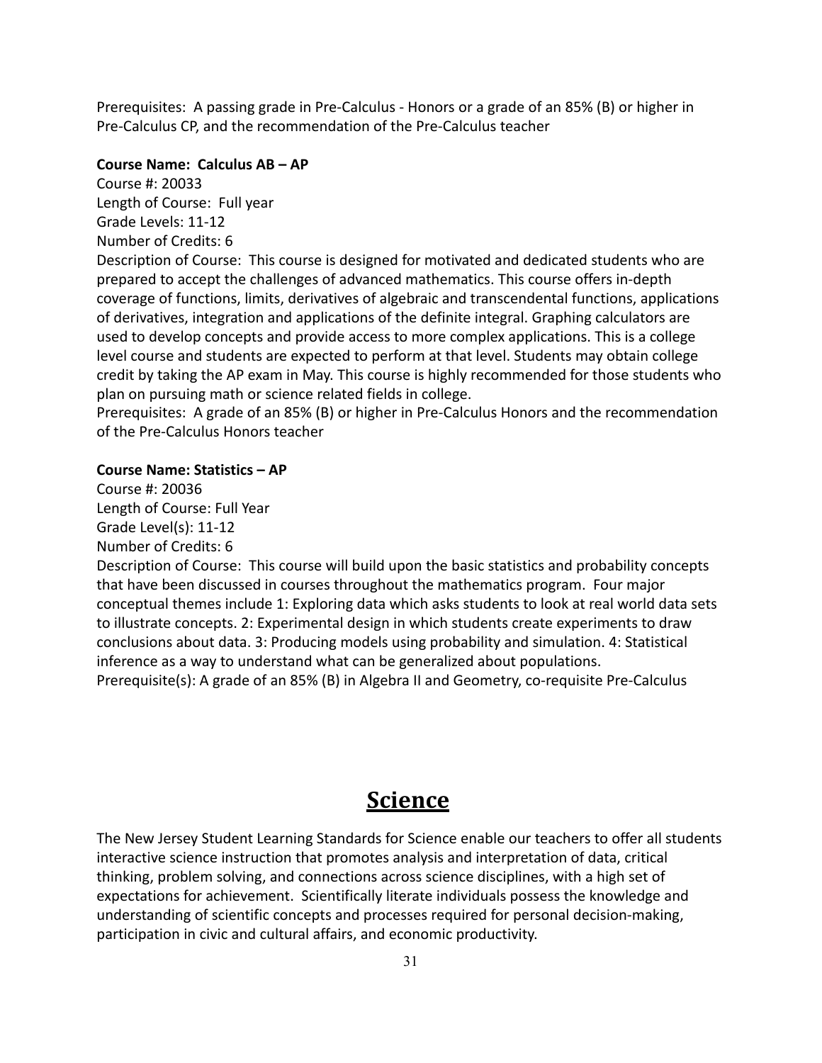Prerequisites: A passing grade in Pre-Calculus - Honors or a grade of an 85% (B) or higher in Pre-Calculus CP, and the recommendation of the Pre-Calculus teacher

**Course Name: Calculus AB – AP**
Course #: 20033
Length of Course: Full year
Grade Levels: 11-12
Number of Credits: 6
Description of Course: This course is designed for motivated and dedicated students who are prepared to accept the challenges of advanced mathematics. This course offers in-depth coverage of functions, limits, derivatives of algebraic and transcendental functions, applications of derivatives, integration and applications of the definite integral. Graphing calculators are used to develop concepts and provide access to more complex applications. This is a college level course and students are expected to perform at that level. Students may obtain college credit by taking the AP exam in May. This course is highly recommended for those students who plan on pursuing math or science related fields in college.
Prerequisites: A grade of an 85% (B) or higher in Pre-Calculus Honors and the recommendation of the Pre-Calculus Honors teacher

**Course Name: Statistics – AP**
Course #: 20036
Length of Course: Full Year
Grade Level(s): 11-12
Number of Credits: 6
Description of Course: This course will build upon the basic statistics and probability concepts that have been discussed in courses throughout the mathematics program. Four major conceptual themes include 1: Exploring data which asks students to look at real world data sets to illustrate concepts. 2: Experimental design in which students create experiments to draw conclusions about data. 3: Producing models using probability and simulation. 4: Statistical inference as a way to understand what can be generalized about populations.
Prerequisite(s): A grade of an 85% (B) in Algebra II and Geometry, co-requisite Pre-Calculus

# Science

The New Jersey Student Learning Standards for Science enable our teachers to offer all students interactive science instruction that promotes analysis and interpretation of data, critical thinking, problem solving, and connections across science disciplines, with a high set of expectations for achievement. Scientifically literate individuals possess the knowledge and understanding of scientific concepts and processes required for personal decision-making, participation in civic and cultural affairs, and economic productivity.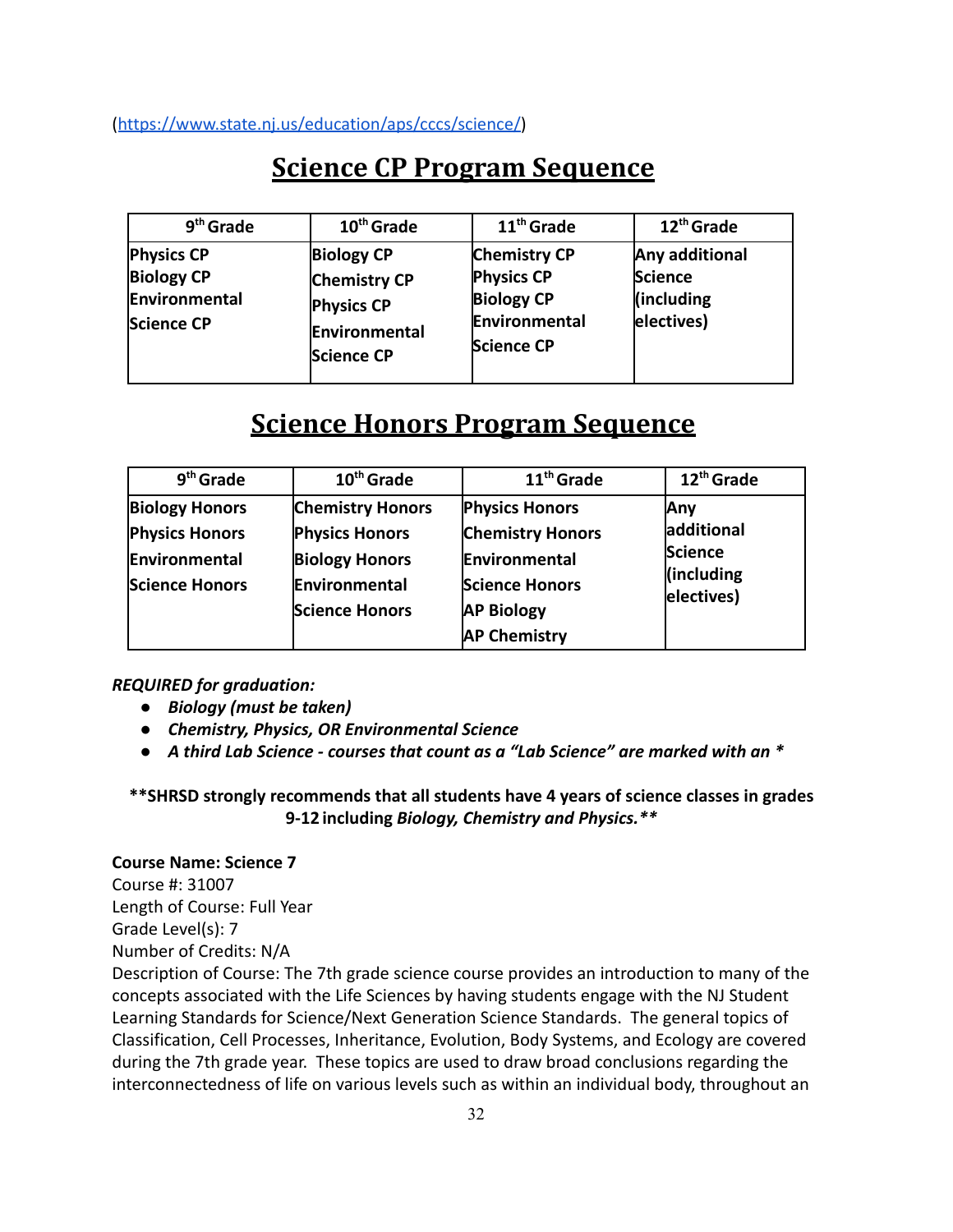(https://www.state.nj.us/education/aps/cccs/science/)

## Science CP Program Sequence

| 9th Grade | 10th Grade | 11th Grade | 12th Grade |
|---|---|---|---|
| Physics CP<br>Biology CP<br>Environmental Science CP | Biology CP<br>Chemistry CP<br>Physics CP<br>Environmental Science CP | Chemistry CP<br>Physics CP<br>Biology CP<br>Environmental Science CP | Any additional Science (including electives) |

## Science Honors Program Sequence

| 9th Grade | 10th Grade | 11th Grade | 12th Grade |
|---|---|---|---|
| Biology Honors<br>Physics Honors<br>Environmental Science Honors | Chemistry Honors<br>Physics Honors<br>Biology Honors<br>Environmental Science Honors | Physics Honors<br>Chemistry Honors<br>Environmental Science Honors<br>AP Biology<br>AP Chemistry | Any additional Science (including electives) |

***REQUIRED for graduation:***

- ***Biology (must be taken)***
- ***Chemistry, Physics, OR Environmental Science***
- ***A third Lab Science - courses that count as a "Lab Science" are marked with an \****

**\*\*SHRSD strongly recommends that all students have 4 years of science classes in grades 9-12 including *Biology, Chemistry and Physics.\*\****

**Course Name: Science 7**
Course #: 31007
Length of Course: Full Year
Grade Level(s): 7
Number of Credits: N/A
Description of Course: The 7th grade science course provides an introduction to many of the concepts associated with the Life Sciences by having students engage with the NJ Student Learning Standards for Science/Next Generation Science Standards. The general topics of Classification, Cell Processes, Inheritance, Evolution, Body Systems, and Ecology are covered during the 7th grade year. These topics are used to draw broad conclusions regarding the interconnectedness of life on various levels such as within an individual body, throughout an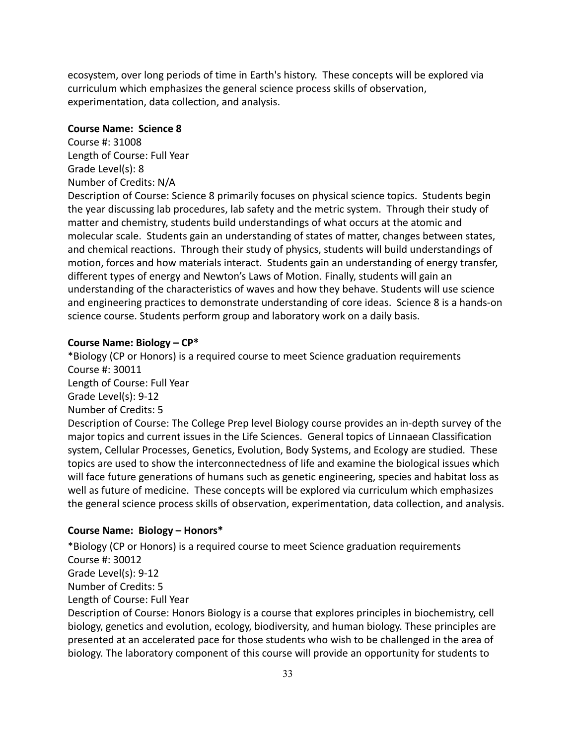ecosystem, over long periods of time in Earth's history. These concepts will be explored via curriculum which emphasizes the general science process skills of observation, experimentation, data collection, and analysis.

**Course Name: Science 8**

Course #: 31008
Length of Course: Full Year
Grade Level(s): 8
Number of Credits: N/A
Description of Course: Science 8 primarily focuses on physical science topics. Students begin the year discussing lab procedures, lab safety and the metric system. Through their study of matter and chemistry, students build understandings of what occurs at the atomic and molecular scale. Students gain an understanding of states of matter, changes between states, and chemical reactions. Through their study of physics, students will build understandings of motion, forces and how materials interact. Students gain an understanding of energy transfer, different types of energy and Newton's Laws of Motion. Finally, students will gain an understanding of the characteristics of waves and how they behave. Students will use science and engineering practices to demonstrate understanding of core ideas. Science 8 is a hands-on science course. Students perform group and laboratory work on a daily basis.

**Course Name: Biology – CP***

*Biology (CP or Honors) is a required course to meet Science graduation requirements
Course #: 30011
Length of Course: Full Year
Grade Level(s): 9-12
Number of Credits: 5
Description of Course: The College Prep level Biology course provides an in-depth survey of the major topics and current issues in the Life Sciences. General topics of Linnaean Classification system, Cellular Processes, Genetics, Evolution, Body Systems, and Ecology are studied. These topics are used to show the interconnectedness of life and examine the biological issues which will face future generations of humans such as genetic engineering, species and habitat loss as well as future of medicine. These concepts will be explored via curriculum which emphasizes the general science process skills of observation, experimentation, data collection, and analysis.

**Course Name: Biology – Honors***

*Biology (CP or Honors) is a required course to meet Science graduation requirements
Course #: 30012
Grade Level(s): 9-12
Number of Credits: 5
Length of Course: Full Year
Description of Course: Honors Biology is a course that explores principles in biochemistry, cell biology, genetics and evolution, ecology, biodiversity, and human biology. These principles are presented at an accelerated pace for those students who wish to be challenged in the area of biology. The laboratory component of this course will provide an opportunity for students to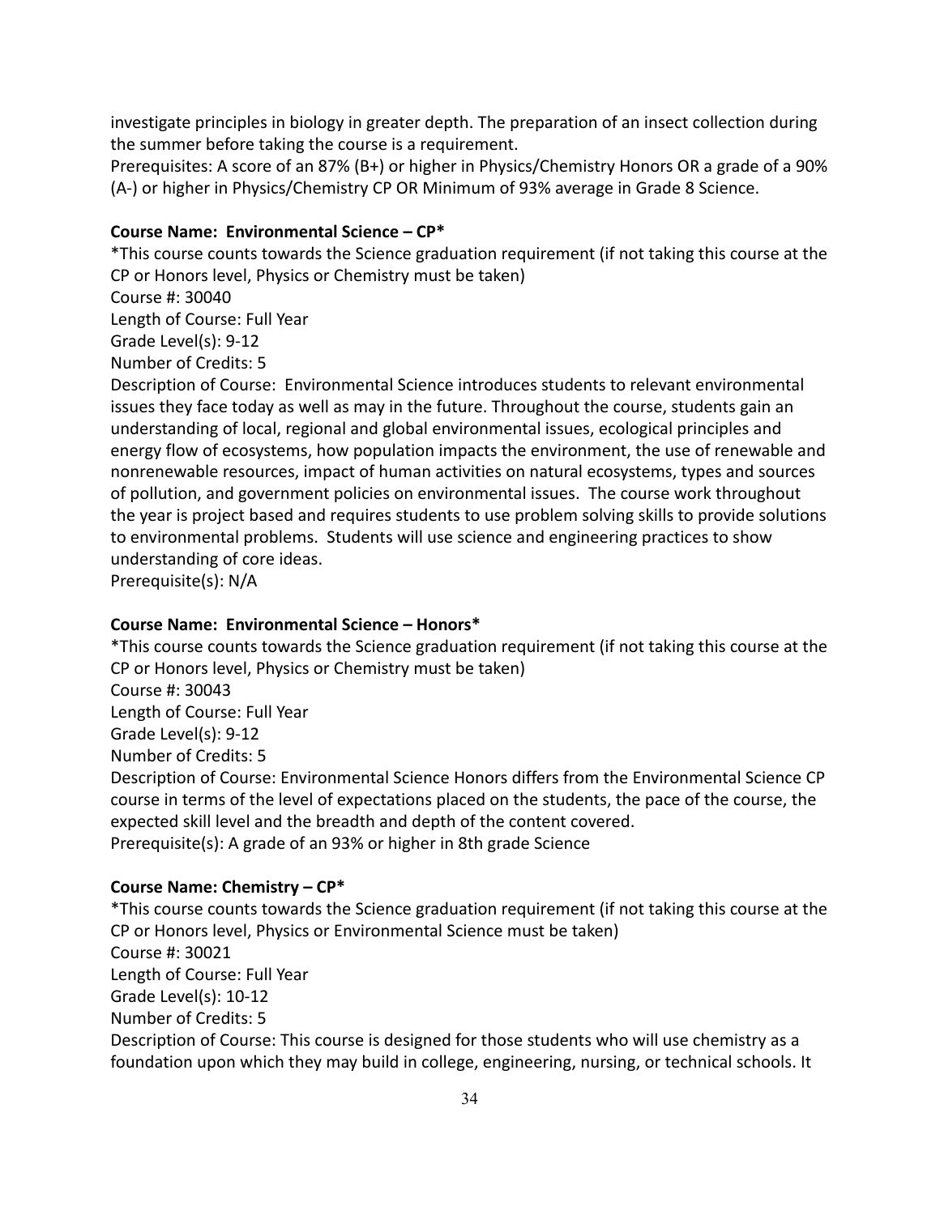investigate principles in biology in greater depth. The preparation of an insect collection during the summer before taking the course is a requirement.

Prerequisites: A score of an 87% (B+) or higher in Physics/Chemistry Honors OR a grade of a 90% (A-) or higher in Physics/Chemistry CP OR Minimum of 93% average in Grade 8 Science.

**Course Name: Environmental Science – CP***

*This course counts towards the Science graduation requirement (if not taking this course at the CP or Honors level, Physics or Chemistry must be taken)

Course #: 30040

Length of Course: Full Year

Grade Level(s): 9-12

Number of Credits: 5

Description of Course: Environmental Science introduces students to relevant environmental issues they face today as well as may in the future. Throughout the course, students gain an understanding of local, regional and global environmental issues, ecological principles and energy flow of ecosystems, how population impacts the environment, the use of renewable and nonrenewable resources, impact of human activities on natural ecosystems, types and sources of pollution, and government policies on environmental issues. The course work throughout the year is project based and requires students to use problem solving skills to provide solutions to environmental problems. Students will use science and engineering practices to show understanding of core ideas.

Prerequisite(s): N/A

**Course Name: Environmental Science – Honors***

*This course counts towards the Science graduation requirement (if not taking this course at the CP or Honors level, Physics or Chemistry must be taken)

Course #: 30043

Length of Course: Full Year

Grade Level(s): 9-12

Number of Credits: 5

Description of Course: Environmental Science Honors differs from the Environmental Science CP course in terms of the level of expectations placed on the students, the pace of the course, the expected skill level and the breadth and depth of the content covered.

Prerequisite(s): A grade of an 93% or higher in 8th grade Science

**Course Name: Chemistry – CP***

*This course counts towards the Science graduation requirement (if not taking this course at the CP or Honors level, Physics or Environmental Science must be taken)

Course #: 30021

Length of Course: Full Year

Grade Level(s): 10-12

Number of Credits: 5

Description of Course: This course is designed for those students who will use chemistry as a foundation upon which they may build in college, engineering, nursing, or technical schools. It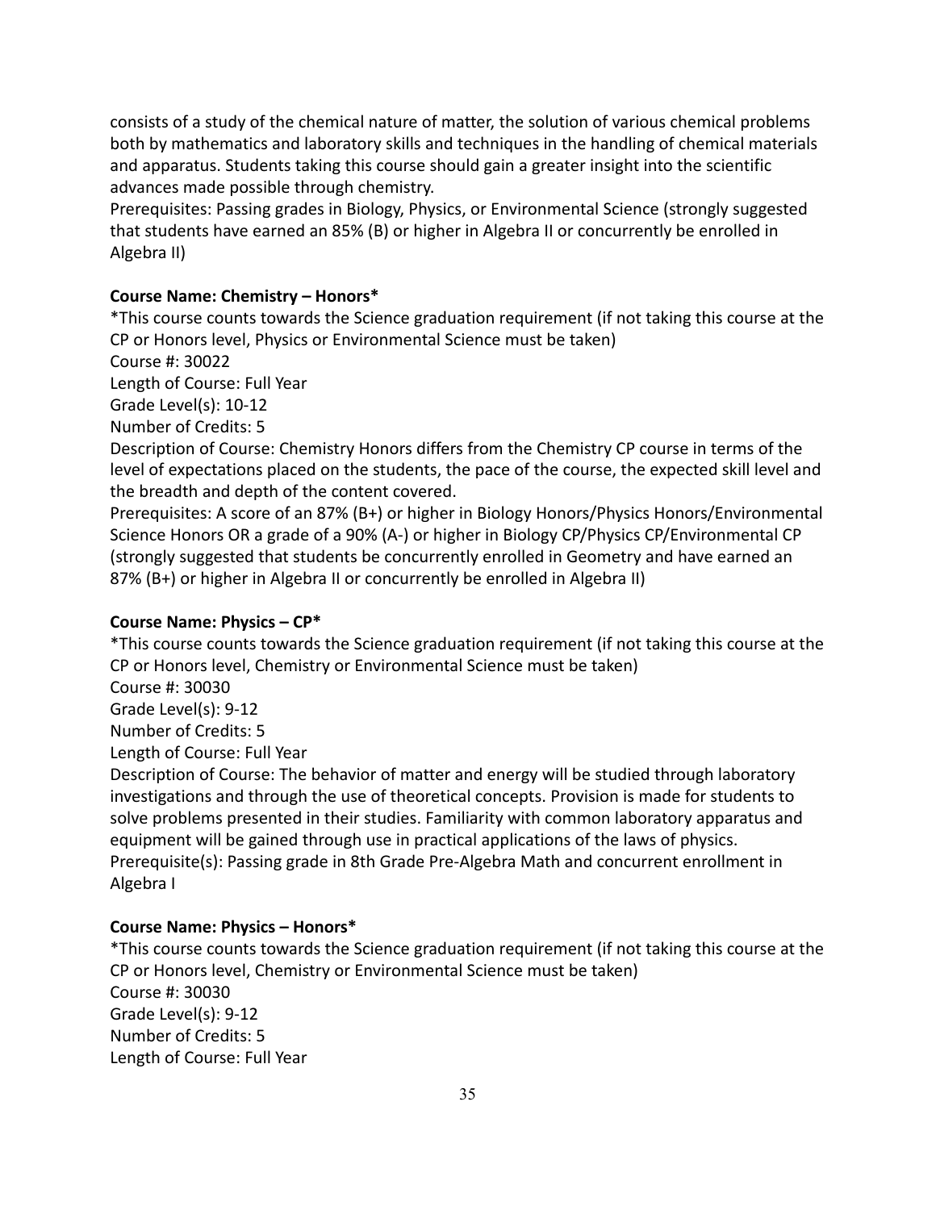consists of a study of the chemical nature of matter, the solution of various chemical problems both by mathematics and laboratory skills and techniques in the handling of chemical materials and apparatus. Students taking this course should gain a greater insight into the scientific advances made possible through chemistry.
Prerequisites: Passing grades in Biology, Physics, or Environmental Science (strongly suggested that students have earned an 85% (B) or higher in Algebra II or concurrently be enrolled in Algebra II)

**Course Name: Chemistry – Honors***

*This course counts towards the Science graduation requirement (if not taking this course at the CP or Honors level, Physics or Environmental Science must be taken)
Course #: 30022
Length of Course: Full Year
Grade Level(s): 10-12
Number of Credits: 5
Description of Course: Chemistry Honors differs from the Chemistry CP course in terms of the level of expectations placed on the students, the pace of the course, the expected skill level and the breadth and depth of the content covered.
Prerequisites: A score of an 87% (B+) or higher in Biology Honors/Physics Honors/Environmental Science Honors OR a grade of a 90% (A-) or higher in Biology CP/Physics CP/Environmental CP (strongly suggested that students be concurrently enrolled in Geometry and have earned an 87% (B+) or higher in Algebra II or concurrently be enrolled in Algebra II)

**Course Name: Physics – CP***

*This course counts towards the Science graduation requirement (if not taking this course at the CP or Honors level, Chemistry or Environmental Science must be taken)
Course #: 30030
Grade Level(s): 9-12
Number of Credits: 5
Length of Course: Full Year
Description of Course: The behavior of matter and energy will be studied through laboratory investigations and through the use of theoretical concepts. Provision is made for students to solve problems presented in their studies. Familiarity with common laboratory apparatus and equipment will be gained through use in practical applications of the laws of physics.
Prerequisite(s): Passing grade in 8th Grade Pre-Algebra Math and concurrent enrollment in Algebra I

**Course Name: Physics – Honors***

*This course counts towards the Science graduation requirement (if not taking this course at the CP or Honors level, Chemistry or Environmental Science must be taken)
Course #: 30030
Grade Level(s): 9-12
Number of Credits: 5
Length of Course: Full Year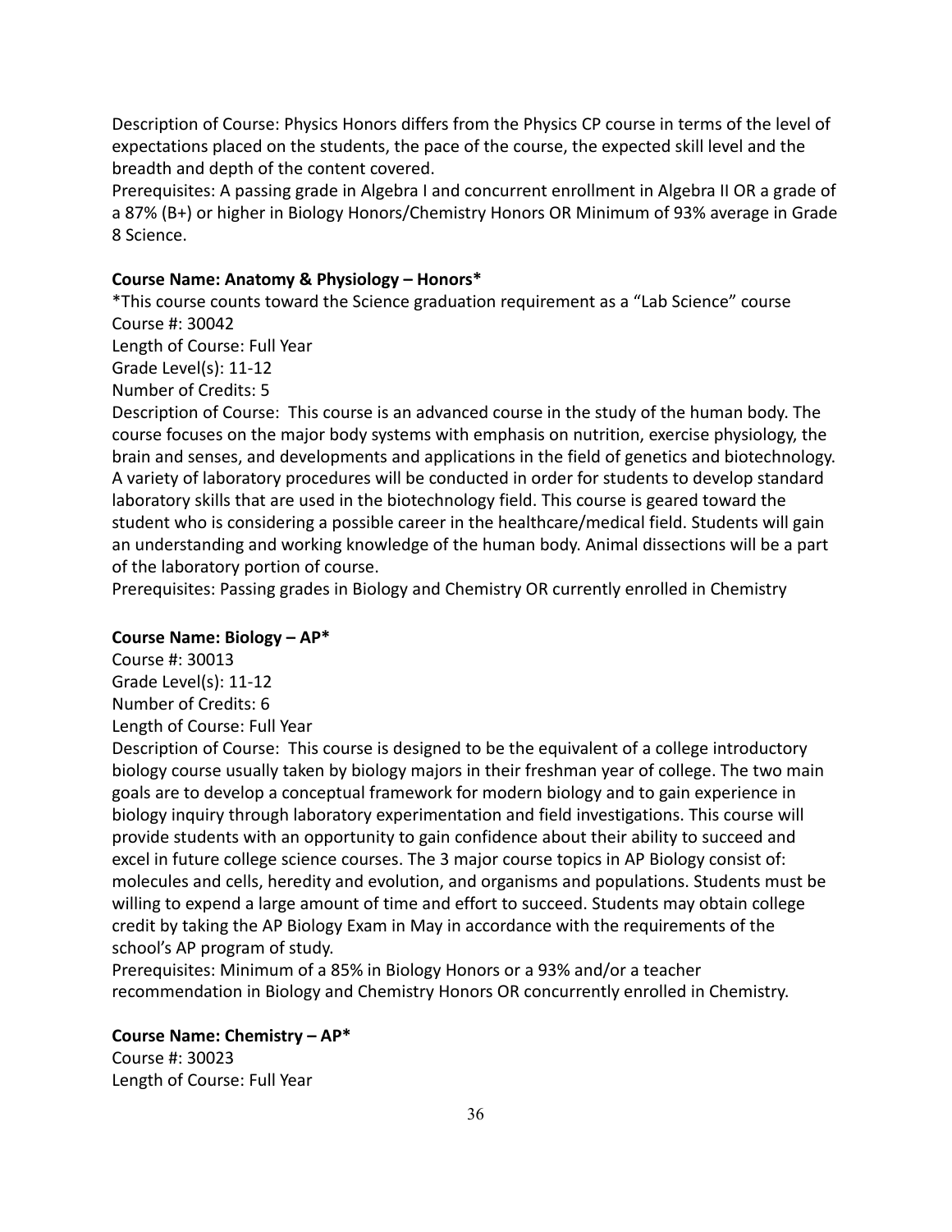Description of Course: Physics Honors differs from the Physics CP course in terms of the level of expectations placed on the students, the pace of the course, the expected skill level and the breadth and depth of the content covered.
Prerequisites: A passing grade in Algebra I and concurrent enrollment in Algebra II OR a grade of a 87% (B+) or higher in Biology Honors/Chemistry Honors OR Minimum of 93% average in Grade 8 Science.

**Course Name: Anatomy & Physiology – Honors***

*This course counts toward the Science graduation requirement as a "Lab Science" course
Course #: 30042
Length of Course: Full Year
Grade Level(s): 11-12
Number of Credits: 5
Description of Course: This course is an advanced course in the study of the human body. The course focuses on the major body systems with emphasis on nutrition, exercise physiology, the brain and senses, and developments and applications in the field of genetics and biotechnology. A variety of laboratory procedures will be conducted in order for students to develop standard laboratory skills that are used in the biotechnology field. This course is geared toward the student who is considering a possible career in the healthcare/medical field. Students will gain an understanding and working knowledge of the human body. Animal dissections will be a part of the laboratory portion of course.
Prerequisites: Passing grades in Biology and Chemistry OR currently enrolled in Chemistry

**Course Name: Biology – AP***

Course #: 30013
Grade Level(s): 11-12
Number of Credits: 6
Length of Course: Full Year
Description of Course: This course is designed to be the equivalent of a college introductory biology course usually taken by biology majors in their freshman year of college. The two main goals are to develop a conceptual framework for modern biology and to gain experience in biology inquiry through laboratory experimentation and field investigations. This course will provide students with an opportunity to gain confidence about their ability to succeed and excel in future college science courses. The 3 major course topics in AP Biology consist of: molecules and cells, heredity and evolution, and organisms and populations. Students must be willing to expend a large amount of time and effort to succeed. Students may obtain college credit by taking the AP Biology Exam in May in accordance with the requirements of the school's AP program of study.
Prerequisites: Minimum of a 85% in Biology Honors or a 93% and/or a teacher recommendation in Biology and Chemistry Honors OR concurrently enrolled in Chemistry.

**Course Name: Chemistry – AP***

Course #: 30023
Length of Course: Full Year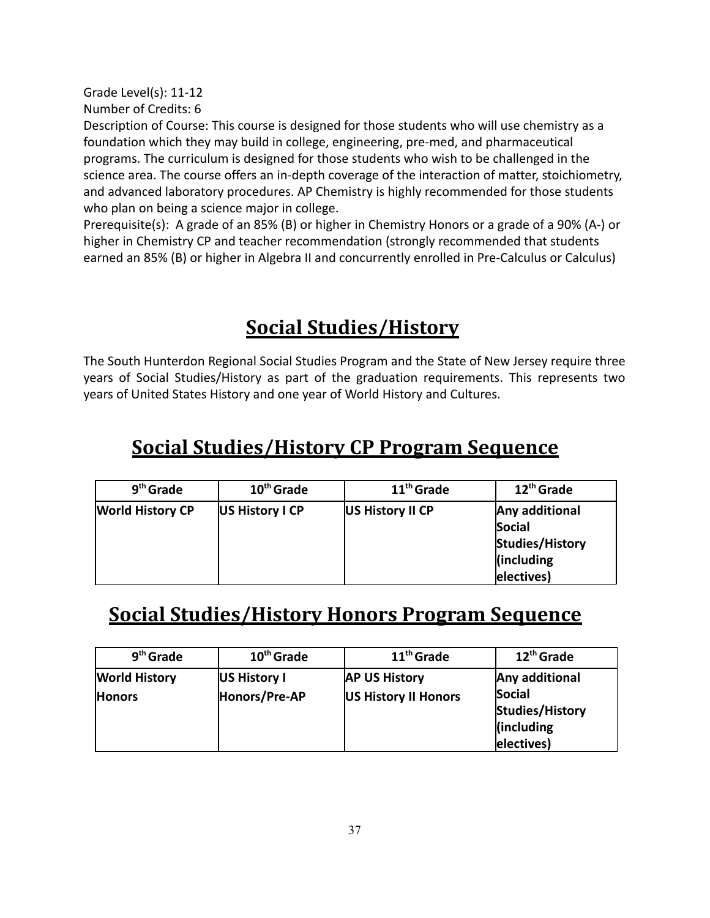Grade Level(s): 11-12
Number of Credits: 6
Description of Course: This course is designed for those students who will use chemistry as a foundation which they may build in college, engineering, pre-med, and pharmaceutical programs. The curriculum is designed for those students who wish to be challenged in the science area. The course offers an in-depth coverage of the interaction of matter, stoichiometry, and advanced laboratory procedures. AP Chemistry is highly recommended for those students who plan on being a science major in college.
Prerequisite(s): A grade of an 85% (B) or higher in Chemistry Honors or a grade of a 90% (A-) or higher in Chemistry CP and teacher recommendation (strongly recommended that students earned an 85% (B) or higher in Algebra II and concurrently enrolled in Pre-Calculus or Calculus)

# Social Studies/History

The South Hunterdon Regional Social Studies Program and the State of New Jersey require three years of Social Studies/History as part of the graduation requirements. This represents two years of United States History and one year of World History and Cultures.

## Social Studies/History CP Program Sequence

| 9th Grade | 10th Grade | 11th Grade | 12th Grade |
|---|---|---|---|
| **World History CP** | **US History I CP** | **US History II CP** | **Any additional Social Studies/History (including electives)** |

## Social Studies/History Honors Program Sequence

| 9th Grade | 10th Grade | 11th Grade | 12th Grade |
|---|---|---|---|
| **World History Honors** | **US History I Honors/Pre-AP** | **AP US History**<br>**US History II Honors** | **Any additional Social Studies/History (including electives)** |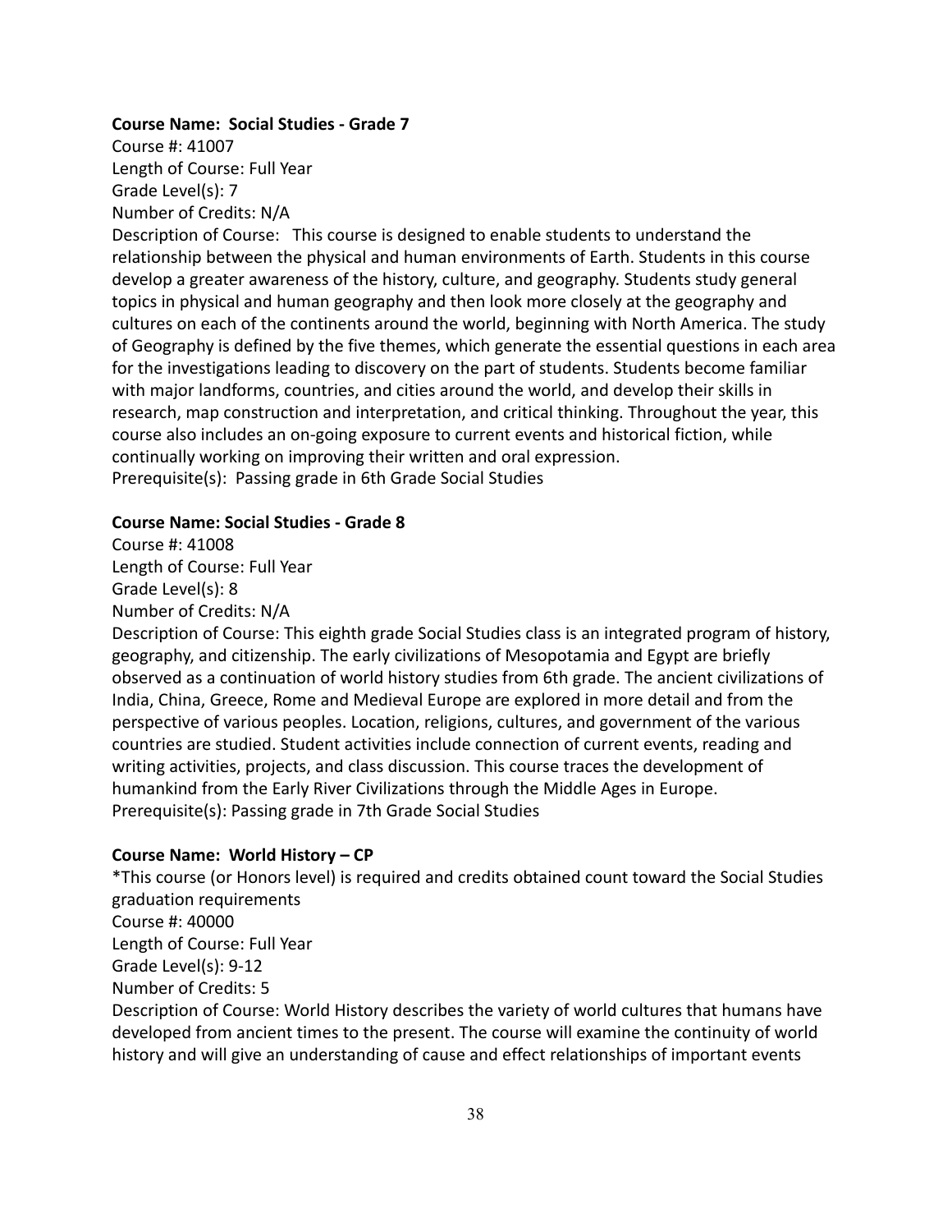**Course Name: Social Studies - Grade 7**

Course #: 41007
Length of Course: Full Year
Grade Level(s): 7
Number of Credits: N/A
Description of Course: This course is designed to enable students to understand the relationship between the physical and human environments of Earth. Students in this course develop a greater awareness of the history, culture, and geography. Students study general topics in physical and human geography and then look more closely at the geography and cultures on each of the continents around the world, beginning with North America. The study of Geography is defined by the five themes, which generate the essential questions in each area for the investigations leading to discovery on the part of students. Students become familiar with major landforms, countries, and cities around the world, and develop their skills in research, map construction and interpretation, and critical thinking. Throughout the year, this course also includes an on-going exposure to current events and historical fiction, while continually working on improving their written and oral expression.
Prerequisite(s): Passing grade in 6th Grade Social Studies

**Course Name: Social Studies - Grade 8**

Course #: 41008
Length of Course: Full Year
Grade Level(s): 8
Number of Credits: N/A
Description of Course: This eighth grade Social Studies class is an integrated program of history, geography, and citizenship. The early civilizations of Mesopotamia and Egypt are briefly observed as a continuation of world history studies from 6th grade. The ancient civilizations of India, China, Greece, Rome and Medieval Europe are explored in more detail and from the perspective of various peoples. Location, religions, cultures, and government of the various countries are studied. Student activities include connection of current events, reading and writing activities, projects, and class discussion. This course traces the development of humankind from the Early River Civilizations through the Middle Ages in Europe.
Prerequisite(s): Passing grade in 7th Grade Social Studies

**Course Name: World History – CP**

*This course (or Honors level) is required and credits obtained count toward the Social Studies graduation requirements
Course #: 40000
Length of Course: Full Year
Grade Level(s): 9-12
Number of Credits: 5
Description of Course: World History describes the variety of world cultures that humans have developed from ancient times to the present. The course will examine the continuity of world history and will give an understanding of cause and effect relationships of important events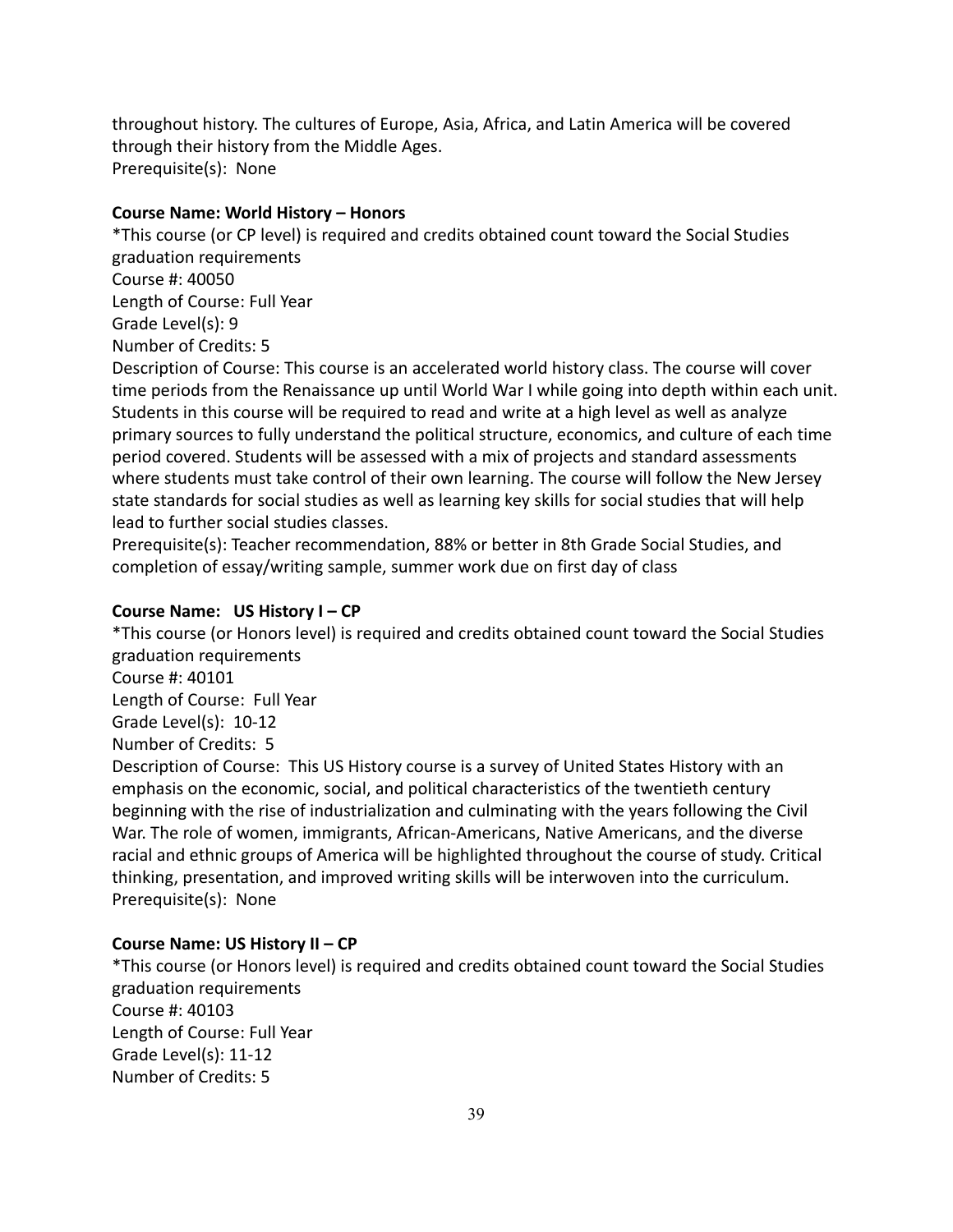throughout history. The cultures of Europe, Asia, Africa, and Latin America will be covered through their history from the Middle Ages.
Prerequisite(s): None

**Course Name: World History – Honors**

*This course (or CP level) is required and credits obtained count toward the Social Studies graduation requirements
Course #: 40050
Length of Course: Full Year
Grade Level(s): 9
Number of Credits: 5
Description of Course: This course is an accelerated world history class. The course will cover time periods from the Renaissance up until World War I while going into depth within each unit. Students in this course will be required to read and write at a high level as well as analyze primary sources to fully understand the political structure, economics, and culture of each time period covered. Students will be assessed with a mix of projects and standard assessments where students must take control of their own learning. The course will follow the New Jersey state standards for social studies as well as learning key skills for social studies that will help lead to further social studies classes.
Prerequisite(s): Teacher recommendation, 88% or better in 8th Grade Social Studies, and completion of essay/writing sample, summer work due on first day of class

**Course Name: US History I – CP**

*This course (or Honors level) is required and credits obtained count toward the Social Studies graduation requirements
Course #: 40101
Length of Course: Full Year
Grade Level(s): 10-12
Number of Credits: 5
Description of Course: This US History course is a survey of United States History with an emphasis on the economic, social, and political characteristics of the twentieth century beginning with the rise of industrialization and culminating with the years following the Civil War. The role of women, immigrants, African-Americans, Native Americans, and the diverse racial and ethnic groups of America will be highlighted throughout the course of study. Critical thinking, presentation, and improved writing skills will be interwoven into the curriculum.
Prerequisite(s): None

**Course Name: US History II – CP**

*This course (or Honors level) is required and credits obtained count toward the Social Studies graduation requirements
Course #: 40103
Length of Course: Full Year
Grade Level(s): 11-12
Number of Credits: 5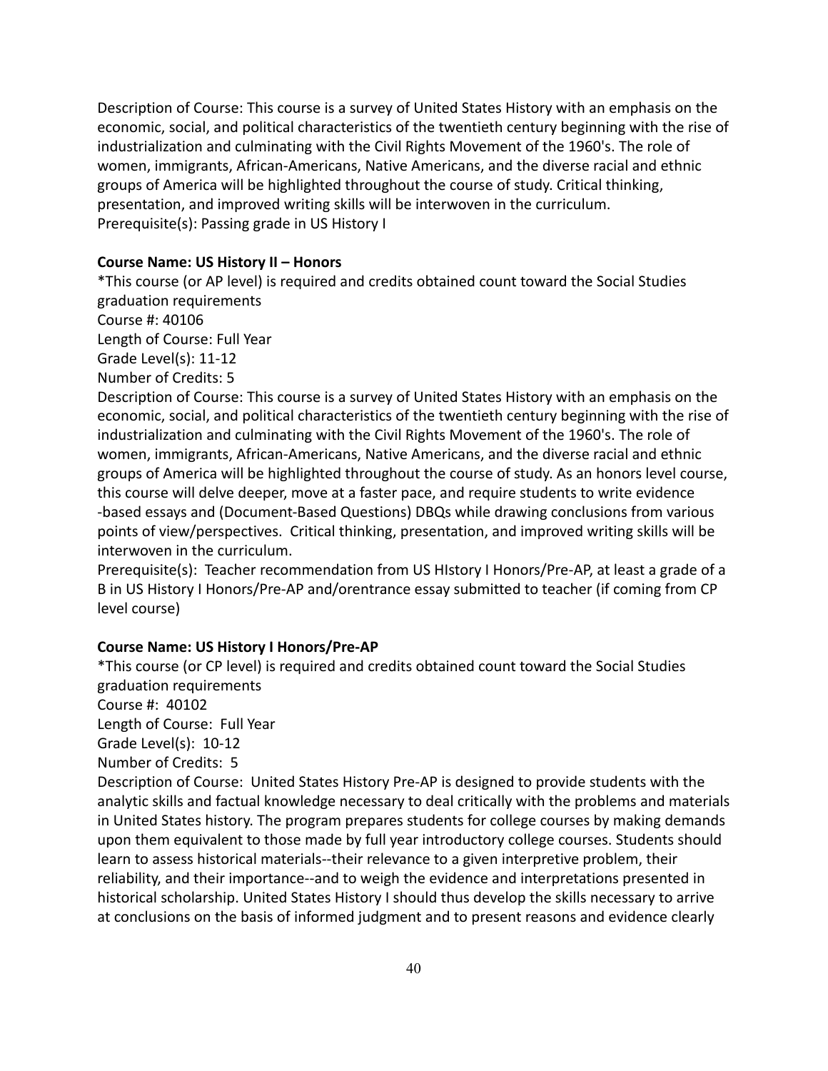Description of Course: This course is a survey of United States History with an emphasis on the economic, social, and political characteristics of the twentieth century beginning with the rise of industrialization and culminating with the Civil Rights Movement of the 1960's. The role of women, immigrants, African-Americans, Native Americans, and the diverse racial and ethnic groups of America will be highlighted throughout the course of study. Critical thinking, presentation, and improved writing skills will be interwoven in the curriculum.
Prerequisite(s): Passing grade in US History I

**Course Name: US History II – Honors**
*This course (or AP level) is required and credits obtained count toward the Social Studies graduation requirements
Course #: 40106
Length of Course: Full Year
Grade Level(s): 11-12
Number of Credits: 5
Description of Course: This course is a survey of United States History with an emphasis on the economic, social, and political characteristics of the twentieth century beginning with the rise of industrialization and culminating with the Civil Rights Movement of the 1960's. The role of women, immigrants, African-Americans, Native Americans, and the diverse racial and ethnic groups of America will be highlighted throughout the course of study. As an honors level course, this course will delve deeper, move at a faster pace, and require students to write evidence -based essays and (Document-Based Questions) DBQs while drawing conclusions from various points of view/perspectives. Critical thinking, presentation, and improved writing skills will be interwoven in the curriculum.
Prerequisite(s): Teacher recommendation from US HIstory I Honors/Pre-AP, at least a grade of a B in US History I Honors/Pre-AP and/orentrance essay submitted to teacher (if coming from CP level course)

**Course Name: US History I Honors/Pre-AP**
*This course (or CP level) is required and credits obtained count toward the Social Studies graduation requirements
Course #: 40102
Length of Course: Full Year
Grade Level(s): 10-12
Number of Credits: 5
Description of Course: United States History Pre-AP is designed to provide students with the analytic skills and factual knowledge necessary to deal critically with the problems and materials in United States history. The program prepares students for college courses by making demands upon them equivalent to those made by full year introductory college courses. Students should learn to assess historical materials--their relevance to a given interpretive problem, their reliability, and their importance--and to weigh the evidence and interpretations presented in historical scholarship. United States History I should thus develop the skills necessary to arrive at conclusions on the basis of informed judgment and to present reasons and evidence clearly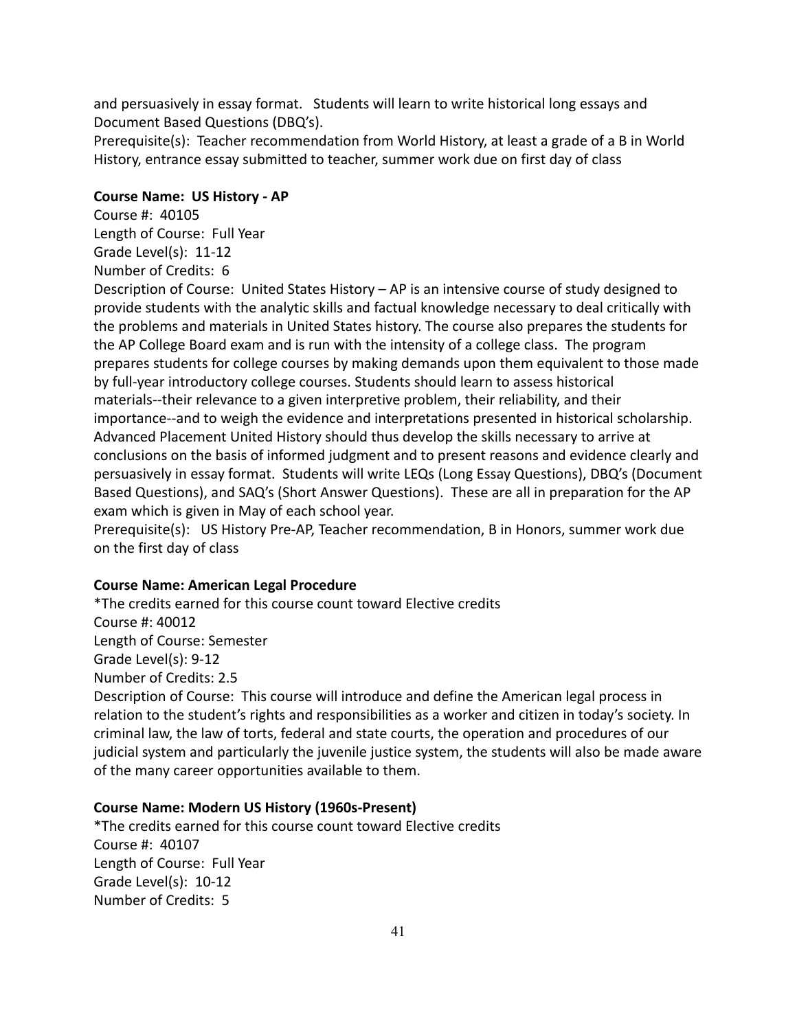and persuasively in essay format. Students will learn to write historical long essays and Document Based Questions (DBQ's).
Prerequisite(s): Teacher recommendation from World History, at least a grade of a B in World History, entrance essay submitted to teacher, summer work due on first day of class

**Course Name: US History - AP**
Course #: 40105
Length of Course: Full Year
Grade Level(s): 11-12
Number of Credits: 6
Description of Course: United States History – AP is an intensive course of study designed to provide students with the analytic skills and factual knowledge necessary to deal critically with the problems and materials in United States history. The course also prepares the students for the AP College Board exam and is run with the intensity of a college class. The program prepares students for college courses by making demands upon them equivalent to those made by full-year introductory college courses. Students should learn to assess historical materials--their relevance to a given interpretive problem, their reliability, and their importance--and to weigh the evidence and interpretations presented in historical scholarship. Advanced Placement United History should thus develop the skills necessary to arrive at conclusions on the basis of informed judgment and to present reasons and evidence clearly and persuasively in essay format. Students will write LEQs (Long Essay Questions), DBQ's (Document Based Questions), and SAQ's (Short Answer Questions). These are all in preparation for the AP exam which is given in May of each school year.
Prerequisite(s): US History Pre-AP, Teacher recommendation, B in Honors, summer work due on the first day of class

**Course Name: American Legal Procedure**
*The credits earned for this course count toward Elective credits
Course #: 40012
Length of Course: Semester
Grade Level(s): 9-12
Number of Credits: 2.5
Description of Course: This course will introduce and define the American legal process in relation to the student's rights and responsibilities as a worker and citizen in today's society. In criminal law, the law of torts, federal and state courts, the operation and procedures of our judicial system and particularly the juvenile justice system, the students will also be made aware of the many career opportunities available to them.

**Course Name: Modern US History (1960s-Present)**
*The credits earned for this course count toward Elective credits
Course #: 40107
Length of Course: Full Year
Grade Level(s): 10-12
Number of Credits: 5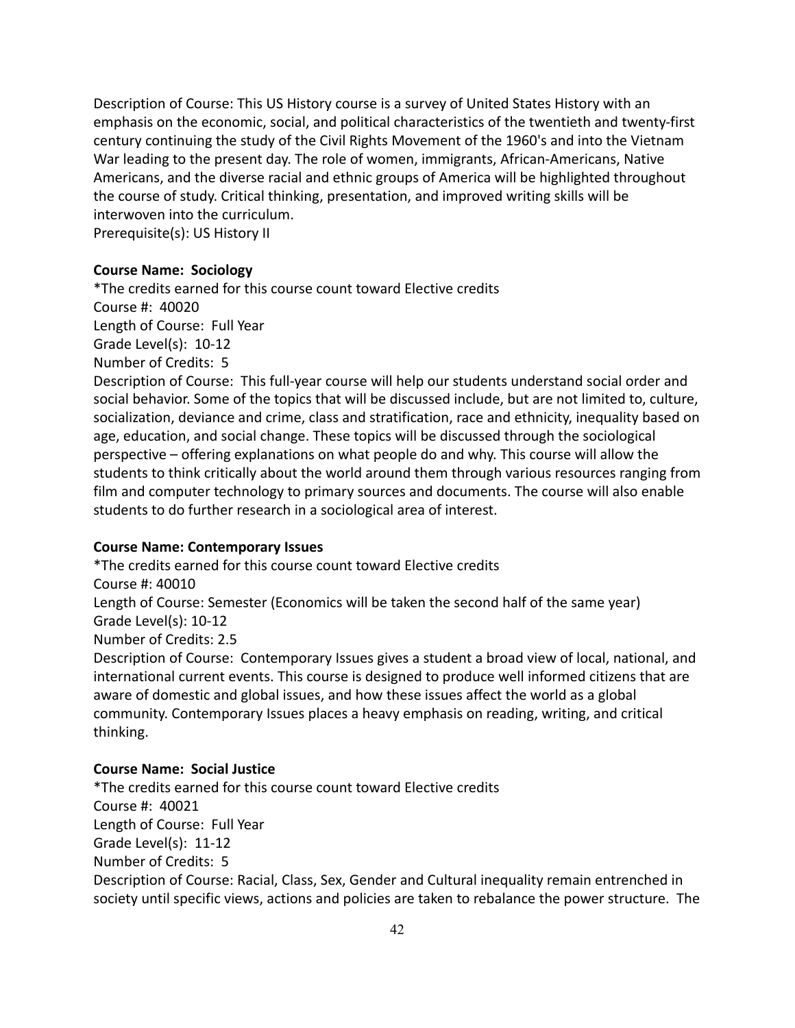Description of Course: This US History course is a survey of United States History with an emphasis on the economic, social, and political characteristics of the twentieth and twenty-first century continuing the study of the Civil Rights Movement of the 1960's and into the Vietnam War leading to the present day. The role of women, immigrants, African-Americans, Native Americans, and the diverse racial and ethnic groups of America will be highlighted throughout the course of study. Critical thinking, presentation, and improved writing skills will be interwoven into the curriculum.
Prerequisite(s): US History II

**Course Name: Sociology**

*The credits earned for this course count toward Elective credits
Course #: 40020
Length of Course: Full Year
Grade Level(s): 10-12
Number of Credits: 5
Description of Course: This full-year course will help our students understand social order and social behavior. Some of the topics that will be discussed include, but are not limited to, culture, socialization, deviance and crime, class and stratification, race and ethnicity, inequality based on age, education, and social change. These topics will be discussed through the sociological perspective – offering explanations on what people do and why. This course will allow the students to think critically about the world around them through various resources ranging from film and computer technology to primary sources and documents. The course will also enable students to do further research in a sociological area of interest.

**Course Name: Contemporary Issues**

*The credits earned for this course count toward Elective credits
Course #: 40010
Length of Course: Semester (Economics will be taken the second half of the same year)
Grade Level(s): 10-12
Number of Credits: 2.5
Description of Course: Contemporary Issues gives a student a broad view of local, national, and international current events. This course is designed to produce well informed citizens that are aware of domestic and global issues, and how these issues affect the world as a global community. Contemporary Issues places a heavy emphasis on reading, writing, and critical thinking.

**Course Name: Social Justice**

*The credits earned for this course count toward Elective credits
Course #: 40021
Length of Course: Full Year
Grade Level(s): 11-12
Number of Credits: 5
Description of Course: Racial, Class, Sex, Gender and Cultural inequality remain entrenched in society until specific views, actions and policies are taken to rebalance the power structure. The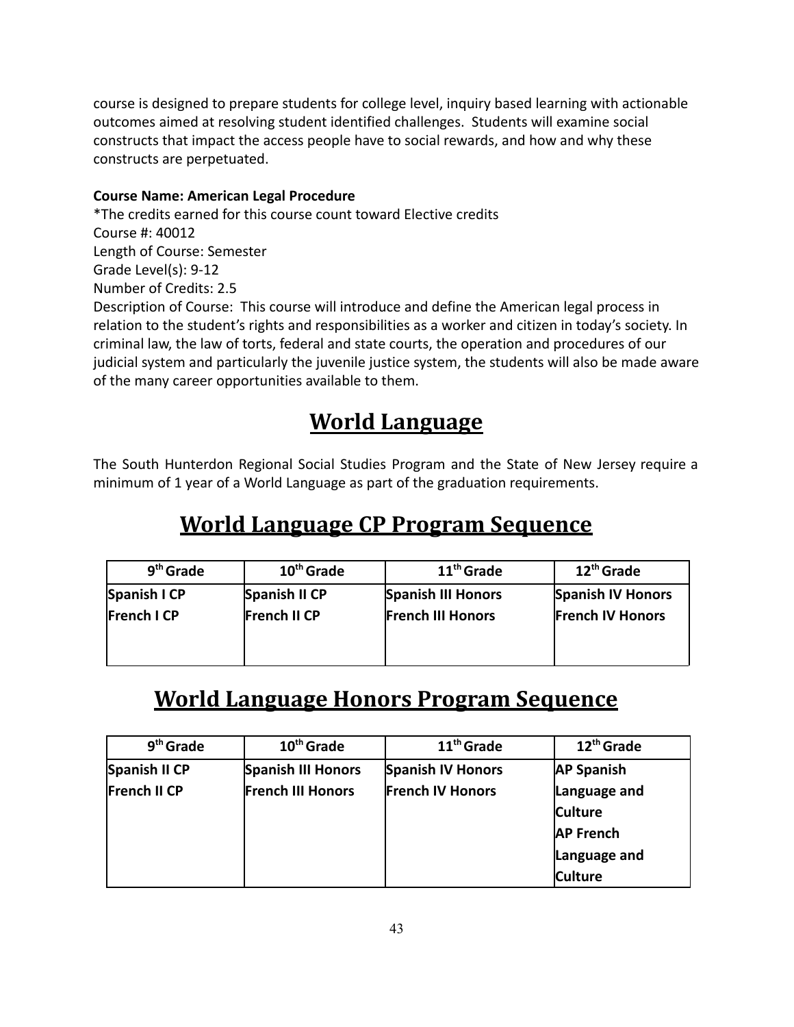course is designed to prepare students for college level, inquiry based learning with actionable outcomes aimed at resolving student identified challenges. Students will examine social constructs that impact the access people have to social rewards, and how and why these constructs are perpetuated.

**Course Name: American Legal Procedure**
*The credits earned for this course count toward Elective credits
Course #: 40012
Length of Course: Semester
Grade Level(s): 9-12
Number of Credits: 2.5
Description of Course: This course will introduce and define the American legal process in relation to the student's rights and responsibilities as a worker and citizen in today's society. In criminal law, the law of torts, federal and state courts, the operation and procedures of our judicial system and particularly the juvenile justice system, the students will also be made aware of the many career opportunities available to them.

# World Language

The South Hunterdon Regional Social Studies Program and the State of New Jersey require a minimum of 1 year of a World Language as part of the graduation requirements.

## World Language CP Program Sequence

| 9th Grade | 10th Grade | 11th Grade | 12th Grade |
|---|---|---|---|
| **Spanish I CP**<br>**French I CP** | **Spanish II CP**<br>**French II CP** | **Spanish III Honors**<br>**French III Honors** | **Spanish IV Honors**<br>**French IV Honors** |

## World Language Honors Program Sequence

| 9th Grade | 10th Grade | 11th Grade | 12th Grade |
|---|---|---|---|
| **Spanish II CP**<br>**French II CP** | **Spanish III Honors**<br>**French III Honors** | **Spanish IV Honors**<br>**French IV Honors** | **AP Spanish Language and Culture**<br>**AP French Language and Culture** |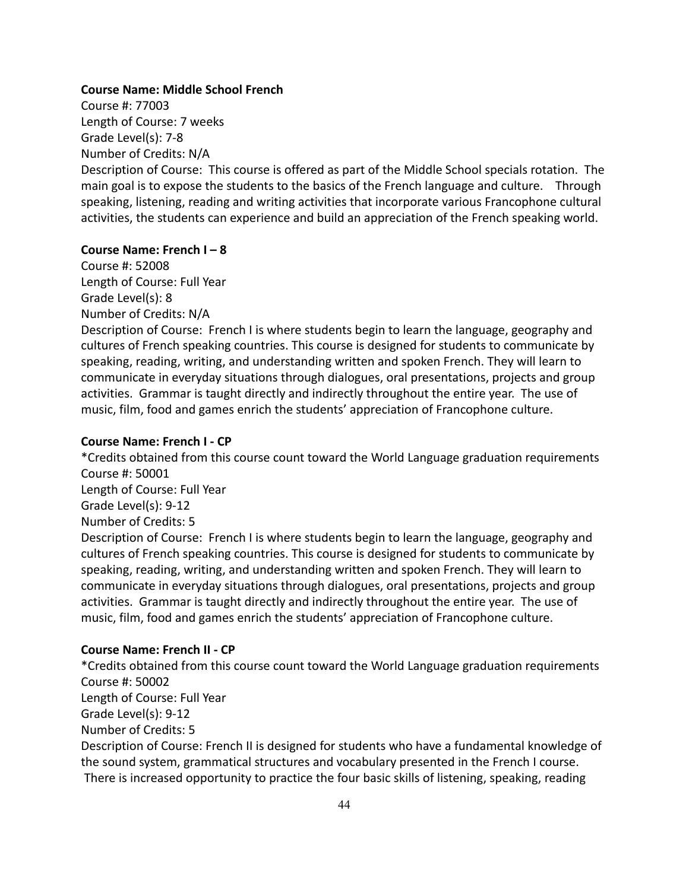**Course Name: Middle School French**

Course #: 77003

Length of Course: 7 weeks

Grade Level(s): 7-8

Number of Credits: N/A

Description of Course: This course is offered as part of the Middle School specials rotation. The main goal is to expose the students to the basics of the French language and culture. Through speaking, listening, reading and writing activities that incorporate various Francophone cultural activities, the students can experience and build an appreciation of the French speaking world.

**Course Name: French I – 8**

Course #: 52008

Length of Course: Full Year

Grade Level(s): 8

Number of Credits: N/A

Description of Course: French I is where students begin to learn the language, geography and cultures of French speaking countries. This course is designed for students to communicate by speaking, reading, writing, and understanding written and spoken French. They will learn to communicate in everyday situations through dialogues, oral presentations, projects and group activities. Grammar is taught directly and indirectly throughout the entire year. The use of music, film, food and games enrich the students' appreciation of Francophone culture.

**Course Name: French I - CP**

*Credits obtained from this course count toward the World Language graduation requirements

Course #: 50001

Length of Course: Full Year

Grade Level(s): 9-12

Number of Credits: 5

Description of Course: French I is where students begin to learn the language, geography and cultures of French speaking countries. This course is designed for students to communicate by speaking, reading, writing, and understanding written and spoken French. They will learn to communicate in everyday situations through dialogues, oral presentations, projects and group activities. Grammar is taught directly and indirectly throughout the entire year. The use of music, film, food and games enrich the students' appreciation of Francophone culture.

**Course Name: French II - CP**

*Credits obtained from this course count toward the World Language graduation requirements

Course #: 50002

Length of Course: Full Year

Grade Level(s): 9-12

Number of Credits: 5

Description of Course: French II is designed for students who have a fundamental knowledge of the sound system, grammatical structures and vocabulary presented in the French I course. There is increased opportunity to practice the four basic skills of listening, speaking, reading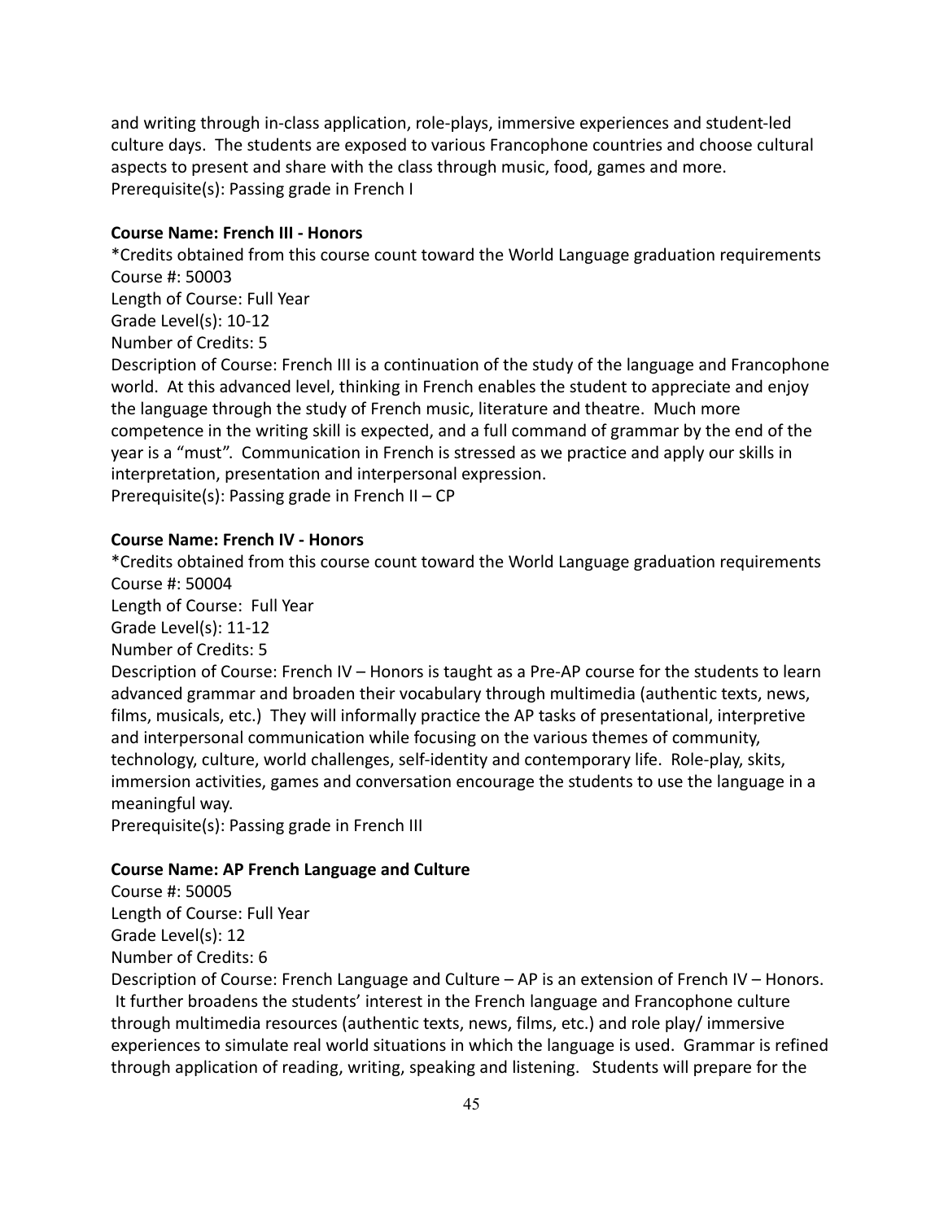and writing through in-class application, role-plays, immersive experiences and student-led culture days. The students are exposed to various Francophone countries and choose cultural aspects to present and share with the class through music, food, games and more.
Prerequisite(s): Passing grade in French I

**Course Name: French III - Honors**

*Credits obtained from this course count toward the World Language graduation requirements
Course #: 50003
Length of Course: Full Year
Grade Level(s): 10-12
Number of Credits: 5
Description of Course: French III is a continuation of the study of the language and Francophone world. At this advanced level, thinking in French enables the student to appreciate and enjoy the language through the study of French music, literature and theatre. Much more competence in the writing skill is expected, and a full command of grammar by the end of the year is a "must". Communication in French is stressed as we practice and apply our skills in interpretation, presentation and interpersonal expression.
Prerequisite(s): Passing grade in French II – CP

**Course Name: French IV - Honors**

*Credits obtained from this course count toward the World Language graduation requirements
Course #: 50004
Length of Course: Full Year
Grade Level(s): 11-12
Number of Credits: 5
Description of Course: French IV – Honors is taught as a Pre-AP course for the students to learn advanced grammar and broaden their vocabulary through multimedia (authentic texts, news, films, musicals, etc.) They will informally practice the AP tasks of presentational, interpretive and interpersonal communication while focusing on the various themes of community, technology, culture, world challenges, self-identity and contemporary life. Role-play, skits, immersion activities, games and conversation encourage the students to use the language in a meaningful way.
Prerequisite(s): Passing grade in French III

**Course Name: AP French Language and Culture**

Course #: 50005
Length of Course: Full Year
Grade Level(s): 12
Number of Credits: 6
Description of Course: French Language and Culture – AP is an extension of French IV – Honors. It further broadens the students' interest in the French language and Francophone culture through multimedia resources (authentic texts, news, films, etc.) and role play/ immersive experiences to simulate real world situations in which the language is used. Grammar is refined through application of reading, writing, speaking and listening. Students will prepare for the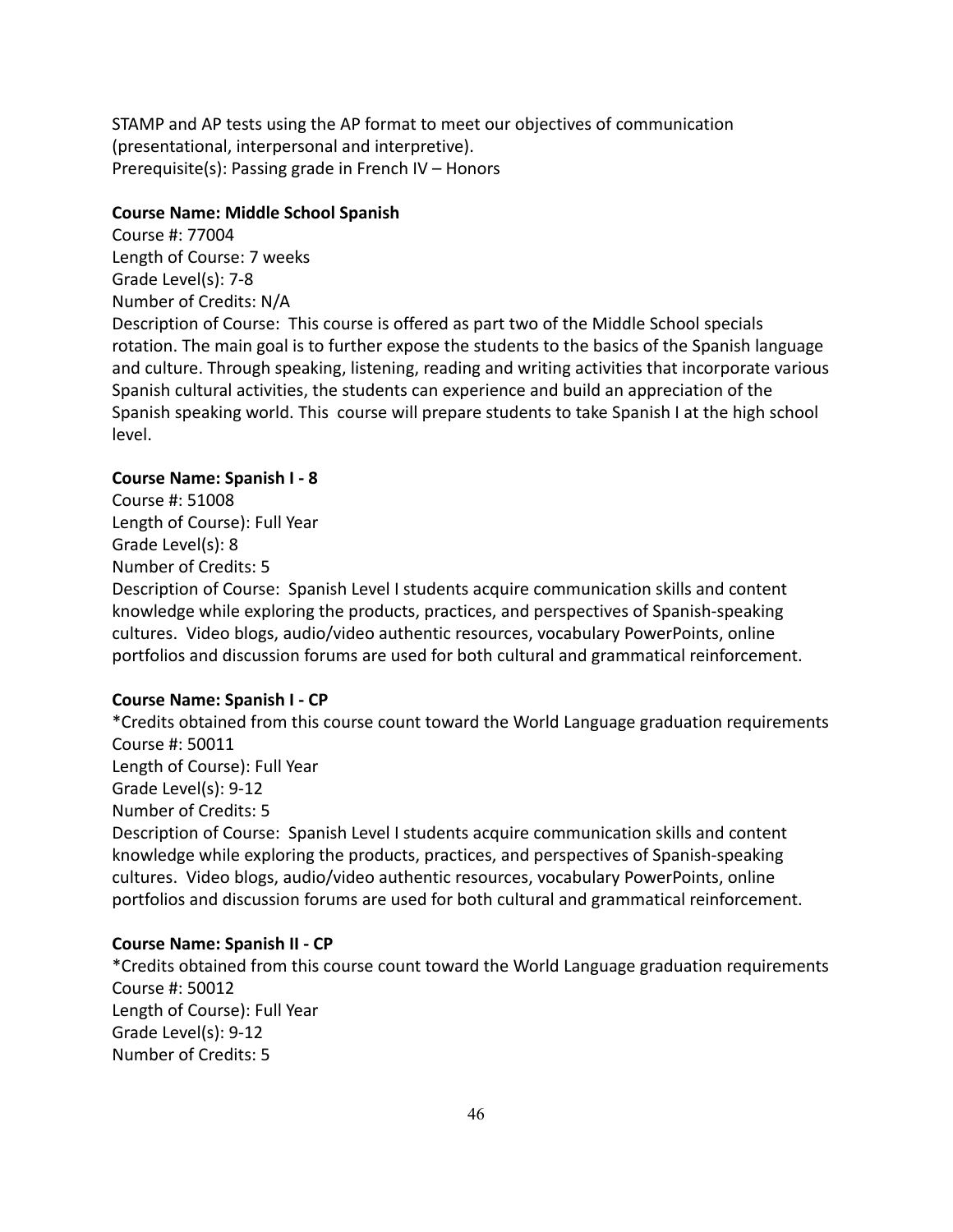STAMP and AP tests using the AP format to meet our objectives of communication (presentational, interpersonal and interpretive).
Prerequisite(s): Passing grade in French IV – Honors

**Course Name: Middle School Spanish**
Course #: 77004
Length of Course: 7 weeks
Grade Level(s): 7-8
Number of Credits: N/A
Description of Course: This course is offered as part two of the Middle School specials rotation. The main goal is to further expose the students to the basics of the Spanish language and culture. Through speaking, listening, reading and writing activities that incorporate various Spanish cultural activities, the students can experience and build an appreciation of the Spanish speaking world. This course will prepare students to take Spanish I at the high school level.

**Course Name: Spanish I - 8**
Course #: 51008
Length of Course): Full Year
Grade Level(s): 8
Number of Credits: 5
Description of Course: Spanish Level I students acquire communication skills and content knowledge while exploring the products, practices, and perspectives of Spanish-speaking cultures. Video blogs, audio/video authentic resources, vocabulary PowerPoints, online portfolios and discussion forums are used for both cultural and grammatical reinforcement.

**Course Name: Spanish I - CP**
*Credits obtained from this course count toward the World Language graduation requirements
Course #: 50011
Length of Course): Full Year
Grade Level(s): 9-12
Number of Credits: 5
Description of Course: Spanish Level I students acquire communication skills and content knowledge while exploring the products, practices, and perspectives of Spanish-speaking cultures. Video blogs, audio/video authentic resources, vocabulary PowerPoints, online portfolios and discussion forums are used for both cultural and grammatical reinforcement.

**Course Name: Spanish II - CP**
*Credits obtained from this course count toward the World Language graduation requirements
Course #: 50012
Length of Course): Full Year
Grade Level(s): 9-12
Number of Credits: 5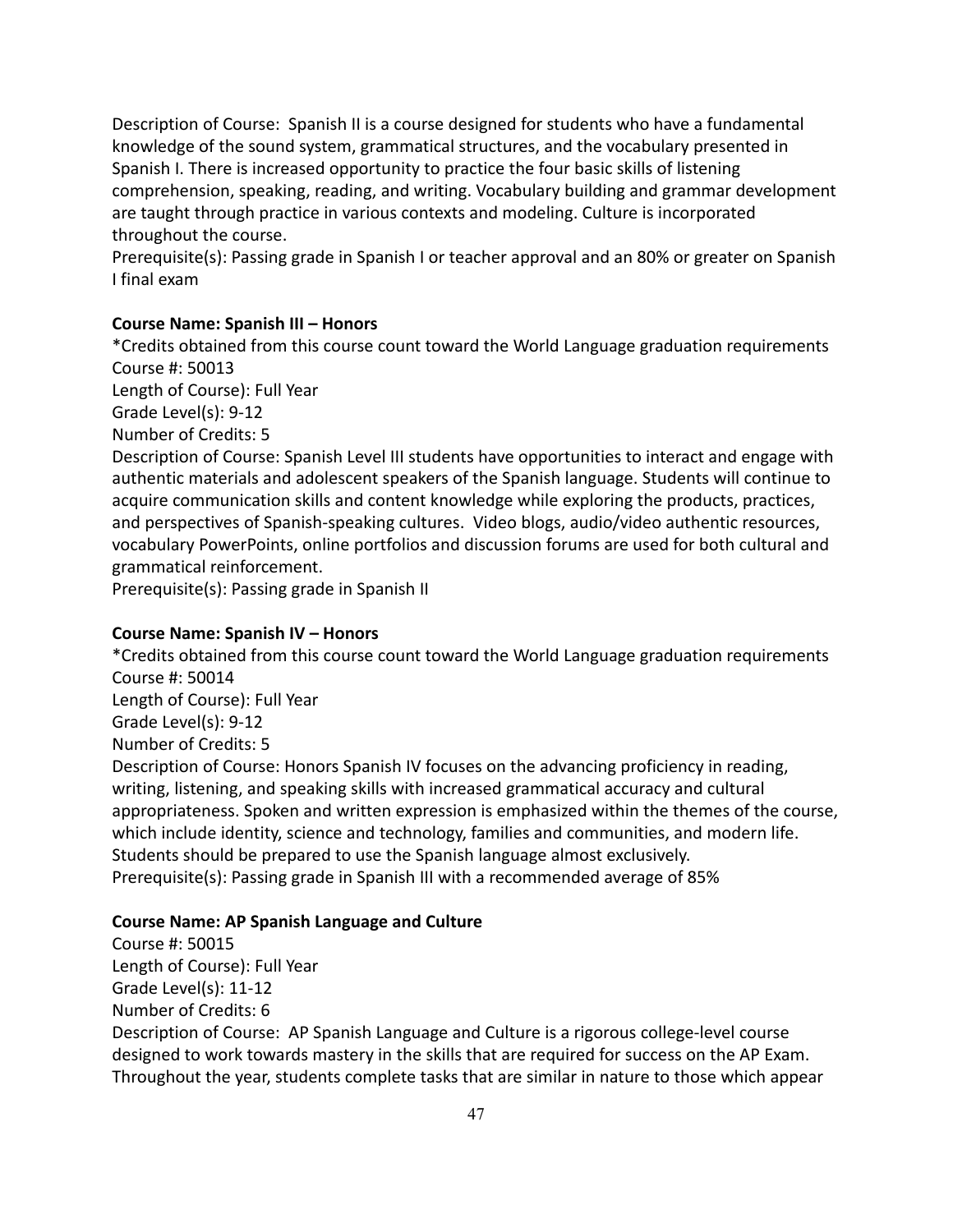Description of Course: Spanish II is a course designed for students who have a fundamental knowledge of the sound system, grammatical structures, and the vocabulary presented in Spanish I. There is increased opportunity to practice the four basic skills of listening comprehension, speaking, reading, and writing. Vocabulary building and grammar development are taught through practice in various contexts and modeling. Culture is incorporated throughout the course.
Prerequisite(s): Passing grade in Spanish I or teacher approval and an 80% or greater on Spanish I final exam

**Course Name: Spanish III – Honors**
*Credits obtained from this course count toward the World Language graduation requirements
Course #: 50013
Length of Course): Full Year
Grade Level(s): 9-12
Number of Credits: 5
Description of Course: Spanish Level III students have opportunities to interact and engage with authentic materials and adolescent speakers of the Spanish language. Students will continue to acquire communication skills and content knowledge while exploring the products, practices, and perspectives of Spanish-speaking cultures. Video blogs, audio/video authentic resources, vocabulary PowerPoints, online portfolios and discussion forums are used for both cultural and grammatical reinforcement.
Prerequisite(s): Passing grade in Spanish II

**Course Name: Spanish IV – Honors**
*Credits obtained from this course count toward the World Language graduation requirements
Course #: 50014
Length of Course): Full Year
Grade Level(s): 9-12
Number of Credits: 5
Description of Course: Honors Spanish IV focuses on the advancing proficiency in reading, writing, listening, and speaking skills with increased grammatical accuracy and cultural appropriateness. Spoken and written expression is emphasized within the themes of the course, which include identity, science and technology, families and communities, and modern life. Students should be prepared to use the Spanish language almost exclusively.
Prerequisite(s): Passing grade in Spanish III with a recommended average of 85%

**Course Name: AP Spanish Language and Culture**
Course #: 50015
Length of Course): Full Year
Grade Level(s): 11-12
Number of Credits: 6
Description of Course: AP Spanish Language and Culture is a rigorous college-level course designed to work towards mastery in the skills that are required for success on the AP Exam. Throughout the year, students complete tasks that are similar in nature to those which appear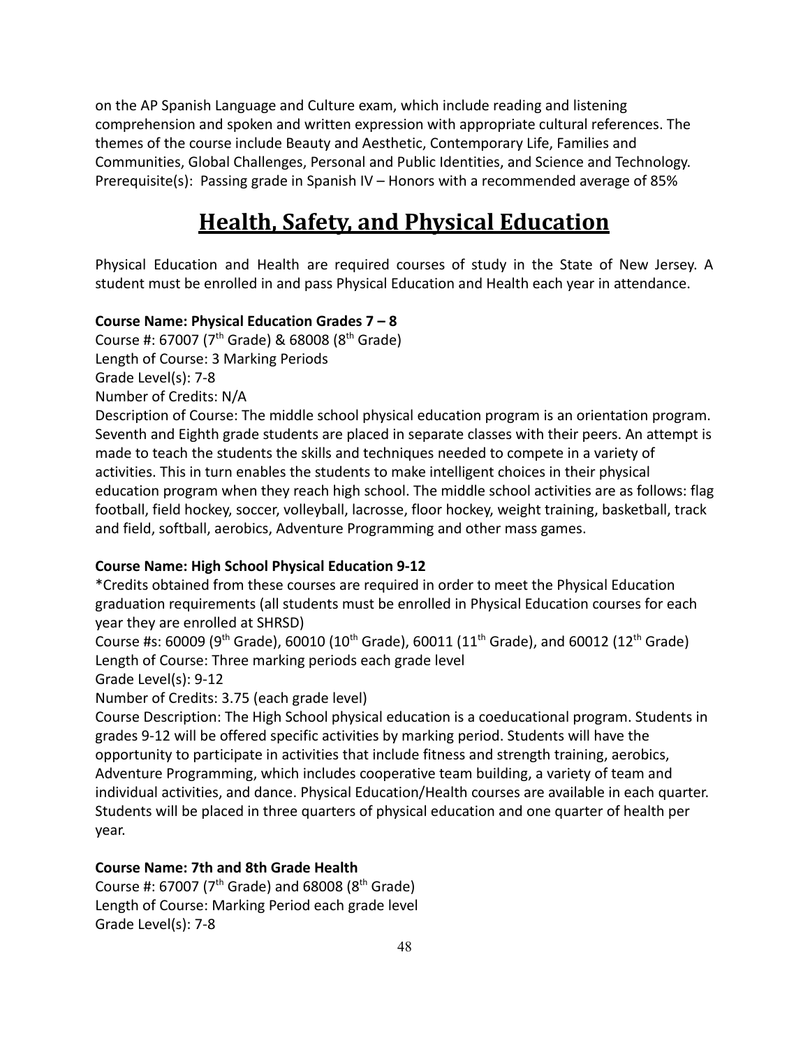on the AP Spanish Language and Culture exam, which include reading and listening comprehension and spoken and written expression with appropriate cultural references. The themes of the course include Beauty and Aesthetic, Contemporary Life, Families and Communities, Global Challenges, Personal and Public Identities, and Science and Technology.
Prerequisite(s): Passing grade in Spanish IV – Honors with a recommended average of 85%

# Health, Safety, and Physical Education

Physical Education and Health are required courses of study in the State of New Jersey. A student must be enrolled in and pass Physical Education and Health each year in attendance.

**Course Name: Physical Education Grades 7 – 8**
Course #: 67007 (7th Grade) & 68008 (8th Grade)
Length of Course: 3 Marking Periods
Grade Level(s): 7-8
Number of Credits: N/A
Description of Course: The middle school physical education program is an orientation program. Seventh and Eighth grade students are placed in separate classes with their peers. An attempt is made to teach the students the skills and techniques needed to compete in a variety of activities. This in turn enables the students to make intelligent choices in their physical education program when they reach high school. The middle school activities are as follows: flag football, field hockey, soccer, volleyball, lacrosse, floor hockey, weight training, basketball, track and field, softball, aerobics, Adventure Programming and other mass games.

**Course Name: High School Physical Education 9-12**
*Credits obtained from these courses are required in order to meet the Physical Education graduation requirements (all students must be enrolled in Physical Education courses for each year they are enrolled at SHRSD)
Course #s: 60009 (9th Grade), 60010 (10th Grade), 60011 (11th Grade), and 60012 (12th Grade)
Length of Course: Three marking periods each grade level
Grade Level(s): 9-12
Number of Credits: 3.75 (each grade level)
Course Description: The High School physical education is a coeducational program. Students in grades 9-12 will be offered specific activities by marking period. Students will have the opportunity to participate in activities that include fitness and strength training, aerobics, Adventure Programming, which includes cooperative team building, a variety of team and individual activities, and dance. Physical Education/Health courses are available in each quarter. Students will be placed in three quarters of physical education and one quarter of health per year.

**Course Name: 7th and 8th Grade Health**
Course #: 67007 (7th Grade) and 68008 (8th Grade)
Length of Course: Marking Period each grade level
Grade Level(s): 7-8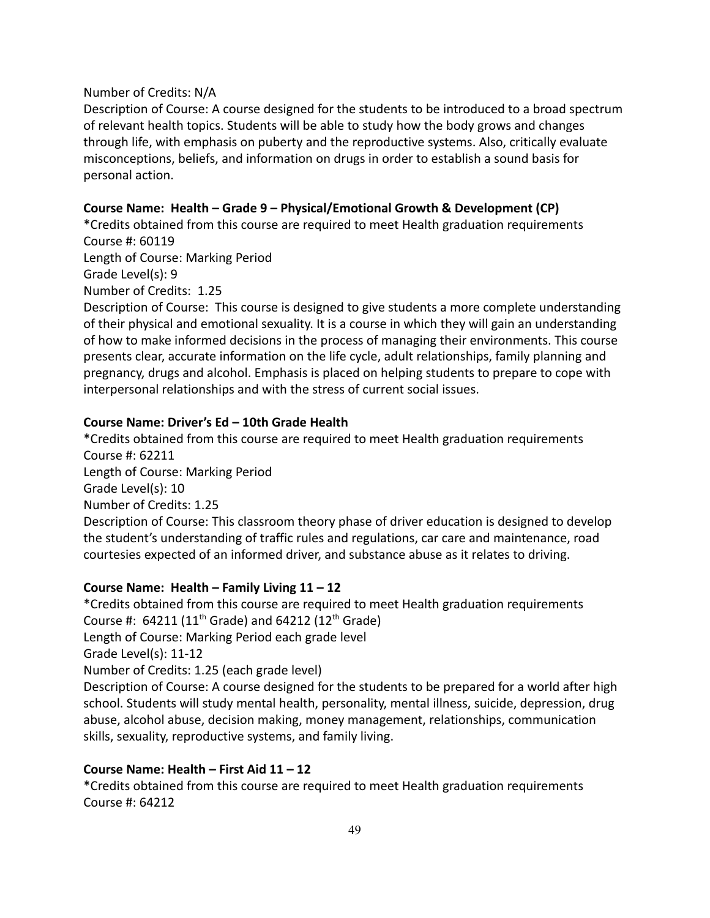Number of Credits: N/A

Description of Course: A course designed for the students to be introduced to a broad spectrum of relevant health topics. Students will be able to study how the body grows and changes through life, with emphasis on puberty and the reproductive systems. Also, critically evaluate misconceptions, beliefs, and information on drugs in order to establish a sound basis for personal action.

**Course Name: Health – Grade 9 – Physical/Emotional Growth & Development (CP)**

*Credits obtained from this course are required to meet Health graduation requirements
Course #: 60119
Length of Course: Marking Period
Grade Level(s): 9
Number of Credits: 1.25

Description of Course: This course is designed to give students a more complete understanding of their physical and emotional sexuality. It is a course in which they will gain an understanding of how to make informed decisions in the process of managing their environments. This course presents clear, accurate information on the life cycle, adult relationships, family planning and pregnancy, drugs and alcohol. Emphasis is placed on helping students to prepare to cope with interpersonal relationships and with the stress of current social issues.

**Course Name: Driver's Ed – 10th Grade Health**

*Credits obtained from this course are required to meet Health graduation requirements
Course #: 62211
Length of Course: Marking Period
Grade Level(s): 10
Number of Credits: 1.25

Description of Course: This classroom theory phase of driver education is designed to develop the student's understanding of traffic rules and regulations, car care and maintenance, road courtesies expected of an informed driver, and substance abuse as it relates to driving.

**Course Name: Health – Family Living 11 – 12**

*Credits obtained from this course are required to meet Health graduation requirements
Course #: 64211 (11th Grade) and 64212 (12th Grade)
Length of Course: Marking Period each grade level
Grade Level(s): 11-12
Number of Credits: 1.25 (each grade level)

Description of Course: A course designed for the students to be prepared for a world after high school. Students will study mental health, personality, mental illness, suicide, depression, drug abuse, alcohol abuse, decision making, money management, relationships, communication skills, sexuality, reproductive systems, and family living.

**Course Name: Health – First Aid 11 – 12**

*Credits obtained from this course are required to meet Health graduation requirements
Course #: 64212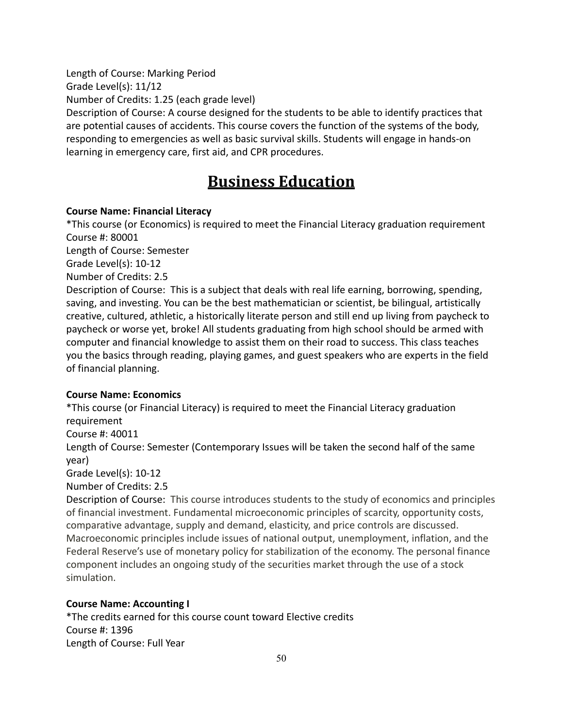Length of Course: Marking Period
Grade Level(s): 11/12
Number of Credits: 1.25 (each grade level)
Description of Course: A course designed for the students to be able to identify practices that are potential causes of accidents. This course covers the function of the systems of the body, responding to emergencies as well as basic survival skills. Students will engage in hands-on learning in emergency care, first aid, and CPR procedures.

# Business Education

**Course Name: Financial Literacy**
*This course (or Economics) is required to meet the Financial Literacy graduation requirement
Course #: 80001
Length of Course: Semester
Grade Level(s): 10-12
Number of Credits: 2.5
Description of Course: This is a subject that deals with real life earning, borrowing, spending, saving, and investing. You can be the best mathematician or scientist, be bilingual, artistically creative, cultured, athletic, a historically literate person and still end up living from paycheck to paycheck or worse yet, broke! All students graduating from high school should be armed with computer and financial knowledge to assist them on their road to success. This class teaches you the basics through reading, playing games, and guest speakers who are experts in the field of financial planning.

**Course Name: Economics**
*This course (or Financial Literacy) is required to meet the Financial Literacy graduation requirement
Course #: 40011
Length of Course: Semester (Contemporary Issues will be taken the second half of the same year)
Grade Level(s): 10-12
Number of Credits: 2.5
Description of Course: This course introduces students to the study of economics and principles of financial investment. Fundamental microeconomic principles of scarcity, opportunity costs, comparative advantage, supply and demand, elasticity, and price controls are discussed. Macroeconomic principles include issues of national output, unemployment, inflation, and the Federal Reserve's use of monetary policy for stabilization of the economy. The personal finance component includes an ongoing study of the securities market through the use of a stock simulation.

**Course Name: Accounting I**
*The credits earned for this course count toward Elective credits
Course #: 1396
Length of Course: Full Year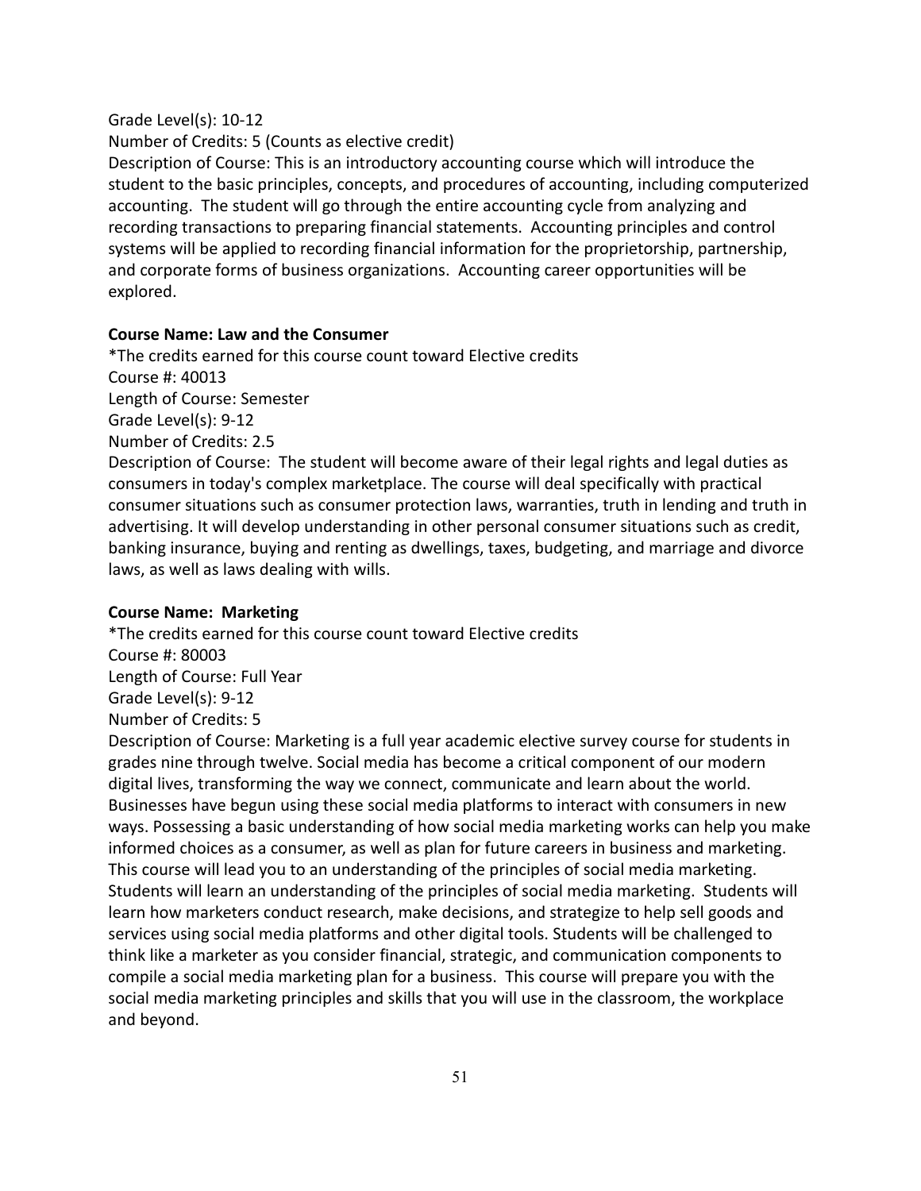Grade Level(s): 10-12

Number of Credits: 5 (Counts as elective credit)

Description of Course: This is an introductory accounting course which will introduce the student to the basic principles, concepts, and procedures of accounting, including computerized accounting. The student will go through the entire accounting cycle from analyzing and recording transactions to preparing financial statements. Accounting principles and control systems will be applied to recording financial information for the proprietorship, partnership, and corporate forms of business organizations. Accounting career opportunities will be explored.

**Course Name: Law and the Consumer**

*The credits earned for this course count toward Elective credits

Course #: 40013

Length of Course: Semester

Grade Level(s): 9-12

Number of Credits: 2.5

Description of Course: The student will become aware of their legal rights and legal duties as consumers in today's complex marketplace. The course will deal specifically with practical consumer situations such as consumer protection laws, warranties, truth in lending and truth in advertising. It will develop understanding in other personal consumer situations such as credit, banking insurance, buying and renting as dwellings, taxes, budgeting, and marriage and divorce laws, as well as laws dealing with wills.

**Course Name: Marketing**

*The credits earned for this course count toward Elective credits

Course #: 80003

Length of Course: Full Year

Grade Level(s): 9-12

Number of Credits: 5

Description of Course: Marketing is a full year academic elective survey course for students in grades nine through twelve. Social media has become a critical component of our modern digital lives, transforming the way we connect, communicate and learn about the world. Businesses have begun using these social media platforms to interact with consumers in new ways. Possessing a basic understanding of how social media marketing works can help you make informed choices as a consumer, as well as plan for future careers in business and marketing. This course will lead you to an understanding of the principles of social media marketing. Students will learn an understanding of the principles of social media marketing. Students will learn how marketers conduct research, make decisions, and strategize to help sell goods and services using social media platforms and other digital tools. Students will be challenged to think like a marketer as you consider financial, strategic, and communication components to compile a social media marketing plan for a business. This course will prepare you with the social media marketing principles and skills that you will use in the classroom, the workplace and beyond.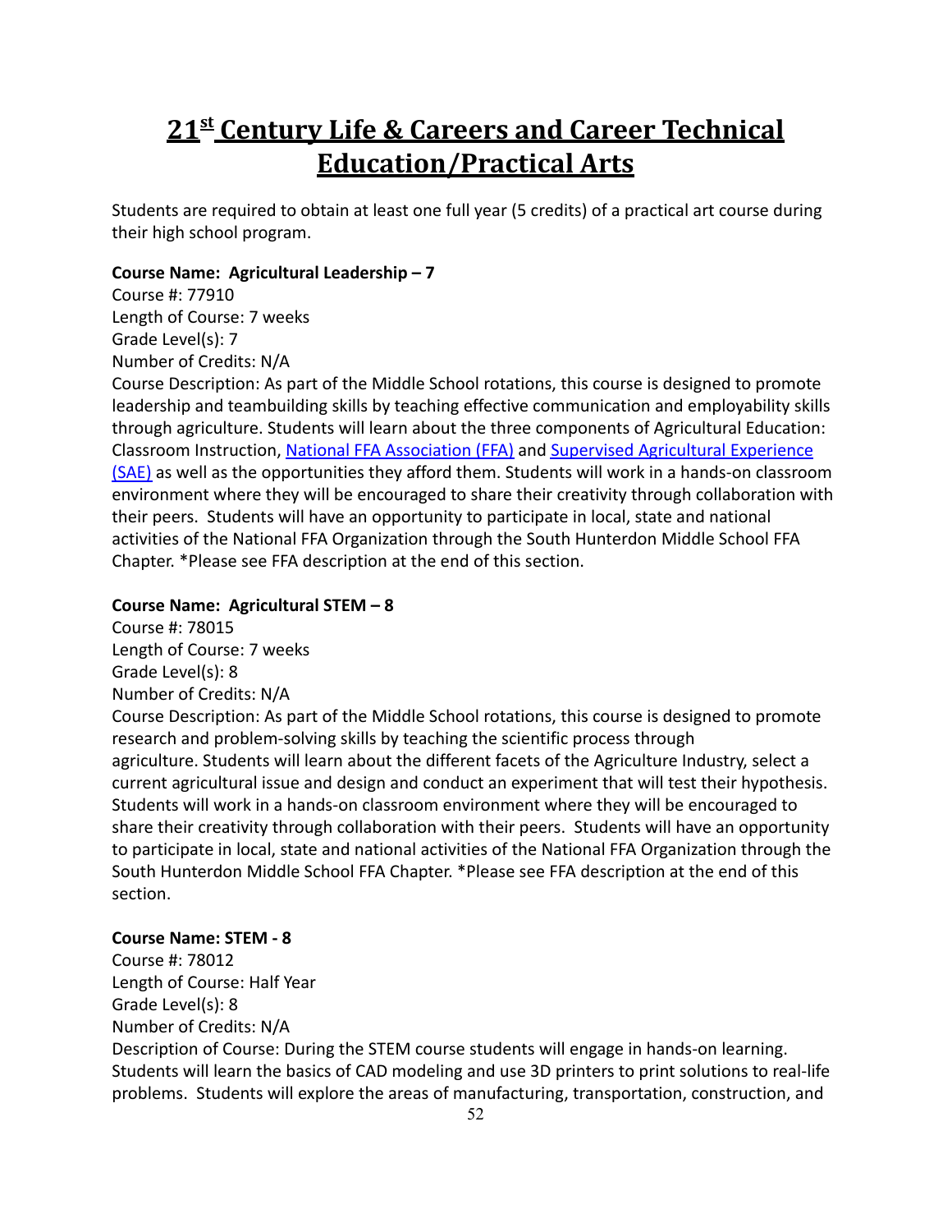# 21st Century Life & Careers and Career Technical Education/Practical Arts

Students are required to obtain at least one full year (5 credits) of a practical art course during their high school program.

**Course Name: Agricultural Leadership – 7**
Course #: 77910
Length of Course: 7 weeks
Grade Level(s): 7
Number of Credits: N/A
Course Description: As part of the Middle School rotations, this course is designed to promote leadership and teambuilding skills by teaching effective communication and employability skills through agriculture. Students will learn about the three components of Agricultural Education: Classroom Instruction, National FFA Association (FFA) and Supervised Agricultural Experience (SAE) as well as the opportunities they afford them. Students will work in a hands-on classroom environment where they will be encouraged to share their creativity through collaboration with their peers. Students will have an opportunity to participate in local, state and national activities of the National FFA Organization through the South Hunterdon Middle School FFA Chapter. *Please see FFA description at the end of this section.

**Course Name: Agricultural STEM – 8**
Course #: 78015
Length of Course: 7 weeks
Grade Level(s): 8
Number of Credits: N/A
Course Description: As part of the Middle School rotations, this course is designed to promote research and problem-solving skills by teaching the scientific process through agriculture. Students will learn about the different facets of the Agriculture Industry, select a current agricultural issue and design and conduct an experiment that will test their hypothesis. Students will work in a hands-on classroom environment where they will be encouraged to share their creativity through collaboration with their peers. Students will have an opportunity to participate in local, state and national activities of the National FFA Organization through the South Hunterdon Middle School FFA Chapter. *Please see FFA description at the end of this section.

**Course Name: STEM - 8**
Course #: 78012
Length of Course: Half Year
Grade Level(s): 8
Number of Credits: N/A
Description of Course: During the STEM course students will engage in hands-on learning. Students will learn the basics of CAD modeling and use 3D printers to print solutions to real-life problems. Students will explore the areas of manufacturing, transportation, construction, and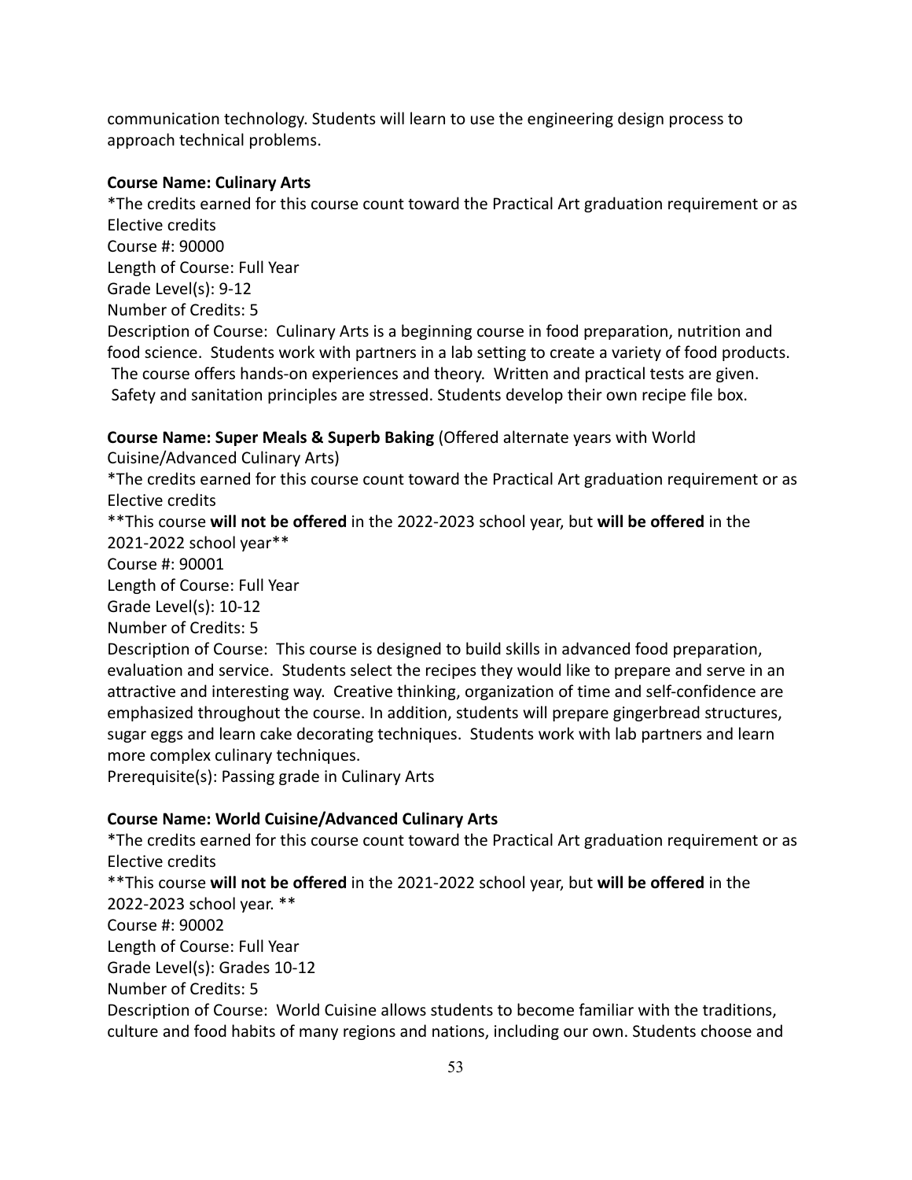communication technology. Students will learn to use the engineering design process to approach technical problems.

**Course Name: Culinary Arts**

*The credits earned for this course count toward the Practical Art graduation requirement or as Elective credits

Course #: 90000

Length of Course: Full Year

Grade Level(s): 9-12

Number of Credits: 5

Description of Course: Culinary Arts is a beginning course in food preparation, nutrition and food science. Students work with partners in a lab setting to create a variety of food products. The course offers hands-on experiences and theory. Written and practical tests are given. Safety and sanitation principles are stressed. Students develop their own recipe file box.

**Course Name: Super Meals & Superb Baking** (Offered alternate years with World Cuisine/Advanced Culinary Arts)

*The credits earned for this course count toward the Practical Art graduation requirement or as Elective credits

**This course **will not be offered** in the 2022-2023 school year, but **will be offered** in the 2021-2022 school year**

Course #: 90001

Length of Course: Full Year

Grade Level(s): 10-12

Number of Credits: 5

Description of Course: This course is designed to build skills in advanced food preparation, evaluation and service. Students select the recipes they would like to prepare and serve in an attractive and interesting way. Creative thinking, organization of time and self-confidence are emphasized throughout the course. In addition, students will prepare gingerbread structures, sugar eggs and learn cake decorating techniques. Students work with lab partners and learn more complex culinary techniques.

Prerequisite(s): Passing grade in Culinary Arts

**Course Name: World Cuisine/Advanced Culinary Arts**

*The credits earned for this course count toward the Practical Art graduation requirement or as Elective credits

**This course **will not be offered** in the 2021-2022 school year, but **will be offered** in the 2022-2023 school year. **

Course #: 90002

Length of Course: Full Year

Grade Level(s): Grades 10-12

Number of Credits: 5

Description of Course: World Cuisine allows students to become familiar with the traditions, culture and food habits of many regions and nations, including our own. Students choose and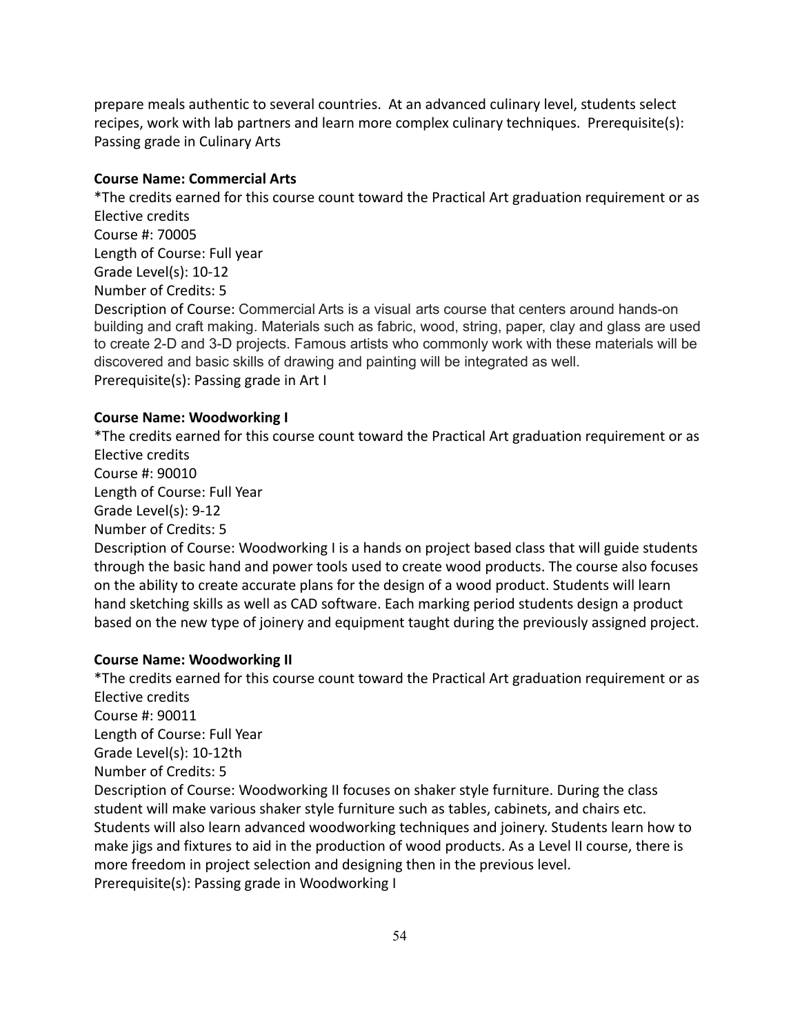prepare meals authentic to several countries. At an advanced culinary level, students select recipes, work with lab partners and learn more complex culinary techniques. Prerequisite(s): Passing grade in Culinary Arts

**Course Name: Commercial Arts**

*The credits earned for this course count toward the Practical Art graduation requirement or as Elective credits
Course #: 70005
Length of Course: Full year
Grade Level(s): 10-12
Number of Credits: 5
Description of Course: Commercial Arts is a visual arts course that centers around hands-on building and craft making. Materials such as fabric, wood, string, paper, clay and glass are used to create 2-D and 3-D projects. Famous artists who commonly work with these materials will be discovered and basic skills of drawing and painting will be integrated as well.
Prerequisite(s): Passing grade in Art I

**Course Name: Woodworking I**

*The credits earned for this course count toward the Practical Art graduation requirement or as Elective credits
Course #: 90010
Length of Course: Full Year
Grade Level(s): 9-12
Number of Credits: 5
Description of Course: Woodworking I is a hands on project based class that will guide students through the basic hand and power tools used to create wood products. The course also focuses on the ability to create accurate plans for the design of a wood product. Students will learn hand sketching skills as well as CAD software. Each marking period students design a product based on the new type of joinery and equipment taught during the previously assigned project.

**Course Name: Woodworking II**

*The credits earned for this course count toward the Practical Art graduation requirement or as Elective credits
Course #: 90011
Length of Course: Full Year
Grade Level(s): 10-12th
Number of Credits: 5
Description of Course: Woodworking II focuses on shaker style furniture. During the class student will make various shaker style furniture such as tables, cabinets, and chairs etc. Students will also learn advanced woodworking techniques and joinery. Students learn how to make jigs and fixtures to aid in the production of wood products. As a Level II course, there is more freedom in project selection and designing then in the previous level.
Prerequisite(s): Passing grade in Woodworking I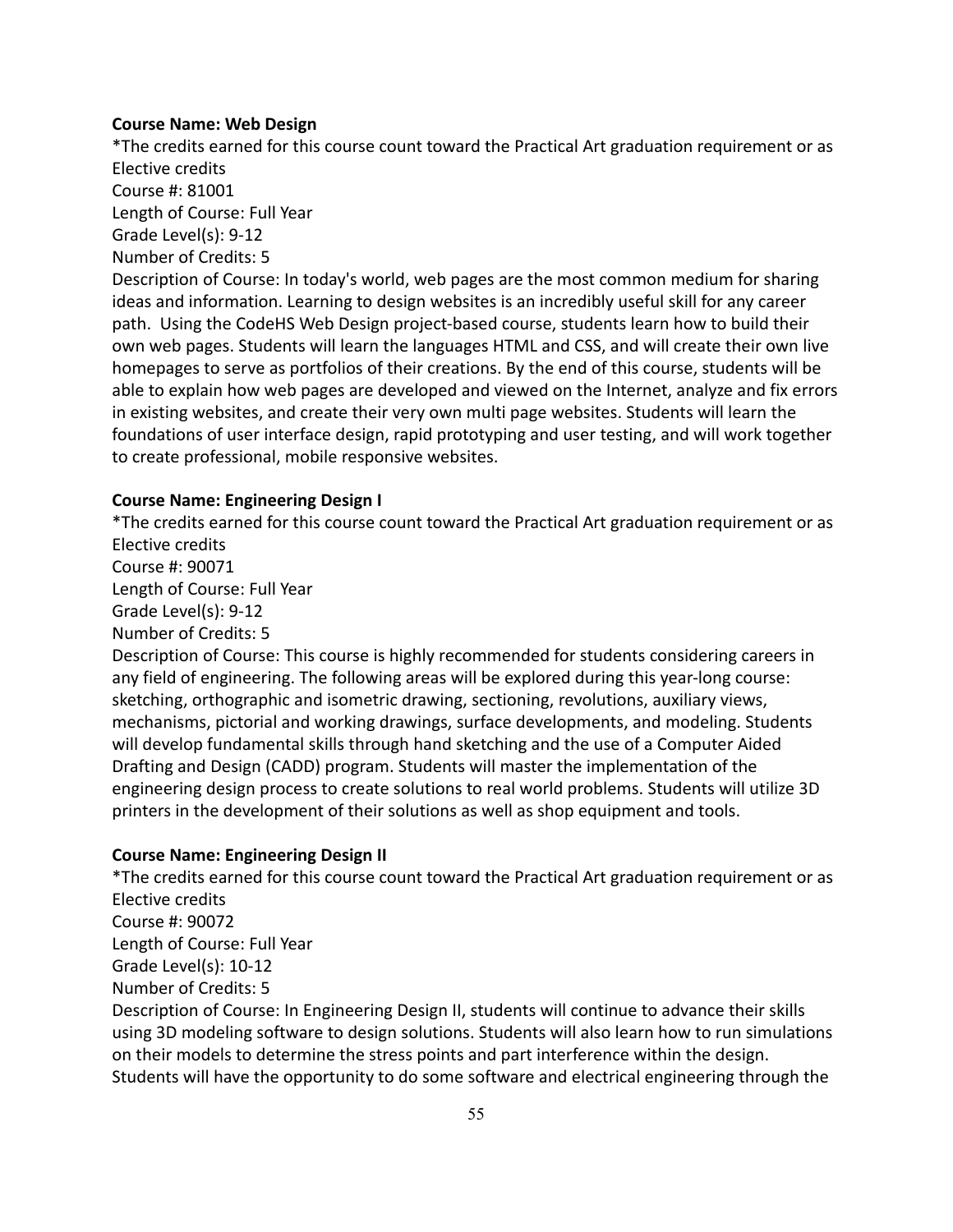**Course Name: Web Design**

*The credits earned for this course count toward the Practical Art graduation requirement or as Elective credits

Course #: 81001

Length of Course: Full Year

Grade Level(s): 9-12

Number of Credits: 5

Description of Course: In today's world, web pages are the most common medium for sharing ideas and information. Learning to design websites is an incredibly useful skill for any career path. Using the CodeHS Web Design project-based course, students learn how to build their own web pages. Students will learn the languages HTML and CSS, and will create their own live homepages to serve as portfolios of their creations. By the end of this course, students will be able to explain how web pages are developed and viewed on the Internet, analyze and fix errors in existing websites, and create their very own multi page websites. Students will learn the foundations of user interface design, rapid prototyping and user testing, and will work together to create professional, mobile responsive websites.

**Course Name: Engineering Design I**

*The credits earned for this course count toward the Practical Art graduation requirement or as Elective credits

Course #: 90071

Length of Course: Full Year

Grade Level(s): 9-12

Number of Credits: 5

Description of Course: This course is highly recommended for students considering careers in any field of engineering. The following areas will be explored during this year-long course: sketching, orthographic and isometric drawing, sectioning, revolutions, auxiliary views, mechanisms, pictorial and working drawings, surface developments, and modeling. Students will develop fundamental skills through hand sketching and the use of a Computer Aided Drafting and Design (CADD) program. Students will master the implementation of the engineering design process to create solutions to real world problems. Students will utilize 3D printers in the development of their solutions as well as shop equipment and tools.

**Course Name: Engineering Design II**

*The credits earned for this course count toward the Practical Art graduation requirement or as Elective credits

Course #: 90072

Length of Course: Full Year

Grade Level(s): 10-12

Number of Credits: 5

Description of Course: In Engineering Design II, students will continue to advance their skills using 3D modeling software to design solutions. Students will also learn how to run simulations on their models to determine the stress points and part interference within the design. Students will have the opportunity to do some software and electrical engineering through the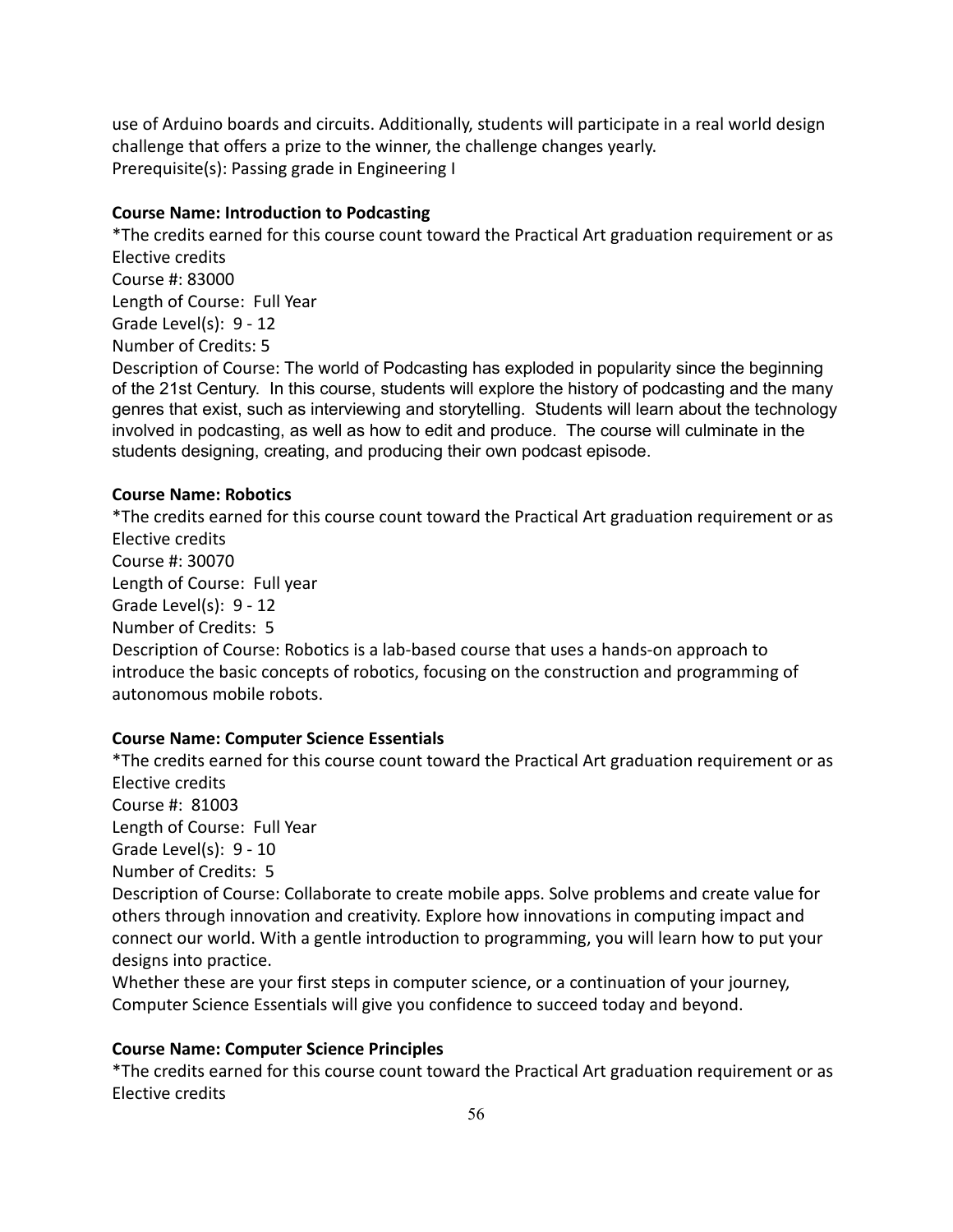use of Arduino boards and circuits. Additionally, students will participate in a real world design challenge that offers a prize to the winner, the challenge changes yearly.
Prerequisite(s): Passing grade in Engineering I

**Course Name: Introduction to Podcasting**

*The credits earned for this course count toward the Practical Art graduation requirement or as Elective credits
Course #: 83000
Length of Course: Full Year
Grade Level(s): 9 - 12
Number of Credits: 5
Description of Course: The world of Podcasting has exploded in popularity since the beginning of the 21st Century. In this course, students will explore the history of podcasting and the many genres that exist, such as interviewing and storytelling. Students will learn about the technology involved in podcasting, as well as how to edit and produce. The course will culminate in the students designing, creating, and producing their own podcast episode.

**Course Name: Robotics**

*The credits earned for this course count toward the Practical Art graduation requirement or as Elective credits
Course #: 30070
Length of Course: Full year
Grade Level(s): 9 - 12
Number of Credits: 5
Description of Course: Robotics is a lab-based course that uses a hands-on approach to introduce the basic concepts of robotics, focusing on the construction and programming of autonomous mobile robots.

**Course Name: Computer Science Essentials**

*The credits earned for this course count toward the Practical Art graduation requirement or as Elective credits
Course #: 81003
Length of Course: Full Year
Grade Level(s): 9 - 10
Number of Credits: 5
Description of Course: Collaborate to create mobile apps. Solve problems and create value for others through innovation and creativity. Explore how innovations in computing impact and connect our world. With a gentle introduction to programming, you will learn how to put your designs into practice.
Whether these are your first steps in computer science, or a continuation of your journey, Computer Science Essentials will give you confidence to succeed today and beyond.

**Course Name: Computer Science Principles**

*The credits earned for this course count toward the Practical Art graduation requirement or as Elective credits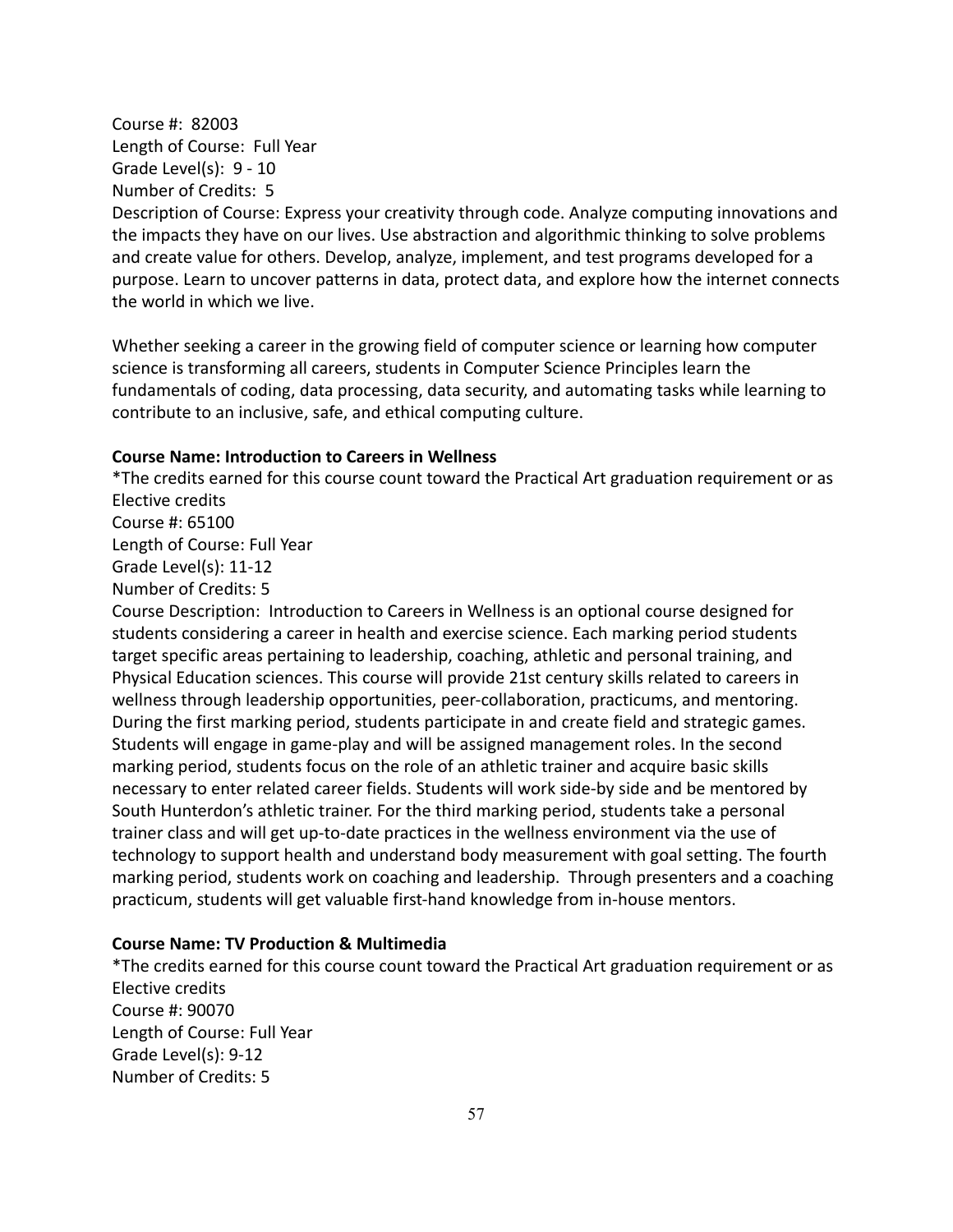Course #: 82003
Length of Course: Full Year
Grade Level(s): 9 - 10
Number of Credits: 5
Description of Course: Express your creativity through code. Analyze computing innovations and the impacts they have on our lives. Use abstraction and algorithmic thinking to solve problems and create value for others. Develop, analyze, implement, and test programs developed for a purpose. Learn to uncover patterns in data, protect data, and explore how the internet connects the world in which we live.

Whether seeking a career in the growing field of computer science or learning how computer science is transforming all careers, students in Computer Science Principles learn the fundamentals of coding, data processing, data security, and automating tasks while learning to contribute to an inclusive, safe, and ethical computing culture.

**Course Name: Introduction to Careers in Wellness**

*The credits earned for this course count toward the Practical Art graduation requirement or as Elective credits
Course #: 65100
Length of Course: Full Year
Grade Level(s): 11-12
Number of Credits: 5
Course Description: Introduction to Careers in Wellness is an optional course designed for students considering a career in health and exercise science. Each marking period students target specific areas pertaining to leadership, coaching, athletic and personal training, and Physical Education sciences. This course will provide 21st century skills related to careers in wellness through leadership opportunities, peer-collaboration, practicums, and mentoring. During the first marking period, students participate in and create field and strategic games. Students will engage in game-play and will be assigned management roles. In the second marking period, students focus on the role of an athletic trainer and acquire basic skills necessary to enter related career fields. Students will work side-by side and be mentored by South Hunterdon's athletic trainer. For the third marking period, students take a personal trainer class and will get up-to-date practices in the wellness environment via the use of technology to support health and understand body measurement with goal setting. The fourth marking period, students work on coaching and leadership. Through presenters and a coaching practicum, students will get valuable first-hand knowledge from in-house mentors.

**Course Name: TV Production & Multimedia**

*The credits earned for this course count toward the Practical Art graduation requirement or as Elective credits
Course #: 90070
Length of Course: Full Year
Grade Level(s): 9-12
Number of Credits: 5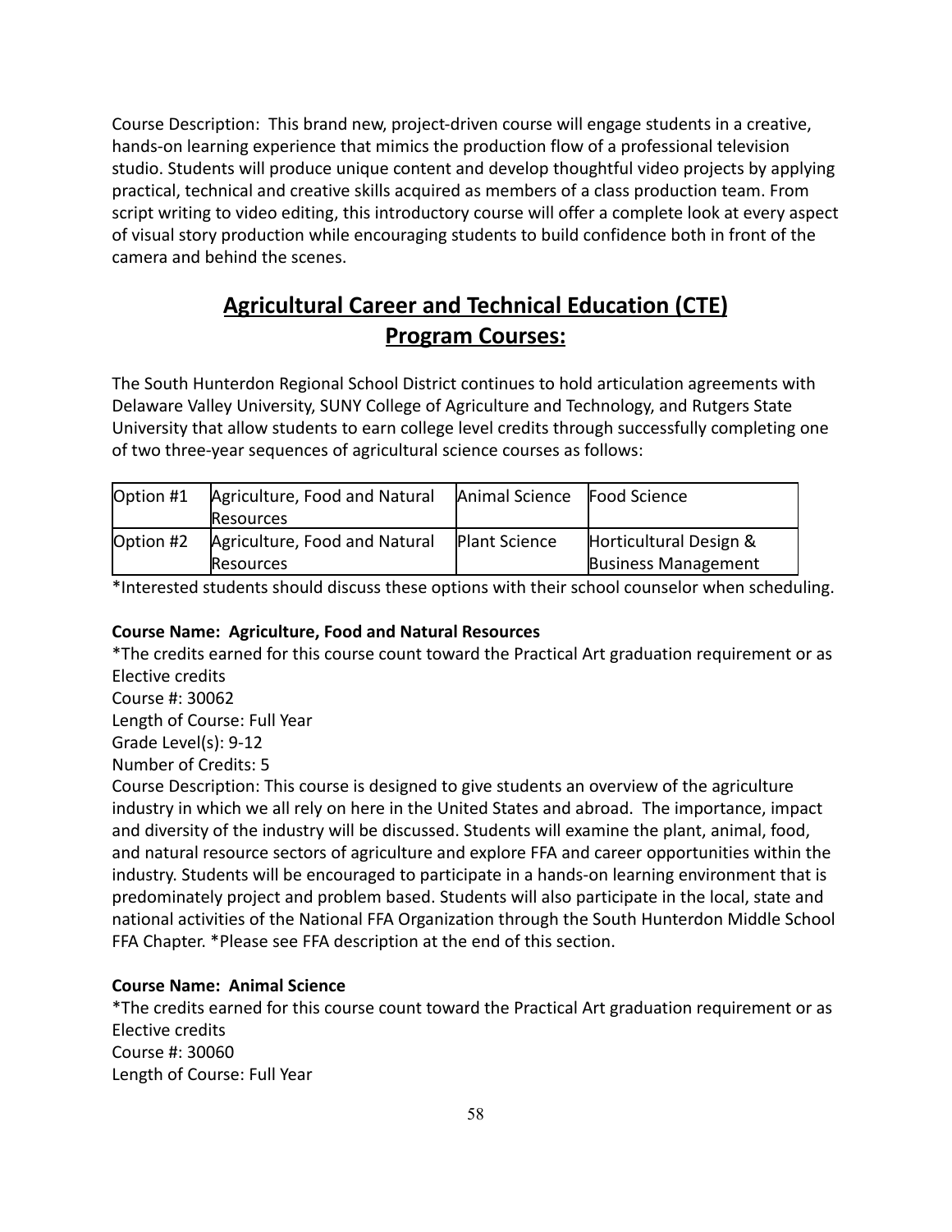Course Description: This brand new, project-driven course will engage students in a creative, hands-on learning experience that mimics the production flow of a professional television studio. Students will produce unique content and develop thoughtful video projects by applying practical, technical and creative skills acquired as members of a class production team. From script writing to video editing, this introductory course will offer a complete look at every aspect of visual story production while encouraging students to build confidence both in front of the camera and behind the scenes.

## Agricultural Career and Technical Education (CTE) Program Courses:

The South Hunterdon Regional School District continues to hold articulation agreements with Delaware Valley University, SUNY College of Agriculture and Technology, and Rutgers State University that allow students to earn college level credits through successfully completing one of two three-year sequences of agricultural science courses as follows:

| Option #1 | Agriculture, Food and Natural Resources | Animal Science | Food Science |
|---|---|---|---|
| Option #2 | Agriculture, Food and Natural Resources | Plant Science | Horticultural Design & Business Management |

*Interested students should discuss these options with their school counselor when scheduling.

**Course Name: Agriculture, Food and Natural Resources**

*The credits earned for this course count toward the Practical Art graduation requirement or as Elective credits

Course #: 30062

Length of Course: Full Year

Grade Level(s): 9-12

Number of Credits: 5

Course Description: This course is designed to give students an overview of the agriculture industry in which we all rely on here in the United States and abroad. The importance, impact and diversity of the industry will be discussed. Students will examine the plant, animal, food, and natural resource sectors of agriculture and explore FFA and career opportunities within the industry. Students will be encouraged to participate in a hands-on learning environment that is predominately project and problem based. Students will also participate in the local, state and national activities of the National FFA Organization through the South Hunterdon Middle School FFA Chapter. *Please see FFA description at the end of this section.

**Course Name: Animal Science**

*The credits earned for this course count toward the Practical Art graduation requirement or as Elective credits

Course #: 30060

Length of Course: Full Year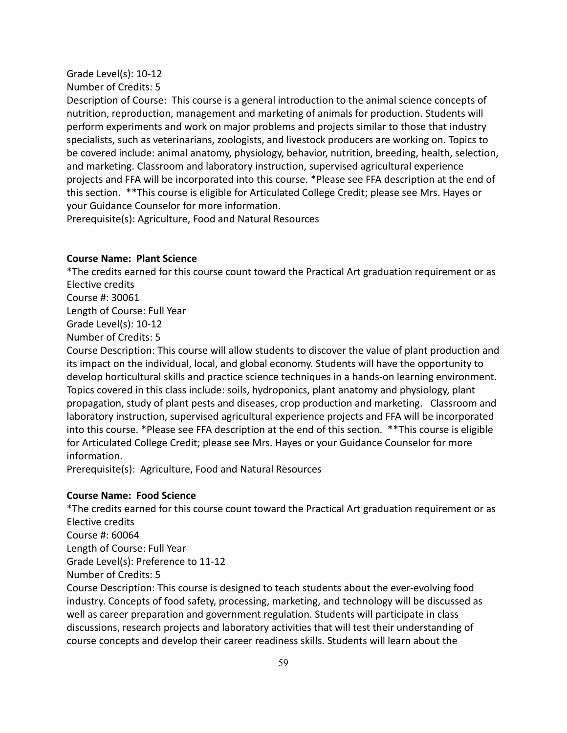Grade Level(s): 10-12

Number of Credits: 5

Description of Course: This course is a general introduction to the animal science concepts of nutrition, reproduction, management and marketing of animals for production. Students will perform experiments and work on major problems and projects similar to those that industry specialists, such as veterinarians, zoologists, and livestock producers are working on. Topics to be covered include: animal anatomy, physiology, behavior, nutrition, breeding, health, selection, and marketing. Classroom and laboratory instruction, supervised agricultural experience projects and FFA will be incorporated into this course. *Please see FFA description at the end of this section. **This course is eligible for Articulated College Credit; please see Mrs. Hayes or your Guidance Counselor for more information.

Prerequisite(s): Agriculture, Food and Natural Resources

**Course Name: Plant Science**

*The credits earned for this course count toward the Practical Art graduation requirement or as Elective credits

Course #: 30061

Length of Course: Full Year

Grade Level(s): 10-12

Number of Credits: 5

Course Description: This course will allow students to discover the value of plant production and its impact on the individual, local, and global economy. Students will have the opportunity to develop horticultural skills and practice science techniques in a hands-on learning environment. Topics covered in this class include: soils, hydroponics, plant anatomy and physiology, plant propagation, study of plant pests and diseases, crop production and marketing. Classroom and laboratory instruction, supervised agricultural experience projects and FFA will be incorporated into this course. *Please see FFA description at the end of this section. **This course is eligible for Articulated College Credit; please see Mrs. Hayes or your Guidance Counselor for more information.

Prerequisite(s): Agriculture, Food and Natural Resources

**Course Name: Food Science**

*The credits earned for this course count toward the Practical Art graduation requirement or as Elective credits

Course #: 60064

Length of Course: Full Year

Grade Level(s): Preference to 11-12

Number of Credits: 5

Course Description: This course is designed to teach students about the ever-evolving food industry. Concepts of food safety, processing, marketing, and technology will be discussed as well as career preparation and government regulation. Students will participate in class discussions, research projects and laboratory activities that will test their understanding of course concepts and develop their career readiness skills. Students will learn about the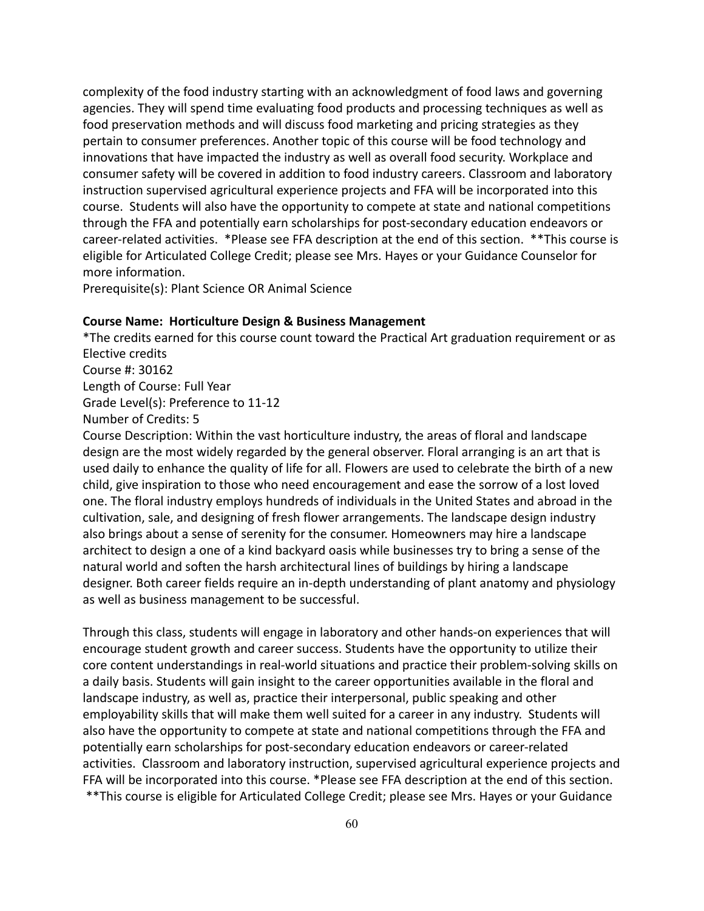complexity of the food industry starting with an acknowledgment of food laws and governing agencies. They will spend time evaluating food products and processing techniques as well as food preservation methods and will discuss food marketing and pricing strategies as they pertain to consumer preferences. Another topic of this course will be food technology and innovations that have impacted the industry as well as overall food security. Workplace and consumer safety will be covered in addition to food industry careers. Classroom and laboratory instruction supervised agricultural experience projects and FFA will be incorporated into this course. Students will also have the opportunity to compete at state and national competitions through the FFA and potentially earn scholarships for post-secondary education endeavors or career-related activities. *Please see FFA description at the end of this section. **This course is eligible for Articulated College Credit; please see Mrs. Hayes or your Guidance Counselor for more information.
Prerequisite(s): Plant Science OR Animal Science

**Course Name: Horticulture Design & Business Management**
*The credits earned for this course count toward the Practical Art graduation requirement or as Elective credits
Course #: 30162
Length of Course: Full Year
Grade Level(s): Preference to 11-12
Number of Credits: 5
Course Description: Within the vast horticulture industry, the areas of floral and landscape design are the most widely regarded by the general observer. Floral arranging is an art that is used daily to enhance the quality of life for all. Flowers are used to celebrate the birth of a new child, give inspiration to those who need encouragement and ease the sorrow of a lost loved one. The floral industry employs hundreds of individuals in the United States and abroad in the cultivation, sale, and designing of fresh flower arrangements. The landscape design industry also brings about a sense of serenity for the consumer. Homeowners may hire a landscape architect to design a one of a kind backyard oasis while businesses try to bring a sense of the natural world and soften the harsh architectural lines of buildings by hiring a landscape designer. Both career fields require an in-depth understanding of plant anatomy and physiology as well as business management to be successful.

Through this class, students will engage in laboratory and other hands-on experiences that will encourage student growth and career success. Students have the opportunity to utilize their core content understandings in real-world situations and practice their problem-solving skills on a daily basis. Students will gain insight to the career opportunities available in the floral and landscape industry, as well as, practice their interpersonal, public speaking and other employability skills that will make them well suited for a career in any industry. Students will also have the opportunity to compete at state and national competitions through the FFA and potentially earn scholarships for post-secondary education endeavors or career-related activities. Classroom and laboratory instruction, supervised agricultural experience projects and FFA will be incorporated into this course. *Please see FFA description at the end of this section. **This course is eligible for Articulated College Credit; please see Mrs. Hayes or your Guidance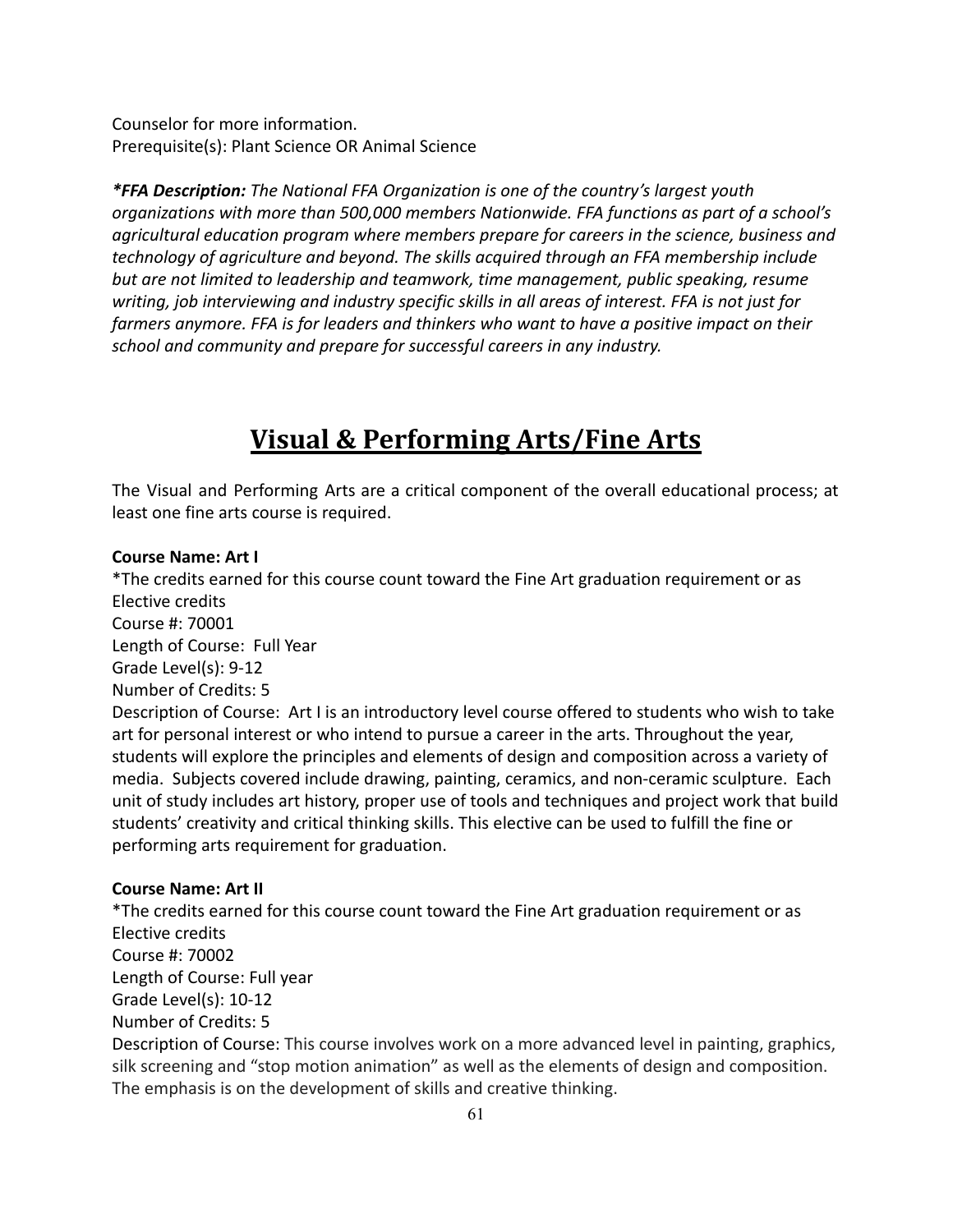Counselor for more information.
Prerequisite(s): Plant Science OR Animal Science

***FFA Description:** The National FFA Organization is one of the country's largest youth organizations with more than 500,000 members Nationwide. FFA functions as part of a school's agricultural education program where members prepare for careers in the science, business and technology of agriculture and beyond. The skills acquired through an FFA membership include but are not limited to leadership and teamwork, time management, public speaking, resume writing, job interviewing and industry specific skills in all areas of interest. FFA is not just for farmers anymore. FFA is for leaders and thinkers who want to have a positive impact on their school and community and prepare for successful careers in any industry.*

# Visual & Performing Arts/Fine Arts

The Visual and Performing Arts are a critical component of the overall educational process; at least one fine arts course is required.

**Course Name: Art I**
*The credits earned for this course count toward the Fine Art graduation requirement or as Elective credits
Course #: 70001
Length of Course: Full Year
Grade Level(s): 9-12
Number of Credits: 5
Description of Course: Art I is an introductory level course offered to students who wish to take art for personal interest or who intend to pursue a career in the arts. Throughout the year, students will explore the principles and elements of design and composition across a variety of media. Subjects covered include drawing, painting, ceramics, and non-ceramic sculpture. Each unit of study includes art history, proper use of tools and techniques and project work that build students' creativity and critical thinking skills. This elective can be used to fulfill the fine or performing arts requirement for graduation.

**Course Name: Art II**
*The credits earned for this course count toward the Fine Art graduation requirement or as Elective credits
Course #: 70002
Length of Course: Full year
Grade Level(s): 10-12
Number of Credits: 5
Description of Course: This course involves work on a more advanced level in painting, graphics, silk screening and "stop motion animation" as well as the elements of design and composition. The emphasis is on the development of skills and creative thinking.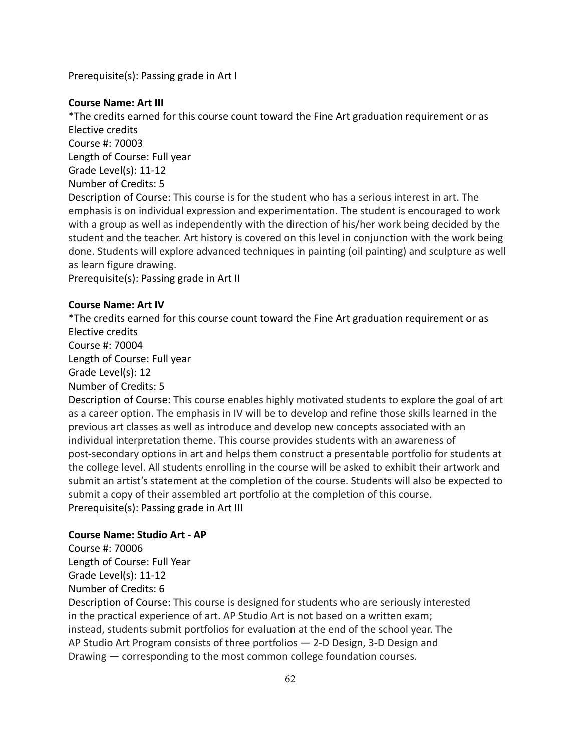Prerequisite(s): Passing grade in Art I

**Course Name: Art III**

*The credits earned for this course count toward the Fine Art graduation requirement or as Elective credits

Course #: 70003

Length of Course: Full year

Grade Level(s): 11-12

Number of Credits: 5

Description of Course: This course is for the student who has a serious interest in art. The emphasis is on individual expression and experimentation. The student is encouraged to work with a group as well as independently with the direction of his/her work being decided by the student and the teacher. Art history is covered on this level in conjunction with the work being done. Students will explore advanced techniques in painting (oil painting) and sculpture as well as learn figure drawing.

Prerequisite(s): Passing grade in Art II

**Course Name: Art IV**

*The credits earned for this course count toward the Fine Art graduation requirement or as Elective credits

Course #: 70004

Length of Course: Full year

Grade Level(s): 12

Number of Credits: 5

Description of Course: This course enables highly motivated students to explore the goal of art as a career option. The emphasis in IV will be to develop and refine those skills learned in the previous art classes as well as introduce and develop new concepts associated with an individual interpretation theme. This course provides students with an awareness of post-secondary options in art and helps them construct a presentable portfolio for students at the college level. All students enrolling in the course will be asked to exhibit their artwork and submit an artist's statement at the completion of the course. Students will also be expected to submit a copy of their assembled art portfolio at the completion of this course.

Prerequisite(s): Passing grade in Art III

**Course Name: Studio Art - AP**

Course #: 70006

Length of Course: Full Year

Grade Level(s): 11-12

Number of Credits: 6

Description of Course: This course is designed for students who are seriously interested in the practical experience of art. AP Studio Art is not based on a written exam; instead, students submit portfolios for evaluation at the end of the school year. The AP Studio Art Program consists of three portfolios — 2-D Design, 3-D Design and Drawing — corresponding to the most common college foundation courses.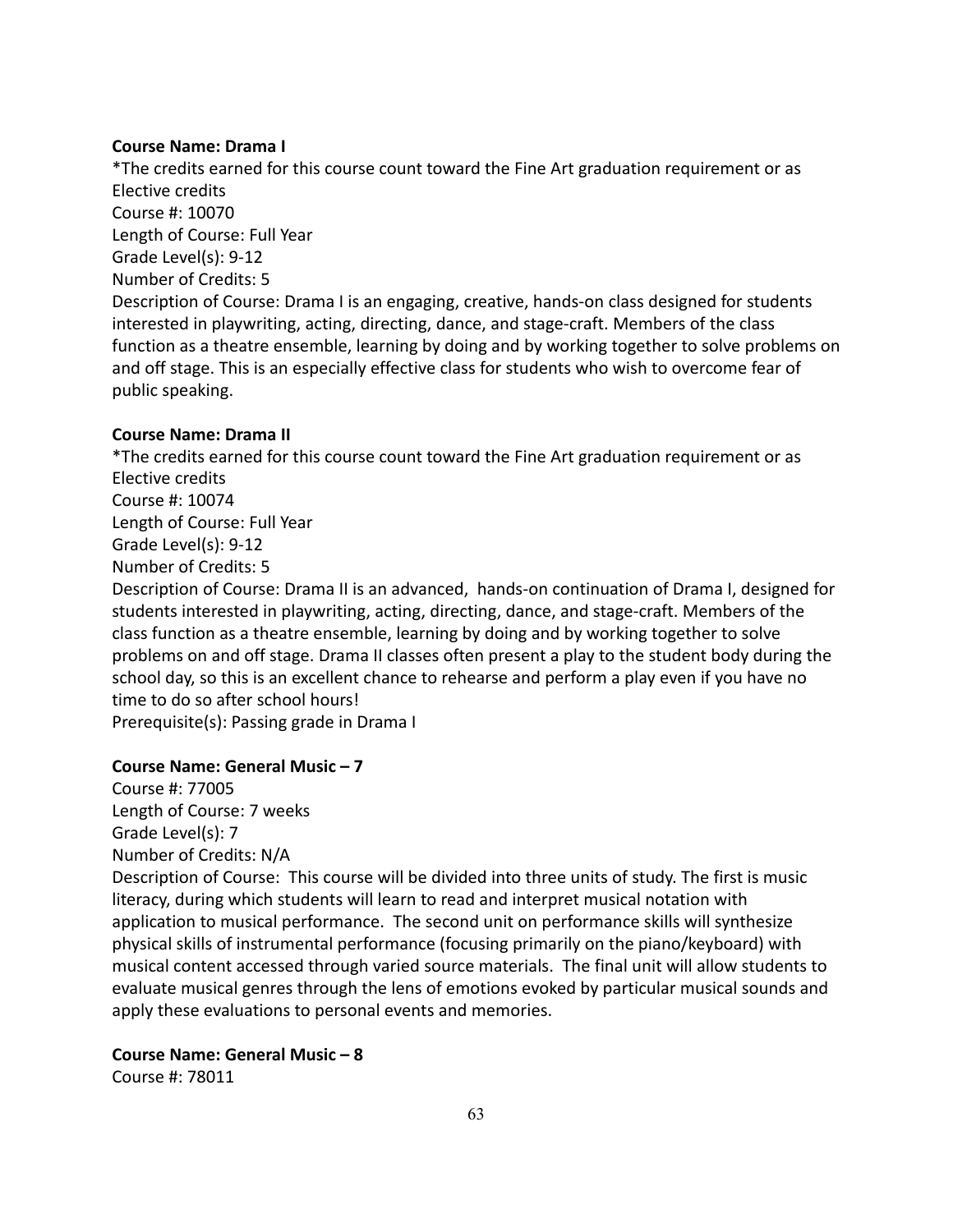**Course Name: Drama I**

*The credits earned for this course count toward the Fine Art graduation requirement or as Elective credits

Course #: 10070

Length of Course: Full Year

Grade Level(s): 9-12

Number of Credits: 5

Description of Course: Drama I is an engaging, creative, hands-on class designed for students interested in playwriting, acting, directing, dance, and stage-craft. Members of the class function as a theatre ensemble, learning by doing and by working together to solve problems on and off stage. This is an especially effective class for students who wish to overcome fear of public speaking.

**Course Name: Drama II**

*The credits earned for this course count toward the Fine Art graduation requirement or as Elective credits

Course #: 10074

Length of Course: Full Year

Grade Level(s): 9-12

Number of Credits: 5

Description of Course: Drama II is an advanced, hands-on continuation of Drama I, designed for students interested in playwriting, acting, directing, dance, and stage-craft. Members of the class function as a theatre ensemble, learning by doing and by working together to solve problems on and off stage. Drama II classes often present a play to the student body during the school day, so this is an excellent chance to rehearse and perform a play even if you have no time to do so after school hours!

Prerequisite(s): Passing grade in Drama I

**Course Name: General Music – 7**

Course #: 77005

Length of Course: 7 weeks

Grade Level(s): 7

Number of Credits: N/A

Description of Course: This course will be divided into three units of study. The first is music literacy, during which students will learn to read and interpret musical notation with application to musical performance. The second unit on performance skills will synthesize physical skills of instrumental performance (focusing primarily on the piano/keyboard) with musical content accessed through varied source materials. The final unit will allow students to evaluate musical genres through the lens of emotions evoked by particular musical sounds and apply these evaluations to personal events and memories.

**Course Name: General Music – 8**

Course #: 78011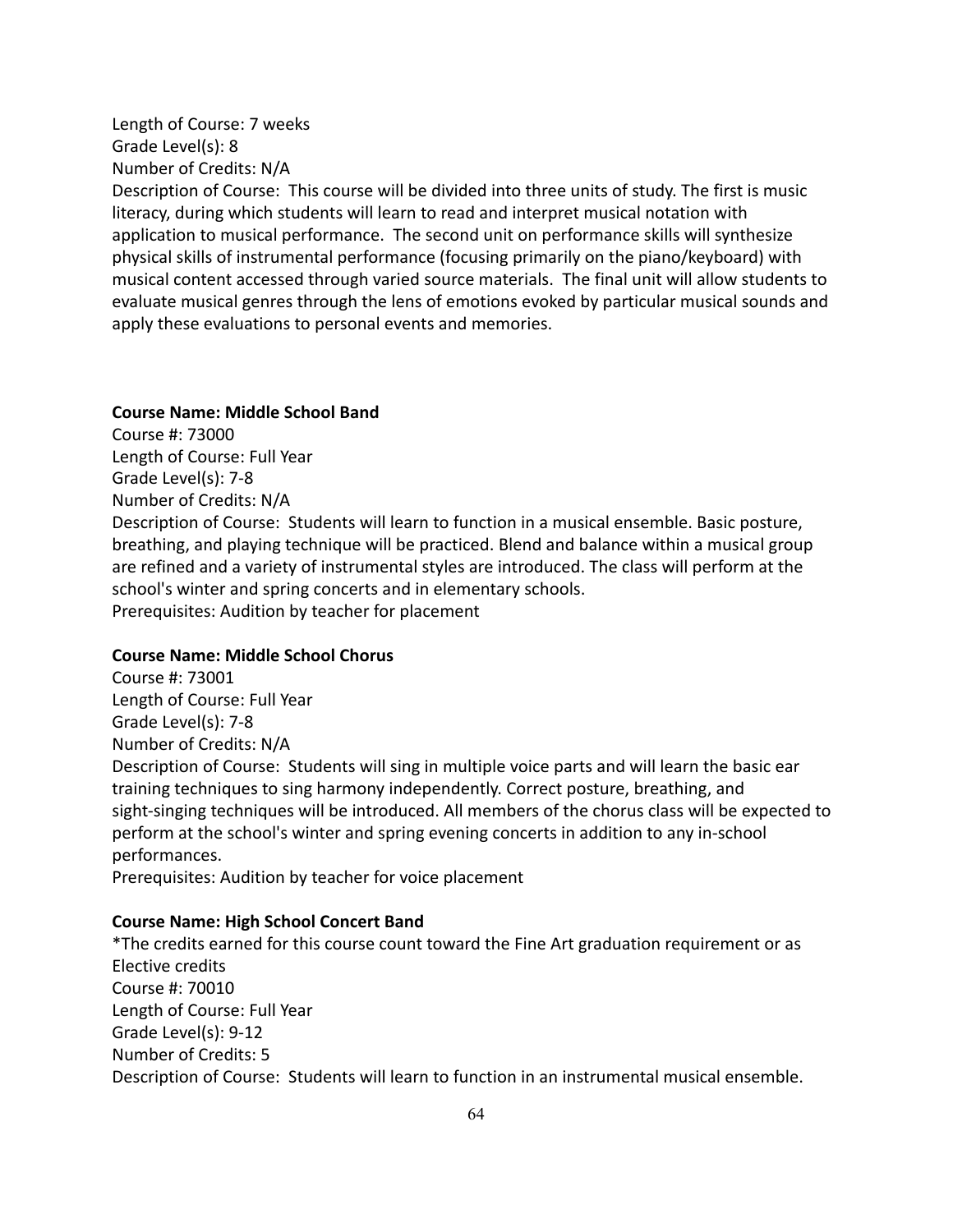Length of Course: 7 weeks
Grade Level(s): 8
Number of Credits: N/A
Description of Course: This course will be divided into three units of study. The first is music literacy, during which students will learn to read and interpret musical notation with application to musical performance. The second unit on performance skills will synthesize physical skills of instrumental performance (focusing primarily on the piano/keyboard) with musical content accessed through varied source materials. The final unit will allow students to evaluate musical genres through the lens of emotions evoked by particular musical sounds and apply these evaluations to personal events and memories.

**Course Name: Middle School Band**
Course #: 73000
Length of Course: Full Year
Grade Level(s): 7-8
Number of Credits: N/A
Description of Course: Students will learn to function in a musical ensemble. Basic posture, breathing, and playing technique will be practiced. Blend and balance within a musical group are refined and a variety of instrumental styles are introduced. The class will perform at the school's winter and spring concerts and in elementary schools.
Prerequisites: Audition by teacher for placement

**Course Name: Middle School Chorus**
Course #: 73001
Length of Course: Full Year
Grade Level(s): 7-8
Number of Credits: N/A
Description of Course: Students will sing in multiple voice parts and will learn the basic ear training techniques to sing harmony independently. Correct posture, breathing, and sight-singing techniques will be introduced. All members of the chorus class will be expected to perform at the school's winter and spring evening concerts in addition to any in-school performances.
Prerequisites: Audition by teacher for voice placement

**Course Name: High School Concert Band**
*The credits earned for this course count toward the Fine Art graduation requirement or as Elective credits
Course #: 70010
Length of Course: Full Year
Grade Level(s): 9-12
Number of Credits: 5
Description of Course: Students will learn to function in an instrumental musical ensemble.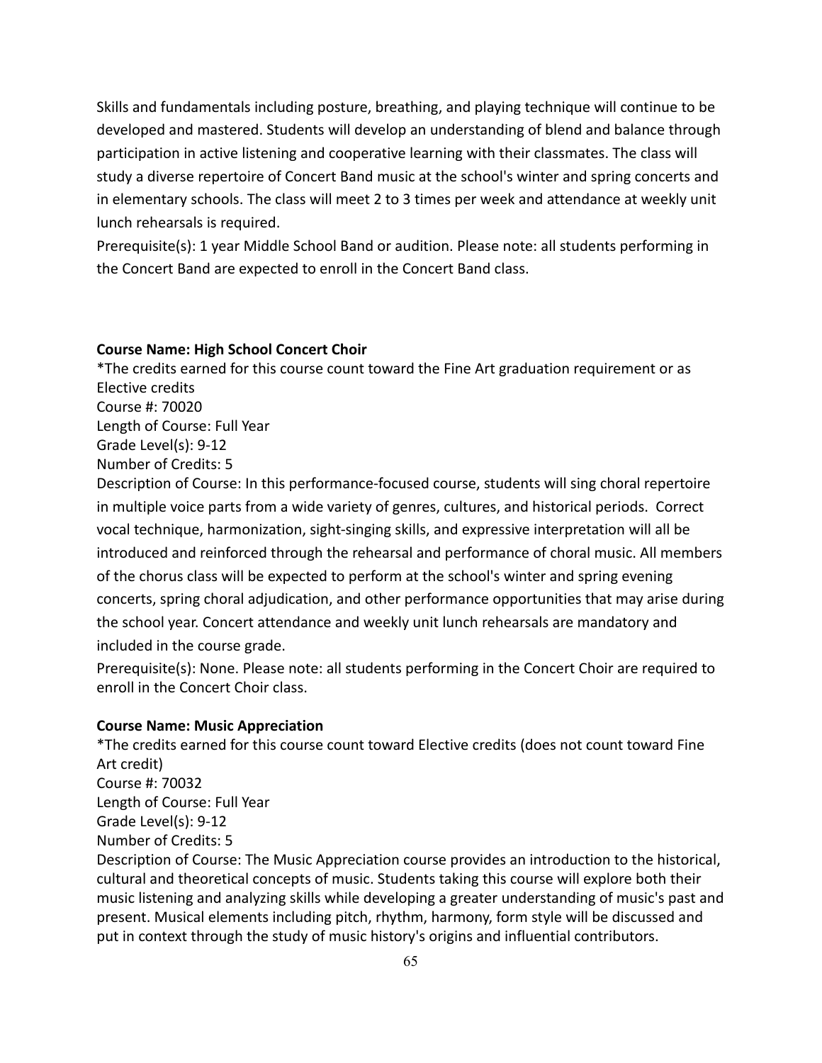Skills and fundamentals including posture, breathing, and playing technique will continue to be developed and mastered. Students will develop an understanding of blend and balance through participation in active listening and cooperative learning with their classmates. The class will study a diverse repertoire of Concert Band music at the school's winter and spring concerts and in elementary schools. The class will meet 2 to 3 times per week and attendance at weekly unit lunch rehearsals is required.

Prerequisite(s): 1 year Middle School Band or audition. Please note: all students performing in the Concert Band are expected to enroll in the Concert Band class.

**Course Name: High School Concert Choir**

*The credits earned for this course count toward the Fine Art graduation requirement or as Elective credits

Course #: 70020

Length of Course: Full Year

Grade Level(s): 9-12

Number of Credits: 5

Description of Course: In this performance-focused course, students will sing choral repertoire in multiple voice parts from a wide variety of genres, cultures, and historical periods. Correct vocal technique, harmonization, sight-singing skills, and expressive interpretation will all be introduced and reinforced through the rehearsal and performance of choral music. All members of the chorus class will be expected to perform at the school's winter and spring evening concerts, spring choral adjudication, and other performance opportunities that may arise during the school year. Concert attendance and weekly unit lunch rehearsals are mandatory and included in the course grade.

Prerequisite(s): None. Please note: all students performing in the Concert Choir are required to enroll in the Concert Choir class.

**Course Name: Music Appreciation**

*The credits earned for this course count toward Elective credits (does not count toward Fine Art credit)

Course #: 70032

Length of Course: Full Year

Grade Level(s): 9-12

Number of Credits: 5

Description of Course: The Music Appreciation course provides an introduction to the historical, cultural and theoretical concepts of music. Students taking this course will explore both their music listening and analyzing skills while developing a greater understanding of music's past and present. Musical elements including pitch, rhythm, harmony, form style will be discussed and put in context through the study of music history's origins and influential contributors.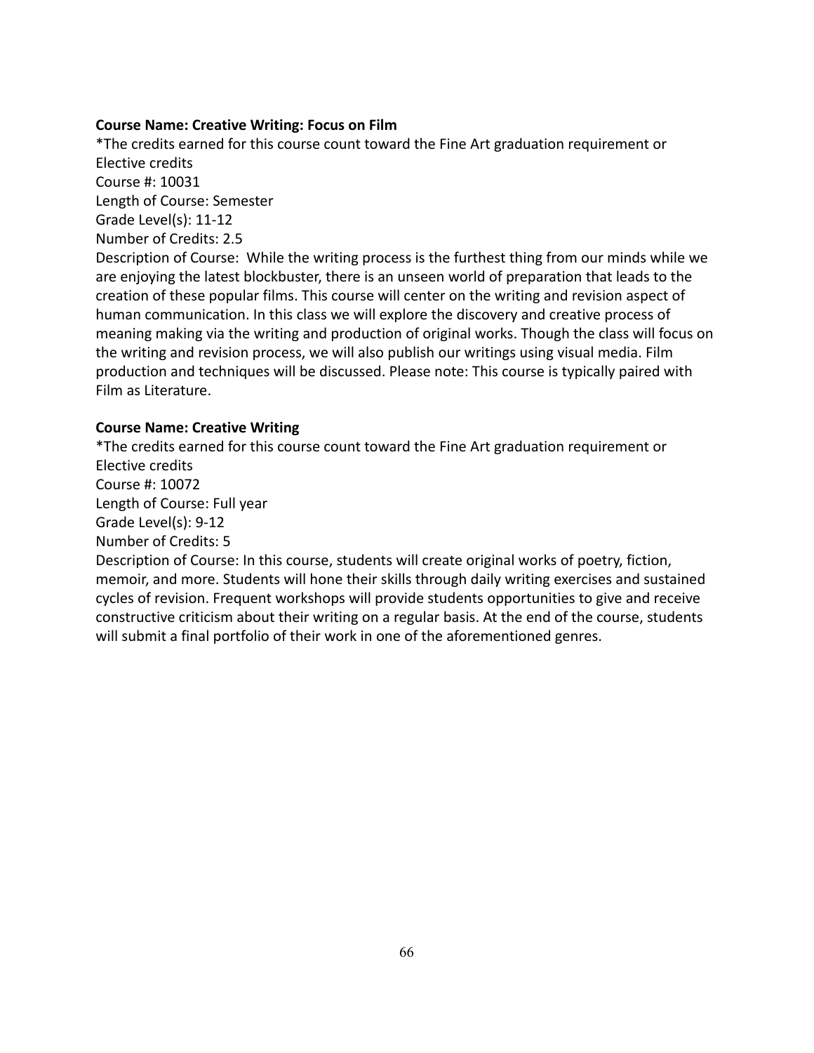**Course Name: Creative Writing: Focus on Film**

*The credits earned for this course count toward the Fine Art graduation requirement or Elective credits

Course #: 10031

Length of Course: Semester

Grade Level(s): 11-12

Number of Credits: 2.5

Description of Course: While the writing process is the furthest thing from our minds while we are enjoying the latest blockbuster, there is an unseen world of preparation that leads to the creation of these popular films. This course will center on the writing and revision aspect of human communication. In this class we will explore the discovery and creative process of meaning making via the writing and production of original works. Though the class will focus on the writing and revision process, we will also publish our writings using visual media. Film production and techniques will be discussed. Please note: This course is typically paired with Film as Literature.

**Course Name: Creative Writing**

*The credits earned for this course count toward the Fine Art graduation requirement or Elective credits

Course #: 10072

Length of Course: Full year

Grade Level(s): 9-12

Number of Credits: 5

Description of Course: In this course, students will create original works of poetry, fiction, memoir, and more. Students will hone their skills through daily writing exercises and sustained cycles of revision. Frequent workshops will provide students opportunities to give and receive constructive criticism about their writing on a regular basis. At the end of the course, students will submit a final portfolio of their work in one of the aforementioned genres.